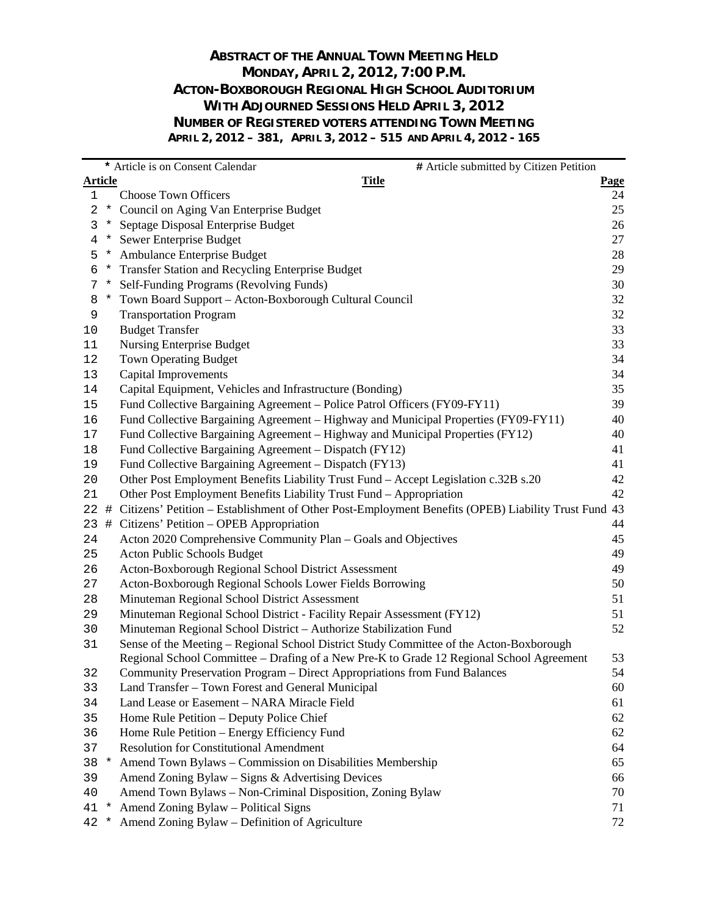# ABSTRACT OF THE ANNUAL TOWN MEETING HELD
## MONDAY, APRIL 2, 2012, 7:00 P.M.
## ACTON-BOXBOROUGH REGIONAL HIGH SCHOOL AUDITORIUM
## WITH ADJOURNED SESSIONS HELD APRIL 3, 2012
## NUMBER OF REGISTERED VOTERS ATTENDING TOWN MEETING
### APRIL 2, 2012 – 381, APRIL 3, 2012 – 515 AND APRIL 4, 2012 - 165

\* Article is on Consent Calendar | # Article submitted by Citizen Petition

| Article | | Title | Page |
|---|---|---|---|
| 1 | | Choose Town Officers | 24 |
| 2 | * | Council on Aging Van Enterprise Budget | 25 |
| 3 | * | Septage Disposal Enterprise Budget | 26 |
| 4 | * | Sewer Enterprise Budget | 27 |
| 5 | * | Ambulance Enterprise Budget | 28 |
| 6 | * | Transfer Station and Recycling Enterprise Budget | 29 |
| 7 | * | Self-Funding Programs (Revolving Funds) | 30 |
| 8 | * | Town Board Support – Acton-Boxborough Cultural Council | 32 |
| 9 | | Transportation Program | 32 |
| 10 | | Budget Transfer | 33 |
| 11 | | Nursing Enterprise Budget | 33 |
| 12 | | Town Operating Budget | 34 |
| 13 | | Capital Improvements | 34 |
| 14 | | Capital Equipment, Vehicles and Infrastructure (Bonding) | 35 |
| 15 | | Fund Collective Bargaining Agreement – Police Patrol Officers (FY09-FY11) | 39 |
| 16 | | Fund Collective Bargaining Agreement – Highway and Municipal Properties (FY09-FY11) | 40 |
| 17 | | Fund Collective Bargaining Agreement – Highway and Municipal Properties (FY12) | 40 |
| 18 | | Fund Collective Bargaining Agreement – Dispatch (FY12) | 41 |
| 19 | | Fund Collective Bargaining Agreement – Dispatch (FY13) | 41 |
| 20 | | Other Post Employment Benefits Liability Trust Fund – Accept Legislation c.32B s.20 | 42 |
| 21 | | Other Post Employment Benefits Liability Trust Fund – Appropriation | 42 |
| 22 | # | Citizens' Petition – Establishment of Other Post-Employment Benefits (OPEB) Liability Trust Fund | 43 |
| 23 | # | Citizens' Petition – OPEB Appropriation | 44 |
| 24 | | Acton 2020 Comprehensive Community Plan – Goals and Objectives | 45 |
| 25 | | Acton Public Schools Budget | 49 |
| 26 | | Acton-Boxborough Regional School District Assessment | 49 |
| 27 | | Acton-Boxborough Regional Schools Lower Fields Borrowing | 50 |
| 28 | | Minuteman Regional School District Assessment | 51 |
| 29 | | Minuteman Regional School District - Facility Repair Assessment (FY12) | 51 |
| 30 | | Minuteman Regional School District – Authorize Stabilization Fund | 52 |
| 31 | | Sense of the Meeting – Regional School District Study Committee of the Acton-Boxborough Regional School Committee – Drafing of a New Pre-K to Grade 12 Regional School Agreement | 53 |
| 32 | | Community Preservation Program – Direct Appropriations from Fund Balances | 54 |
| 33 | | Land Transfer – Town Forest and General Municipal | 60 |
| 34 | | Land Lease or Easement – NARA Miracle Field | 61 |
| 35 | | Home Rule Petition – Deputy Police Chief | 62 |
| 36 | | Home Rule Petition – Energy Efficiency Fund | 62 |
| 37 | | Resolution for Constitutional Amendment | 64 |
| 38 | * | Amend Town Bylaws – Commission on Disabilities Membership | 65 |
| 39 | | Amend Zoning Bylaw – Signs & Advertising Devices | 66 |
| 40 | | Amend Town Bylaws – Non-Criminal Disposition, Zoning Bylaw | 70 |
| 41 | * | Amend Zoning Bylaw – Political Signs | 71 |
| 42 | * | Amend Zoning Bylaw – Definition of Agriculture | 72 |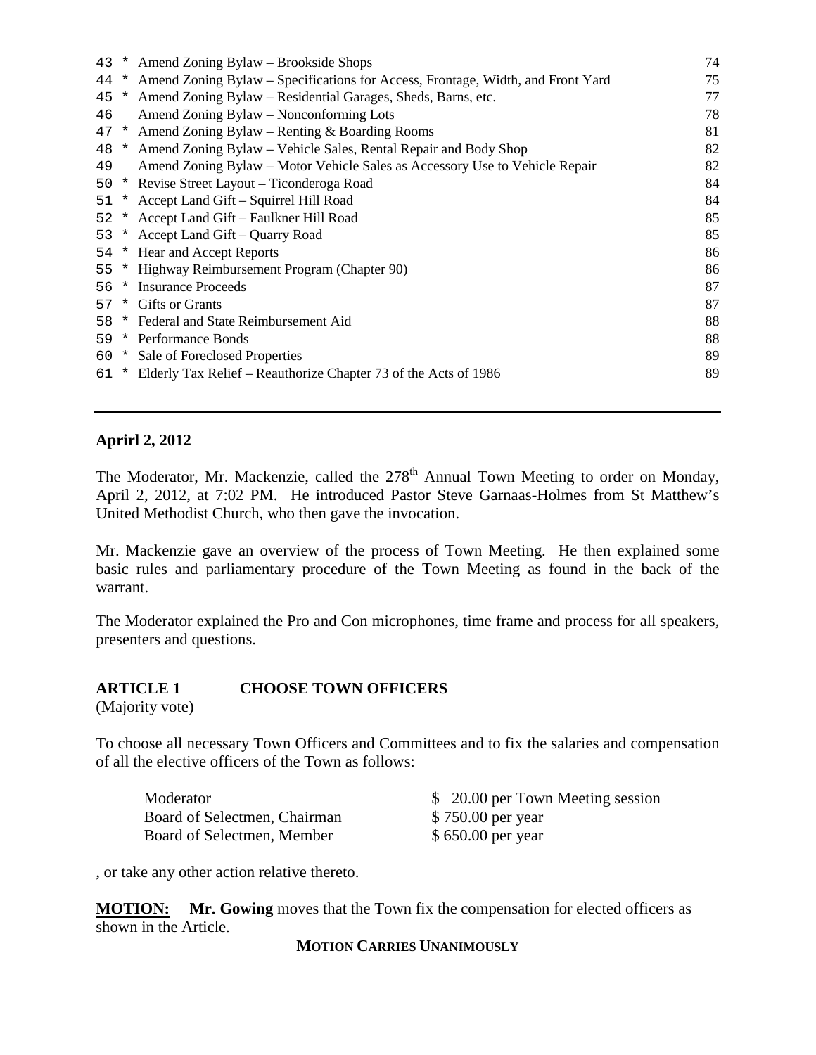| | | | |
|---|---|---|---|
| 43 | * | Amend Zoning Bylaw – Brookside Shops | 74 |
| 44 | * | Amend Zoning Bylaw – Specifications for Access, Frontage, Width, and Front Yard | 75 |
| 45 | * | Amend Zoning Bylaw – Residential Garages, Sheds, Barns, etc. | 77 |
| 46 | | Amend Zoning Bylaw – Nonconforming Lots | 78 |
| 47 | * | Amend Zoning Bylaw – Renting & Boarding Rooms | 81 |
| 48 | * | Amend Zoning Bylaw – Vehicle Sales, Rental Repair and Body Shop | 82 |
| 49 | | Amend Zoning Bylaw – Motor Vehicle Sales as Accessory Use to Vehicle Repair | 82 |
| 50 | * | Revise Street Layout – Ticonderoga Road | 84 |
| 51 | * | Accept Land Gift – Squirrel Hill Road | 84 |
| 52 | * | Accept Land Gift – Faulkner Hill Road | 85 |
| 53 | * | Accept Land Gift – Quarry Road | 85 |
| 54 | * | Hear and Accept Reports | 86 |
| 55 | * | Highway Reimbursement Program (Chapter 90) | 86 |
| 56 | * | Insurance Proceeds | 87 |
| 57 | * | Gifts or Grants | 87 |
| 58 | * | Federal and State Reimbursement Aid | 88 |
| 59 | * | Performance Bonds | 88 |
| 60 | * | Sale of Foreclosed Properties | 89 |
| 61 | * | Elderly Tax Relief – Reauthorize Chapter 73 of the Acts of 1986 | 89 |

---

**Aprirl 2, 2012**

The Moderator, Mr. Mackenzie, called the 278th Annual Town Meeting to order on Monday, April 2, 2012, at 7:02 PM. He introduced Pastor Steve Garnaas-Holmes from St Matthew's United Methodist Church, who then gave the invocation.

Mr. Mackenzie gave an overview of the process of Town Meeting. He then explained some basic rules and parliamentary procedure of the Town Meeting as found in the back of the warrant.

The Moderator explained the Pro and Con microphones, time frame and process for all speakers, presenters and questions.

## ARTICLE 1 CHOOSE TOWN OFFICERS

(Majority vote)

To choose all necessary Town Officers and Committees and to fix the salaries and compensation of all the elective officers of the Town as follows:

| | |
|---|---|
| Moderator | $ 20.00 per Town Meeting session |
| Board of Selectmen, Chairman | $ 750.00 per year |
| Board of Selectmen, Member | $ 650.00 per year |

, or take any other action relative thereto.

**MOTION:** **Mr. Gowing** moves that the Town fix the compensation for elected officers as shown in the Article.

**MOTION CARRIES UNANIMOUSLY**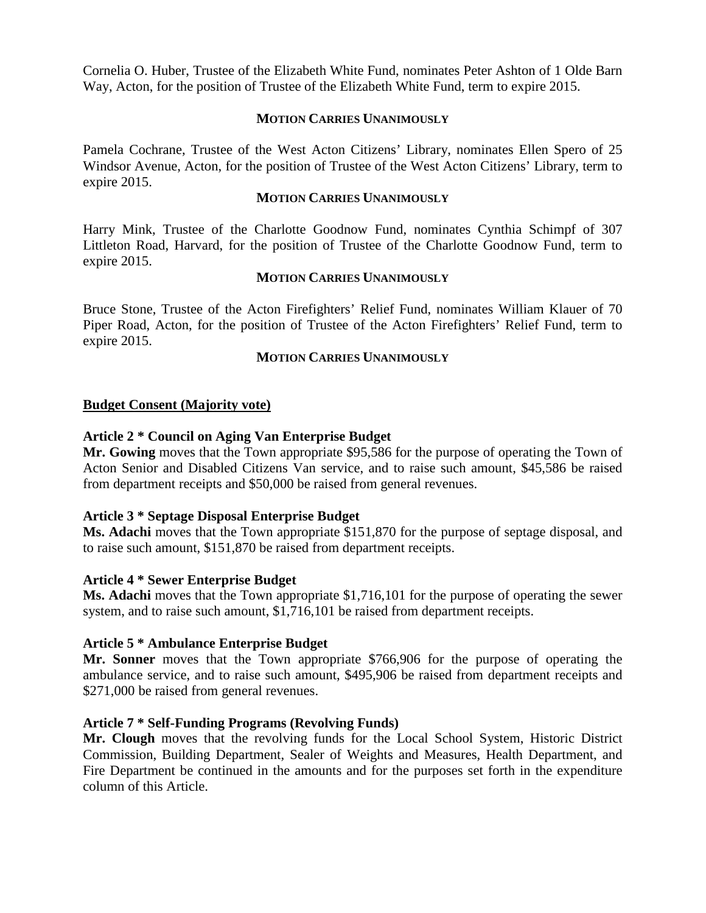Cornelia O. Huber, Trustee of the Elizabeth White Fund, nominates Peter Ashton of 1 Olde Barn Way, Acton, for the position of Trustee of the Elizabeth White Fund, term to expire 2015.

**MOTION CARRIES UNANIMOUSLY**

Pamela Cochrane, Trustee of the West Acton Citizens' Library, nominates Ellen Spero of 25 Windsor Avenue, Acton, for the position of Trustee of the West Acton Citizens' Library, term to expire 2015.

**MOTION CARRIES UNANIMOUSLY**

Harry Mink, Trustee of the Charlotte Goodnow Fund, nominates Cynthia Schimpf of 307 Littleton Road, Harvard, for the position of Trustee of the Charlotte Goodnow Fund, term to expire 2015.

**MOTION CARRIES UNANIMOUSLY**

Bruce Stone, Trustee of the Acton Firefighters' Relief Fund, nominates William Klauer of 70 Piper Road, Acton, for the position of Trustee of the Acton Firefighters' Relief Fund, term to expire 2015.

**MOTION CARRIES UNANIMOUSLY**

**Budget Consent (Majority vote)**

**Article 2 * Council on Aging Van Enterprise Budget**
**Mr. Gowing** moves that the Town appropriate $95,586 for the purpose of operating the Town of Acton Senior and Disabled Citizens Van service, and to raise such amount, $45,586 be raised from department receipts and $50,000 be raised from general revenues.

**Article 3 * Septage Disposal Enterprise Budget**
**Ms. Adachi** moves that the Town appropriate $151,870 for the purpose of septage disposal, and to raise such amount, $151,870 be raised from department receipts.

**Article 4 * Sewer Enterprise Budget**
**Ms. Adachi** moves that the Town appropriate $1,716,101 for the purpose of operating the sewer system, and to raise such amount, $1,716,101 be raised from department receipts.

**Article 5 * Ambulance Enterprise Budget**
**Mr. Sonner** moves that the Town appropriate $766,906 for the purpose of operating the ambulance service, and to raise such amount, $495,906 be raised from department receipts and $271,000 be raised from general revenues.

**Article 7 * Self-Funding Programs (Revolving Funds)**
**Mr. Clough** moves that the revolving funds for the Local School System, Historic District Commission, Building Department, Sealer of Weights and Measures, Health Department, and Fire Department be continued in the amounts and for the purposes set forth in the expenditure column of this Article.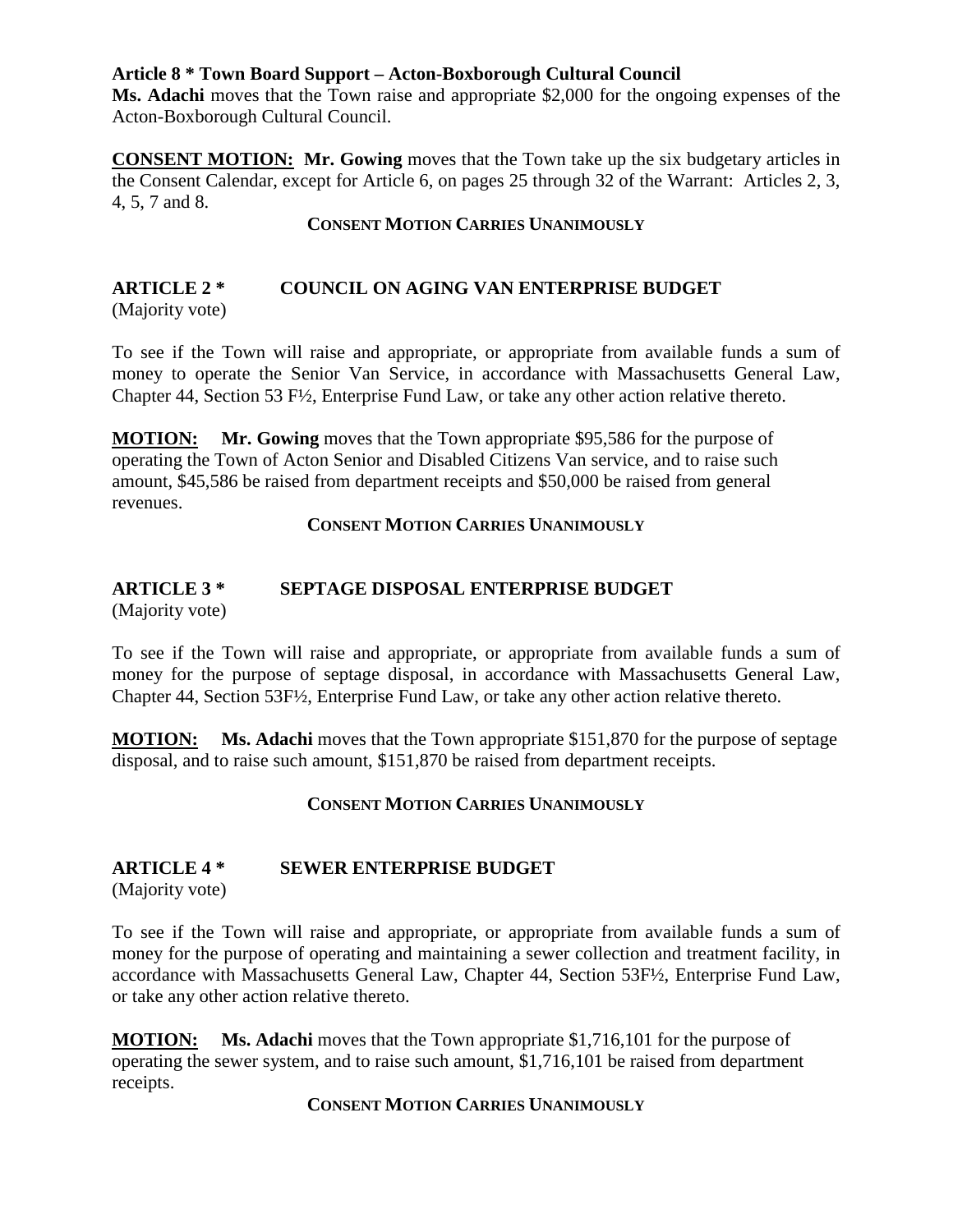**Article 8 * Town Board Support – Acton-Boxborough Cultural Council**
**Ms. Adachi** moves that the Town raise and appropriate $2,000 for the ongoing expenses of the Acton-Boxborough Cultural Council.

**CONSENT MOTION:** **Mr. Gowing** moves that the Town take up the six budgetary articles in the Consent Calendar, except for Article 6, on pages 25 through 32 of the Warrant: Articles 2, 3, 4, 5, 7 and 8.

**CONSENT MOTION CARRIES UNANIMOUSLY**

## ARTICLE 2 * COUNCIL ON AGING VAN ENTERPRISE BUDGET
(Majority vote)

To see if the Town will raise and appropriate, or appropriate from available funds a sum of money to operate the Senior Van Service, in accordance with Massachusetts General Law, Chapter 44, Section 53 F½, Enterprise Fund Law, or take any other action relative thereto.

**MOTION:** **Mr. Gowing** moves that the Town appropriate $95,586 for the purpose of operating the Town of Acton Senior and Disabled Citizens Van service, and to raise such amount, $45,586 be raised from department receipts and $50,000 be raised from general revenues.

**CONSENT MOTION CARRIES UNANIMOUSLY**

## ARTICLE 3 * SEPTAGE DISPOSAL ENTERPRISE BUDGET
(Majority vote)

To see if the Town will raise and appropriate, or appropriate from available funds a sum of money for the purpose of septage disposal, in accordance with Massachusetts General Law, Chapter 44, Section 53F½, Enterprise Fund Law, or take any other action relative thereto.

**MOTION:** **Ms. Adachi** moves that the Town appropriate $151,870 for the purpose of septage disposal, and to raise such amount, $151,870 be raised from department receipts.

**CONSENT MOTION CARRIES UNANIMOUSLY**

## ARTICLE 4 * SEWER ENTERPRISE BUDGET
(Majority vote)

To see if the Town will raise and appropriate, or appropriate from available funds a sum of money for the purpose of operating and maintaining a sewer collection and treatment facility, in accordance with Massachusetts General Law, Chapter 44, Section 53F½, Enterprise Fund Law, or take any other action relative thereto.

**MOTION:** **Ms. Adachi** moves that the Town appropriate $1,716,101 for the purpose of operating the sewer system, and to raise such amount, $1,716,101 be raised from department receipts.

**CONSENT MOTION CARRIES UNANIMOUSLY**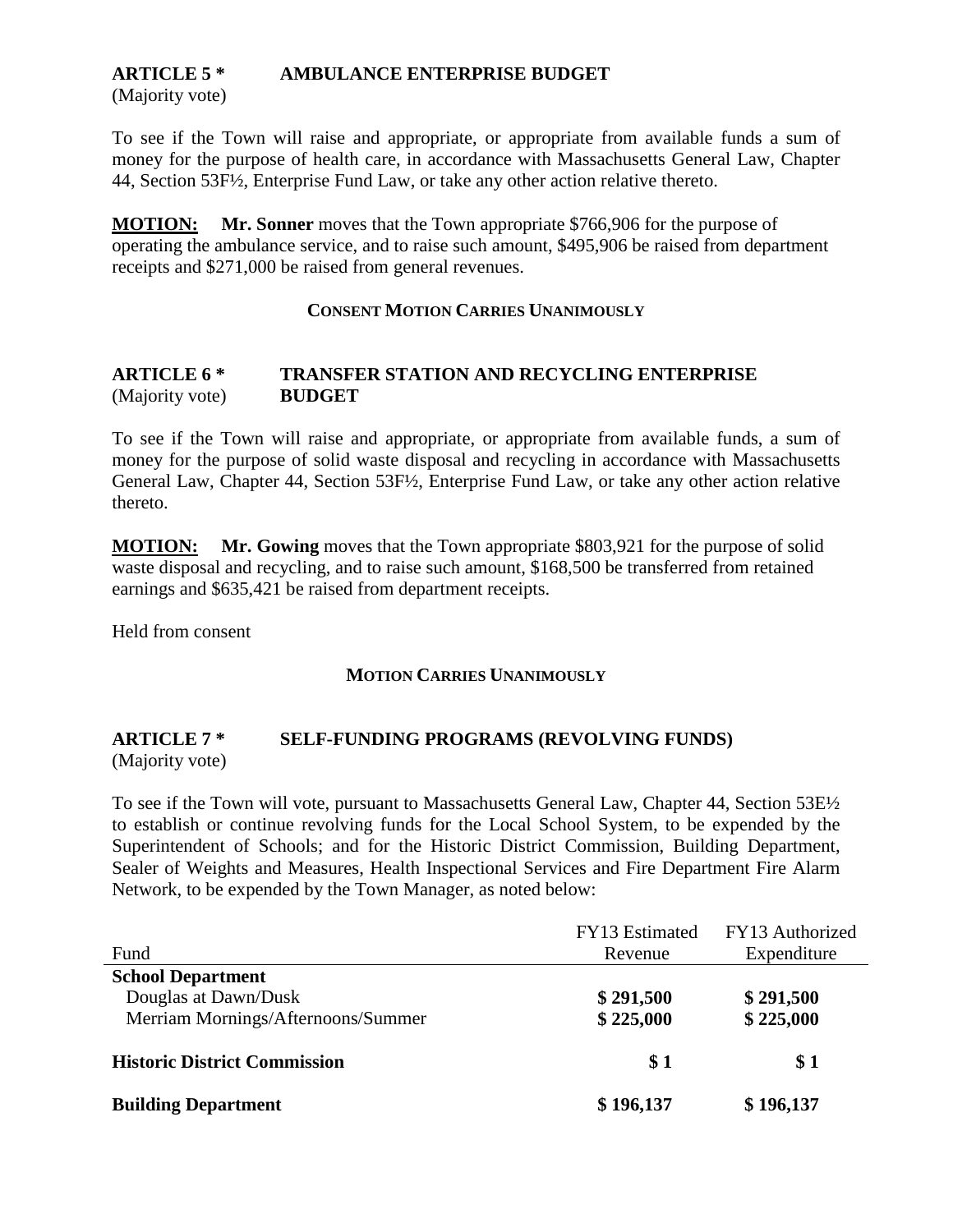## ARTICLE 5 * AMBULANCE ENTERPRISE BUDGET

(Majority vote)

To see if the Town will raise and appropriate, or appropriate from available funds a sum of money for the purpose of health care, in accordance with Massachusetts General Law, Chapter 44, Section 53F½, Enterprise Fund Law, or take any other action relative thereto.

**MOTION:** **Mr. Sonner** moves that the Town appropriate $766,906 for the purpose of operating the ambulance service, and to raise such amount, $495,906 be raised from department receipts and $271,000 be raised from general revenues.

**CONSENT MOTION CARRIES UNANIMOUSLY**

## ARTICLE 6 * TRANSFER STATION AND RECYCLING ENTERPRISE BUDGET

(Majority vote)

To see if the Town will raise and appropriate, or appropriate from available funds, a sum of money for the purpose of solid waste disposal and recycling in accordance with Massachusetts General Law, Chapter 44, Section 53F½, Enterprise Fund Law, or take any other action relative thereto.

**MOTION:** **Mr. Gowing** moves that the Town appropriate $803,921 for the purpose of solid waste disposal and recycling, and to raise such amount, $168,500 be transferred from retained earnings and $635,421 be raised from department receipts.

Held from consent

**MOTION CARRIES UNANIMOUSLY**

## ARTICLE 7 * SELF-FUNDING PROGRAMS (REVOLVING FUNDS)

(Majority vote)

To see if the Town will vote, pursuant to Massachusetts General Law, Chapter 44, Section 53E½ to establish or continue revolving funds for the Local School System, to be expended by the Superintendent of Schools; and for the Historic District Commission, Building Department, Sealer of Weights and Measures, Health Inspectional Services and Fire Department Fire Alarm Network, to be expended by the Town Manager, as noted below:

| Fund | FY13 Estimated Revenue | FY13 Authorized Expenditure |
|---|---|---|
| **School Department** | | |
| Douglas at Dawn/Dusk | **$ 291,500** | **$ 291,500** |
| Merriam Mornings/Afternoons/Summer | **$ 225,000** | **$ 225,000** |
| **Historic District Commission** | **$ 1** | **$ 1** |
| **Building Department** | **$ 196,137** | **$ 196,137** |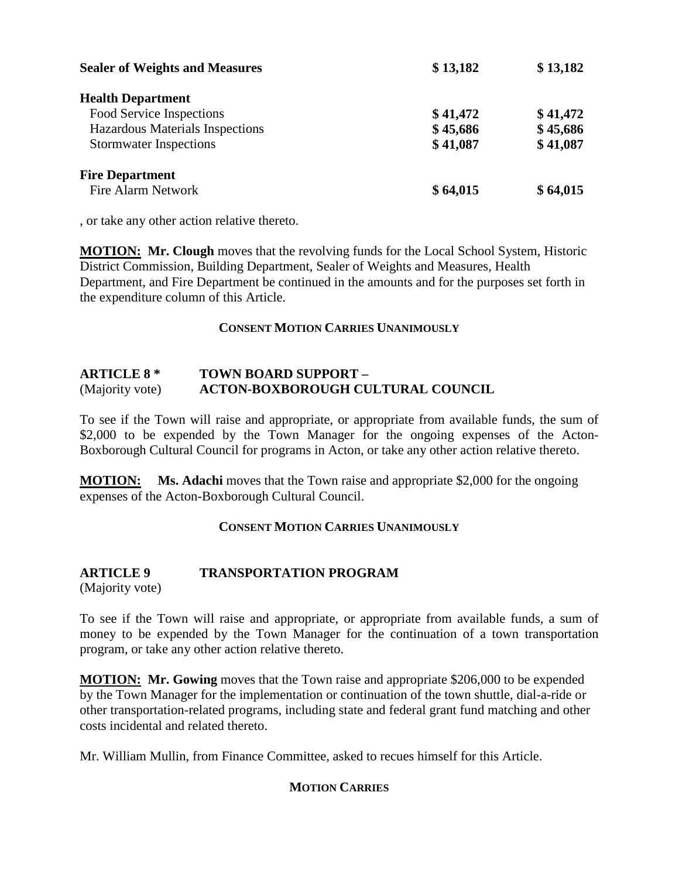| | | |
|---|---|---|
| **Sealer of Weights and Measures** | **$ 13,182** | **$ 13,182** |
| **Health Department** | | |
| Food Service Inspections | **$ 41,472** | **$ 41,472** |
| Hazardous Materials Inspections | **$ 45,686** | **$ 45,686** |
| Stormwater Inspections | **$ 41,087** | **$ 41,087** |
| **Fire Department** | | |
| Fire Alarm Network | **$ 64,015** | **$ 64,015** |

, or take any other action relative thereto.

**MOTION:** **Mr. Clough** moves that the revolving funds for the Local School System, Historic District Commission, Building Department, Sealer of Weights and Measures, Health Department, and Fire Department be continued in the amounts and for the purposes set forth in the expenditure column of this Article.

**CONSENT MOTION CARRIES UNANIMOUSLY**

## ARTICLE 8 * TOWN BOARD SUPPORT – ACTON-BOXBOROUGH CULTURAL COUNCIL
(Majority vote)

To see if the Town will raise and appropriate, or appropriate from available funds, the sum of $2,000 to be expended by the Town Manager for the ongoing expenses of the Acton-Boxborough Cultural Council for programs in Acton, or take any other action relative thereto.

**MOTION:** **Ms. Adachi** moves that the Town raise and appropriate $2,000 for the ongoing expenses of the Acton-Boxborough Cultural Council.

**CONSENT MOTION CARRIES UNANIMOUSLY**

## ARTICLE 9 TRANSPORTATION PROGRAM
(Majority vote)

To see if the Town will raise and appropriate, or appropriate from available funds, a sum of money to be expended by the Town Manager for the continuation of a town transportation program, or take any other action relative thereto.

**MOTION:** **Mr. Gowing** moves that the Town raise and appropriate $206,000 to be expended by the Town Manager for the implementation or continuation of the town shuttle, dial-a-ride or other transportation-related programs, including state and federal grant fund matching and other costs incidental and related thereto.

Mr. William Mullin, from Finance Committee, asked to recues himself for this Article.

**MOTION CARRIES**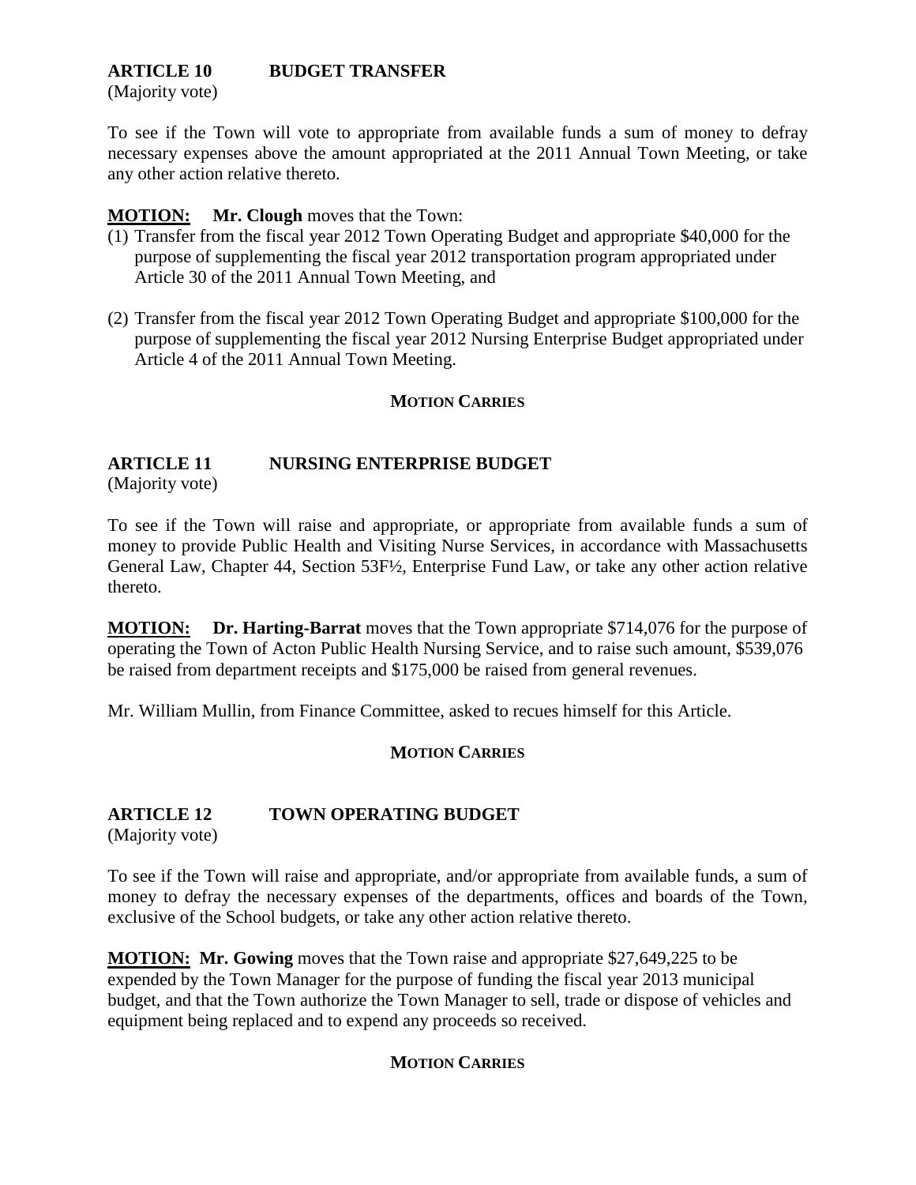## ARTICLE 10 BUDGET TRANSFER

(Majority vote)

To see if the Town will vote to appropriate from available funds a sum of money to defray necessary expenses above the amount appropriated at the 2011 Annual Town Meeting, or take any other action relative thereto.

**MOTION:** **Mr. Clough** moves that the Town:

(1) Transfer from the fiscal year 2012 Town Operating Budget and appropriate $40,000 for the purpose of supplementing the fiscal year 2012 transportation program appropriated under Article 30 of the 2011 Annual Town Meeting, and

(2) Transfer from the fiscal year 2012 Town Operating Budget and appropriate $100,000 for the purpose of supplementing the fiscal year 2012 Nursing Enterprise Budget appropriated under Article 4 of the 2011 Annual Town Meeting.

**MOTION CARRIES**

## ARTICLE 11 NURSING ENTERPRISE BUDGET

(Majority vote)

To see if the Town will raise and appropriate, or appropriate from available funds a sum of money to provide Public Health and Visiting Nurse Services, in accordance with Massachusetts General Law, Chapter 44, Section 53F½, Enterprise Fund Law, or take any other action relative thereto.

**MOTION:** **Dr. Harting-Barrat** moves that the Town appropriate $714,076 for the purpose of operating the Town of Acton Public Health Nursing Service, and to raise such amount, $539,076 be raised from department receipts and $175,000 be raised from general revenues.

Mr. William Mullin, from Finance Committee, asked to recues himself for this Article.

**MOTION CARRIES**

## ARTICLE 12 TOWN OPERATING BUDGET

(Majority vote)

To see if the Town will raise and appropriate, and/or appropriate from available funds, a sum of money to defray the necessary expenses of the departments, offices and boards of the Town, exclusive of the School budgets, or take any other action relative thereto.

**MOTION:** **Mr. Gowing** moves that the Town raise and appropriate $27,649,225 to be expended by the Town Manager for the purpose of funding the fiscal year 2013 municipal budget, and that the Town authorize the Town Manager to sell, trade or dispose of vehicles and equipment being replaced and to expend any proceeds so received.

**MOTION CARRIES**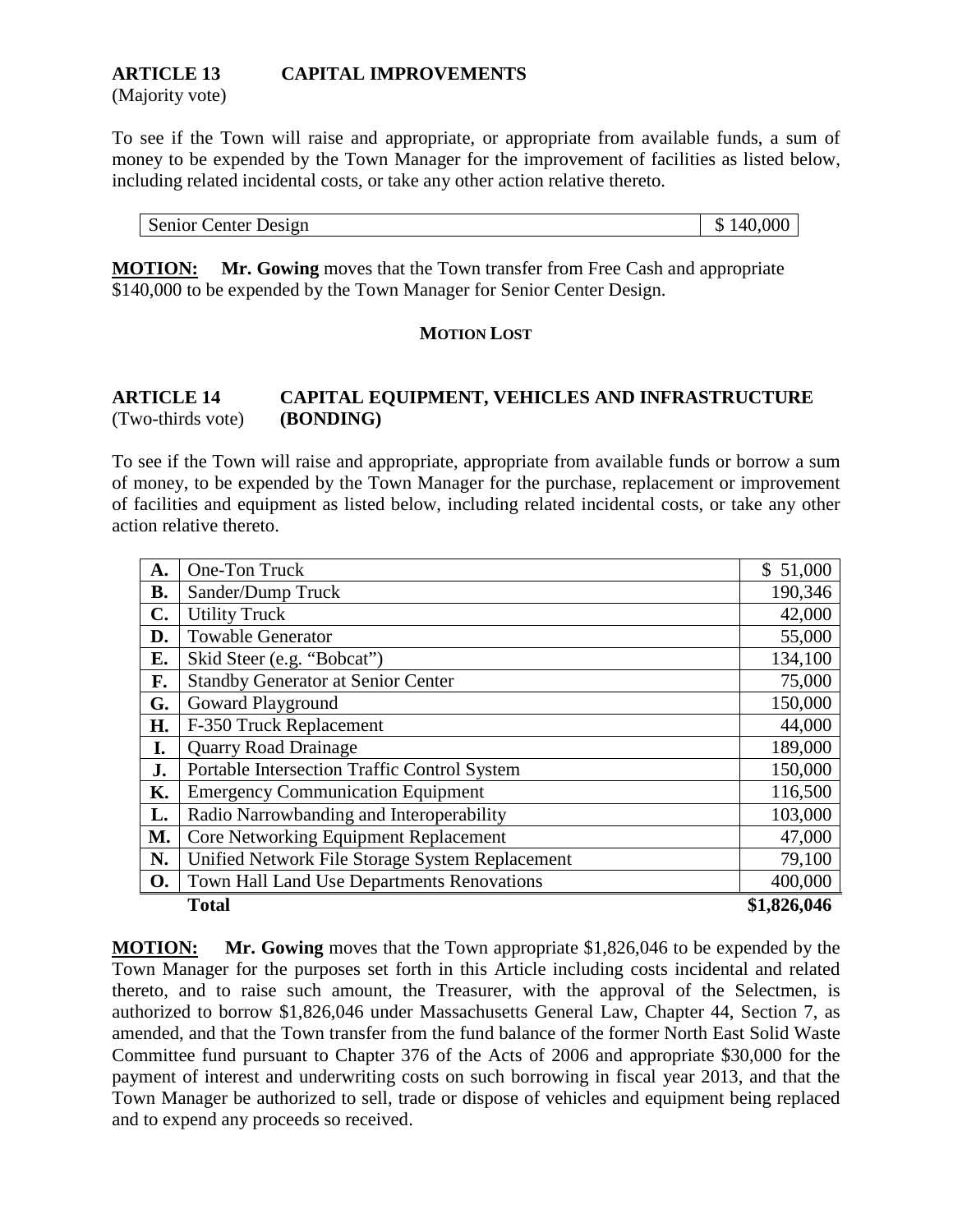**ARTICLE 13 CAPITAL IMPROVEMENTS**
(Majority vote)

To see if the Town will raise and appropriate, or appropriate from available funds, a sum of money to be expended by the Town Manager for the improvement of facilities as listed below, including related incidental costs, or take any other action relative thereto.

| | |
|---|---|
| Senior Center Design | $ 140,000 |

**MOTION:** **Mr. Gowing** moves that the Town transfer from Free Cash and appropriate $140,000 to be expended by the Town Manager for Senior Center Design.

**MOTION LOST**

**ARTICLE 14 CAPITAL EQUIPMENT, VEHICLES AND INFRASTRUCTURE**
(Two-thirds vote) **(BONDING)**

To see if the Town will raise and appropriate, appropriate from available funds or borrow a sum of money, to be expended by the Town Manager for the purchase, replacement or improvement of facilities and equipment as listed below, including related incidental costs, or take any other action relative thereto.

| | | |
|---|---|---|
| **A.** | One-Ton Truck | $ 51,000 |
| **B.** | Sander/Dump Truck | 190,346 |
| **C.** | Utility Truck | 42,000 |
| **D.** | Towable Generator | 55,000 |
| **E.** | Skid Steer (e.g. "Bobcat") | 134,100 |
| **F.** | Standby Generator at Senior Center | 75,000 |
| **G.** | Goward Playground | 150,000 |
| **H.** | F-350 Truck Replacement | 44,000 |
| **I.** | Quarry Road Drainage | 189,000 |
| **J.** | Portable Intersection Traffic Control System | 150,000 |
| **K.** | Emergency Communication Equipment | 116,500 |
| **L.** | Radio Narrowbanding and Interoperability | 103,000 |
| **M.** | Core Networking Equipment Replacement | 47,000 |
| **N.** | Unified Network File Storage System Replacement | 79,100 |
| **O.** | Town Hall Land Use Departments Renovations | 400,000 |
| | **Total** | **$1,826,046** |

**MOTION:** **Mr. Gowing** moves that the Town appropriate $1,826,046 to be expended by the Town Manager for the purposes set forth in this Article including costs incidental and related thereto, and to raise such amount, the Treasurer, with the approval of the Selectmen, is authorized to borrow $1,826,046 under Massachusetts General Law, Chapter 44, Section 7, as amended, and that the Town transfer from the fund balance of the former North East Solid Waste Committee fund pursuant to Chapter 376 of the Acts of 2006 and appropriate $30,000 for the payment of interest and underwriting costs on such borrowing in fiscal year 2013, and that the Town Manager be authorized to sell, trade or dispose of vehicles and equipment being replaced and to expend any proceeds so received.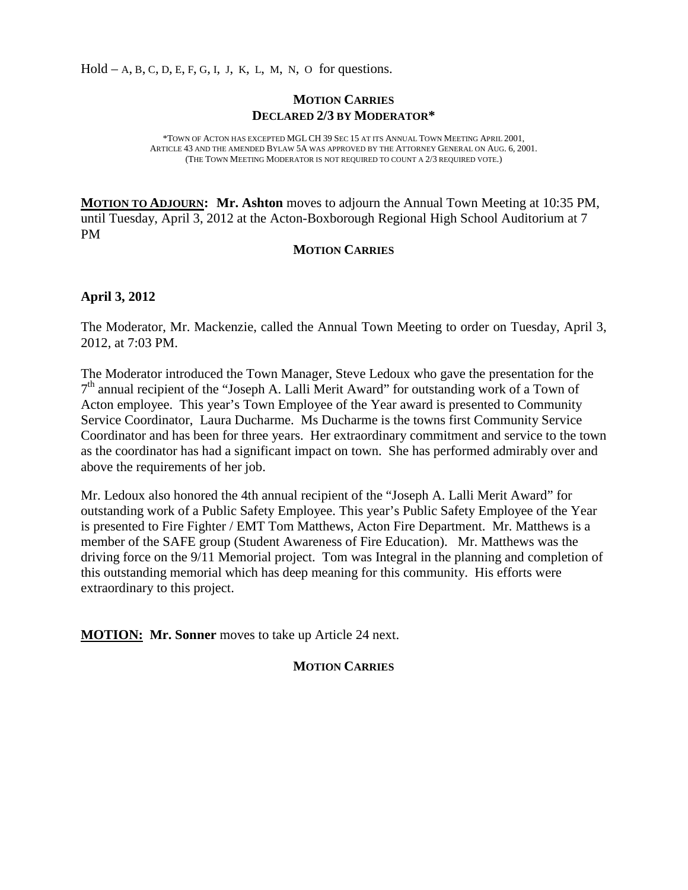Hold – A, B, C, D, E, F, G, I, J, K, L, M, N, O for questions.

**MOTION CARRIES**
**DECLARED 2/3 BY MODERATOR***

*TOWN OF ACTON HAS EXCEPTED MGL CH 39 SEC 15 AT ITS ANNUAL TOWN MEETING APRIL 2001, ARTICLE 43 AND THE AMENDED BYLAW 5A WAS APPROVED BY THE ATTORNEY GENERAL ON AUG. 6, 2001. (THE TOWN MEETING MODERATOR IS NOT REQUIRED TO COUNT A 2/3 REQUIRED VOTE.)

**MOTION TO ADJOURN: Mr. Ashton** moves to adjourn the Annual Town Meeting at 10:35 PM, until Tuesday, April 3, 2012 at the Acton-Boxborough Regional High School Auditorium at 7 PM

**MOTION CARRIES**

**April 3, 2012**

The Moderator, Mr. Mackenzie, called the Annual Town Meeting to order on Tuesday, April 3, 2012, at 7:03 PM.

The Moderator introduced the Town Manager, Steve Ledoux who gave the presentation for the 7th annual recipient of the "Joseph A. Lalli Merit Award" for outstanding work of a Town of Acton employee. This year's Town Employee of the Year award is presented to Community Service Coordinator, Laura Ducharme. Ms Ducharme is the towns first Community Service Coordinator and has been for three years. Her extraordinary commitment and service to the town as the coordinator has had a significant impact on town. She has performed admirably over and above the requirements of her job.

Mr. Ledoux also honored the 4th annual recipient of the "Joseph A. Lalli Merit Award" for outstanding work of a Public Safety Employee. This year's Public Safety Employee of the Year is presented to Fire Fighter / EMT Tom Matthews, Acton Fire Department. Mr. Matthews is a member of the SAFE group (Student Awareness of Fire Education). Mr. Matthews was the driving force on the 9/11 Memorial project. Tom was Integral in the planning and completion of this outstanding memorial which has deep meaning for this community. His efforts were extraordinary to this project.

**MOTION: Mr. Sonner** moves to take up Article 24 next.

**MOTION CARRIES**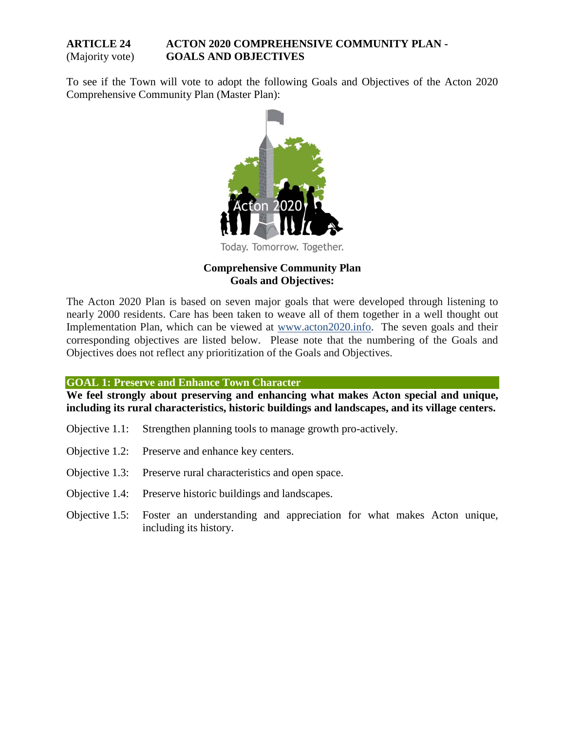**ARTICLE 24** (Majority vote) **ACTON 2020 COMPREHENSIVE COMMUNITY PLAN - GOALS AND OBJECTIVES**

To see if the Town will vote to adopt the following Goals and Objectives of the Acton 2020 Comprehensive Community Plan (Master Plan):

Acton 2020

Today. Tomorrow. Together.

**Comprehensive Community Plan**
**Goals and Objectives:**

The Acton 2020 Plan is based on seven major goals that were developed through listening to nearly 2000 residents. Care has been taken to weave all of them together in a well thought out Implementation Plan, which can be viewed at [www.acton2020.info](http://www.acton2020.info). The seven goals and their corresponding objectives are listed below. Please note that the numbering of the Goals and Objectives does not reflect any prioritization of the Goals and Objectives.

**GOAL 1: Preserve and Enhance Town Character**

**We feel strongly about preserving and enhancing what makes Acton special and unique, including its rural characteristics, historic buildings and landscapes, and its village centers.**

Objective 1.1: Strengthen planning tools to manage growth pro-actively.

Objective 1.2: Preserve and enhance key centers.

Objective 1.3: Preserve rural characteristics and open space.

Objective 1.4: Preserve historic buildings and landscapes.

Objective 1.5: Foster an understanding and appreciation for what makes Acton unique, including its history.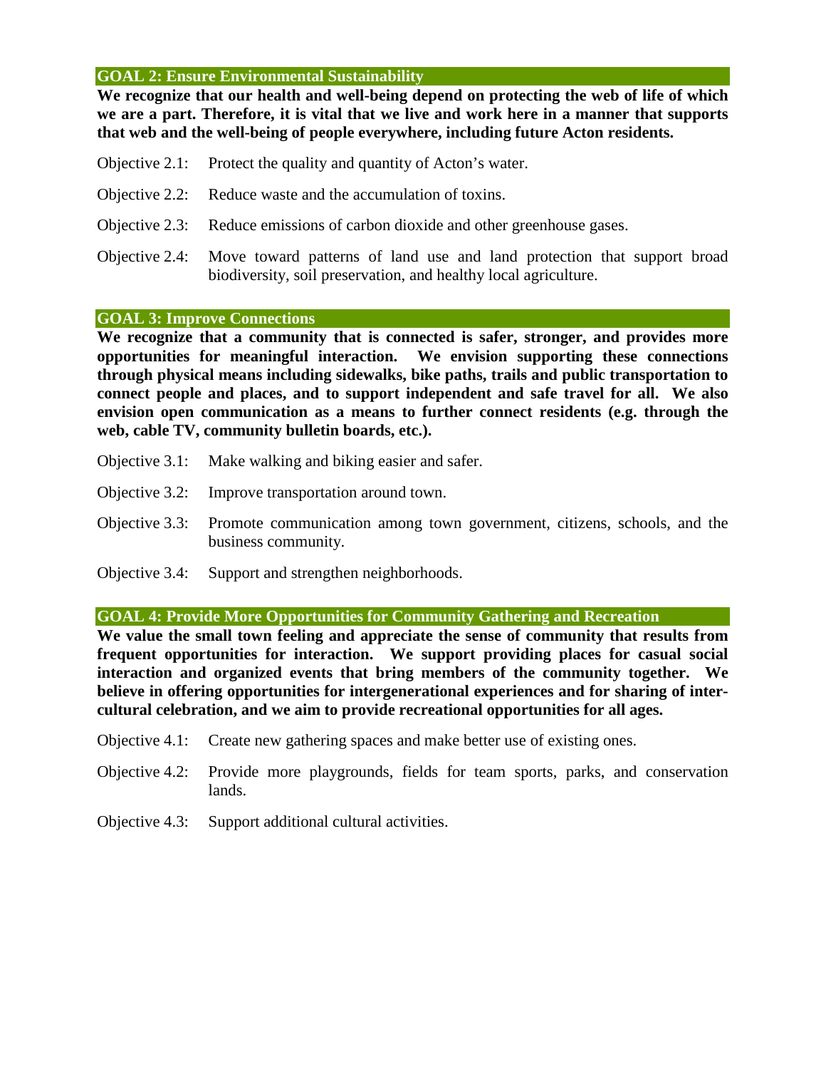## GOAL 2: Ensure Environmental Sustainability

**We recognize that our health and well-being depend on protecting the web of life of which we are a part. Therefore, it is vital that we live and work here in a manner that supports that web and the well-being of people everywhere, including future Acton residents.**

Objective 2.1: Protect the quality and quantity of Acton's water.

Objective 2.2: Reduce waste and the accumulation of toxins.

Objective 2.3: Reduce emissions of carbon dioxide and other greenhouse gases.

Objective 2.4: Move toward patterns of land use and land protection that support broad biodiversity, soil preservation, and healthy local agriculture.

## GOAL 3: Improve Connections

**We recognize that a community that is connected is safer, stronger, and provides more opportunities for meaningful interaction. We envision supporting these connections through physical means including sidewalks, bike paths, trails and public transportation to connect people and places, and to support independent and safe travel for all. We also envision open communication as a means to further connect residents (e.g. through the web, cable TV, community bulletin boards, etc.).**

Objective 3.1: Make walking and biking easier and safer.

Objective 3.2: Improve transportation around town.

Objective 3.3: Promote communication among town government, citizens, schools, and the business community.

Objective 3.4: Support and strengthen neighborhoods.

## GOAL 4: Provide More Opportunities for Community Gathering and Recreation

**We value the small town feeling and appreciate the sense of community that results from frequent opportunities for interaction. We support providing places for casual social interaction and organized events that bring members of the community together. We believe in offering opportunities for intergenerational experiences and for sharing of inter-cultural celebration, and we aim to provide recreational opportunities for all ages.**

Objective 4.1: Create new gathering spaces and make better use of existing ones.

Objective 4.2: Provide more playgrounds, fields for team sports, parks, and conservation lands.

Objective 4.3: Support additional cultural activities.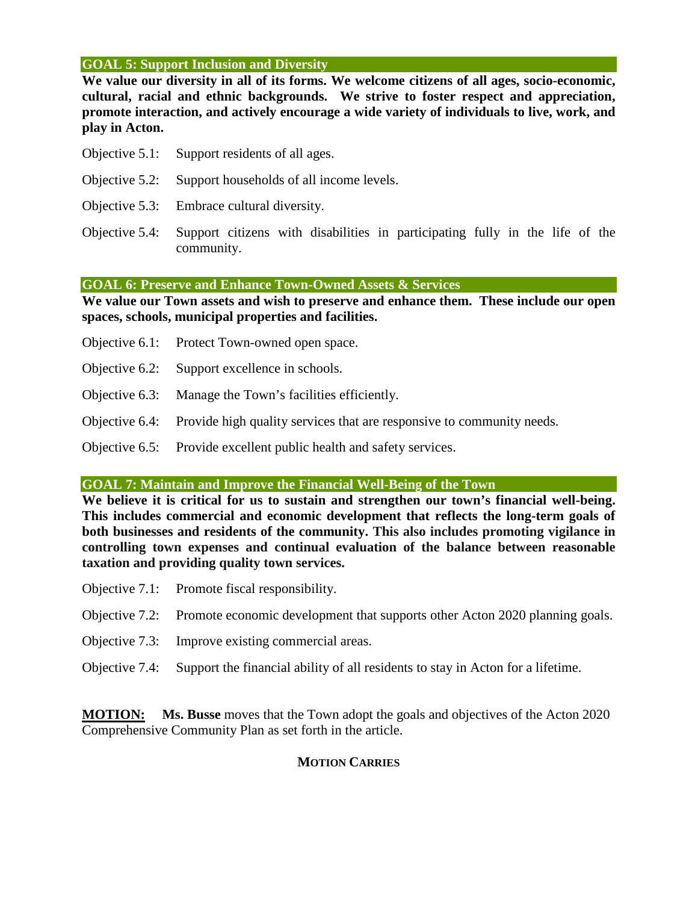### GOAL 5: Support Inclusion and Diversity

**We value our diversity in all of its forms. We welcome citizens of all ages, socio-economic, cultural, racial and ethnic backgrounds. We strive to foster respect and appreciation, promote interaction, and actively encourage a wide variety of individuals to live, work, and play in Acton.**

Objective 5.1: Support residents of all ages.

Objective 5.2: Support households of all income levels.

Objective 5.3: Embrace cultural diversity.

Objective 5.4: Support citizens with disabilities in participating fully in the life of the community.

### GOAL 6: Preserve and Enhance Town-Owned Assets & Services

**We value our Town assets and wish to preserve and enhance them. These include our open spaces, schools, municipal properties and facilities.**

Objective 6.1: Protect Town-owned open space.

Objective 6.2: Support excellence in schools.

Objective 6.3: Manage the Town's facilities efficiently.

Objective 6.4: Provide high quality services that are responsive to community needs.

Objective 6.5: Provide excellent public health and safety services.

### GOAL 7: Maintain and Improve the Financial Well-Being of the Town

**We believe it is critical for us to sustain and strengthen our town's financial well-being. This includes commercial and economic development that reflects the long-term goals of both businesses and residents of the community. This also includes promoting vigilance in controlling town expenses and continual evaluation of the balance between reasonable taxation and providing quality town services.**

Objective 7.1: Promote fiscal responsibility.

Objective 7.2: Promote economic development that supports other Acton 2020 planning goals.

Objective 7.3: Improve existing commercial areas.

Objective 7.4: Support the financial ability of all residents to stay in Acton for a lifetime.

**MOTION:** **Ms. Busse** moves that the Town adopt the goals and objectives of the Acton 2020 Comprehensive Community Plan as set forth in the article.

**MOTION CARRIES**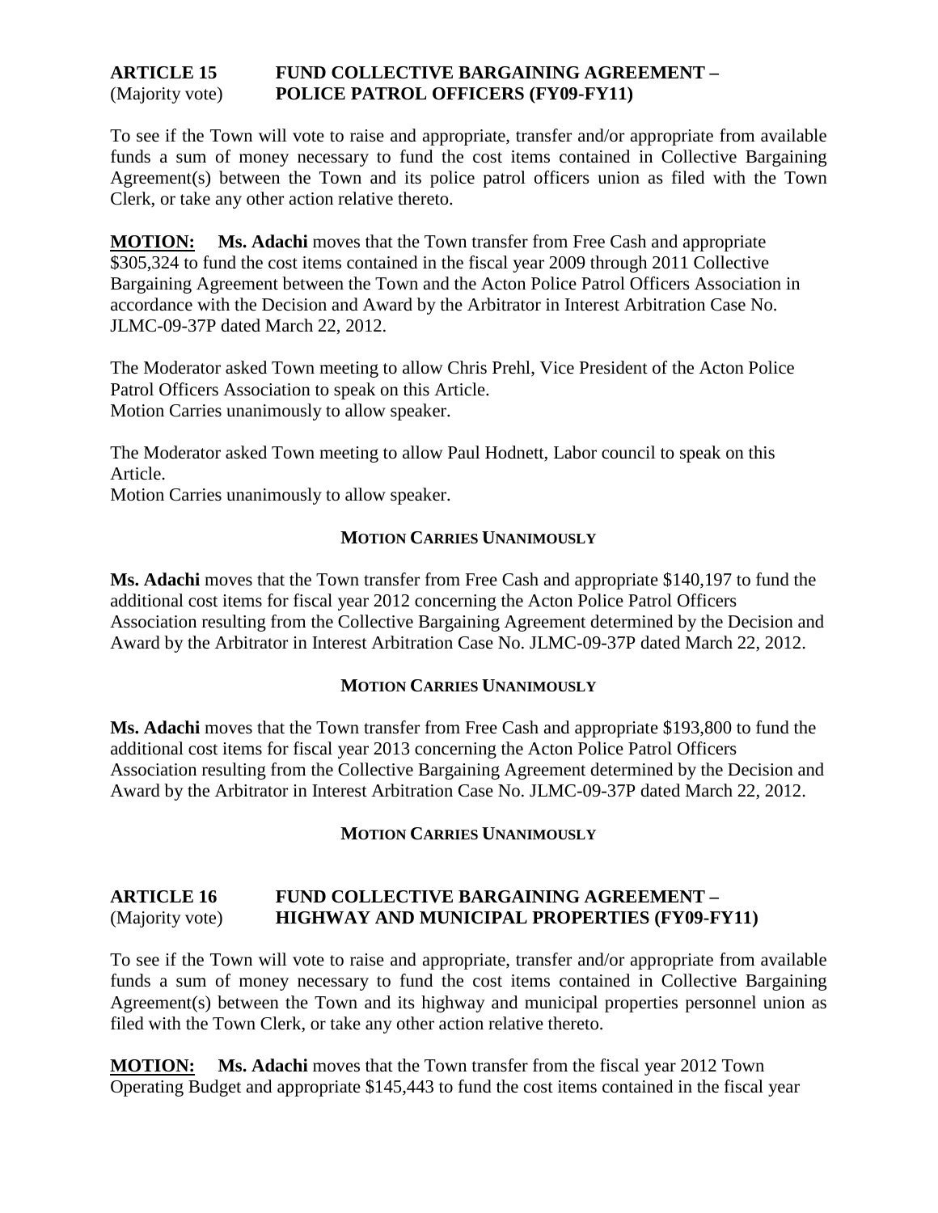**ARTICLE 15** (Majority vote) **FUND COLLECTIVE BARGAINING AGREEMENT – POLICE PATROL OFFICERS (FY09-FY11)**

To see if the Town will vote to raise and appropriate, transfer and/or appropriate from available funds a sum of money necessary to fund the cost items contained in Collective Bargaining Agreement(s) between the Town and its police patrol officers union as filed with the Town Clerk, or take any other action relative thereto.

**MOTION:** **Ms. Adachi** moves that the Town transfer from Free Cash and appropriate $305,324 to fund the cost items contained in the fiscal year 2009 through 2011 Collective Bargaining Agreement between the Town and the Acton Police Patrol Officers Association in accordance with the Decision and Award by the Arbitrator in Interest Arbitration Case No. JLMC-09-37P dated March 22, 2012.

The Moderator asked Town meeting to allow Chris Prehl, Vice President of the Acton Police Patrol Officers Association to speak on this Article.
Motion Carries unanimously to allow speaker.

The Moderator asked Town meeting to allow Paul Hodnett, Labor council to speak on this Article.
Motion Carries unanimously to allow speaker.

**MOTION CARRIES UNANIMOUSLY**

**Ms. Adachi** moves that the Town transfer from Free Cash and appropriate $140,197 to fund the additional cost items for fiscal year 2012 concerning the Acton Police Patrol Officers Association resulting from the Collective Bargaining Agreement determined by the Decision and Award by the Arbitrator in Interest Arbitration Case No. JLMC-09-37P dated March 22, 2012.

**MOTION CARRIES UNANIMOUSLY**

**Ms. Adachi** moves that the Town transfer from Free Cash and appropriate $193,800 to fund the additional cost items for fiscal year 2013 concerning the Acton Police Patrol Officers Association resulting from the Collective Bargaining Agreement determined by the Decision and Award by the Arbitrator in Interest Arbitration Case No. JLMC-09-37P dated March 22, 2012.

**MOTION CARRIES UNANIMOUSLY**

**ARTICLE 16** (Majority vote) **FUND COLLECTIVE BARGAINING AGREEMENT – HIGHWAY AND MUNICIPAL PROPERTIES (FY09-FY11)**

To see if the Town will vote to raise and appropriate, transfer and/or appropriate from available funds a sum of money necessary to fund the cost items contained in Collective Bargaining Agreement(s) between the Town and its highway and municipal properties personnel union as filed with the Town Clerk, or take any other action relative thereto.

**MOTION:** **Ms. Adachi** moves that the Town transfer from the fiscal year 2012 Town Operating Budget and appropriate $145,443 to fund the cost items contained in the fiscal year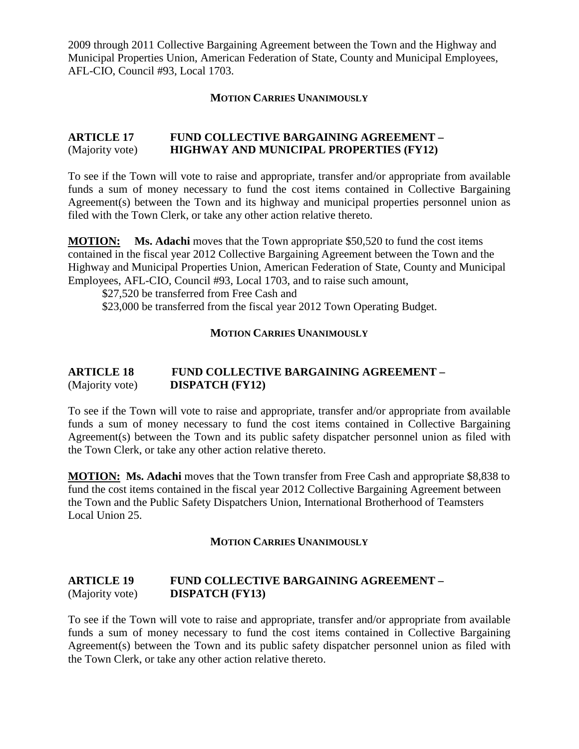2009 through 2011 Collective Bargaining Agreement between the Town and the Highway and Municipal Properties Union, American Federation of State, County and Municipal Employees, AFL-CIO, Council #93, Local 1703.

**MOTION CARRIES UNANIMOUSLY**

## ARTICLE 17 FUND COLLECTIVE BARGAINING AGREEMENT – HIGHWAY AND MUNICIPAL PROPERTIES (FY12)

(Majority vote)

To see if the Town will vote to raise and appropriate, transfer and/or appropriate from available funds a sum of money necessary to fund the cost items contained in Collective Bargaining Agreement(s) between the Town and its highway and municipal properties personnel union as filed with the Town Clerk, or take any other action relative thereto.

**MOTION:** **Ms. Adachi** moves that the Town appropriate $50,520 to fund the cost items contained in the fiscal year 2012 Collective Bargaining Agreement between the Town and the Highway and Municipal Properties Union, American Federation of State, County and Municipal Employees, AFL-CIO, Council #93, Local 1703, and to raise such amount,

$27,520 be transferred from Free Cash and

$23,000 be transferred from the fiscal year 2012 Town Operating Budget.

**MOTION CARRIES UNANIMOUSLY**

## ARTICLE 18 FUND COLLECTIVE BARGAINING AGREEMENT – DISPATCH (FY12)

(Majority vote)

To see if the Town will vote to raise and appropriate, transfer and/or appropriate from available funds a sum of money necessary to fund the cost items contained in Collective Bargaining Agreement(s) between the Town and its public safety dispatcher personnel union as filed with the Town Clerk, or take any other action relative thereto.

**MOTION:** **Ms. Adachi** moves that the Town transfer from Free Cash and appropriate $8,838 to fund the cost items contained in the fiscal year 2012 Collective Bargaining Agreement between the Town and the Public Safety Dispatchers Union, International Brotherhood of Teamsters Local Union 25.

**MOTION CARRIES UNANIMOUSLY**

## ARTICLE 19 FUND COLLECTIVE BARGAINING AGREEMENT – DISPATCH (FY13)

(Majority vote)

To see if the Town will vote to raise and appropriate, transfer and/or appropriate from available funds a sum of money necessary to fund the cost items contained in Collective Bargaining Agreement(s) between the Town and its public safety dispatcher personnel union as filed with the Town Clerk, or take any other action relative thereto.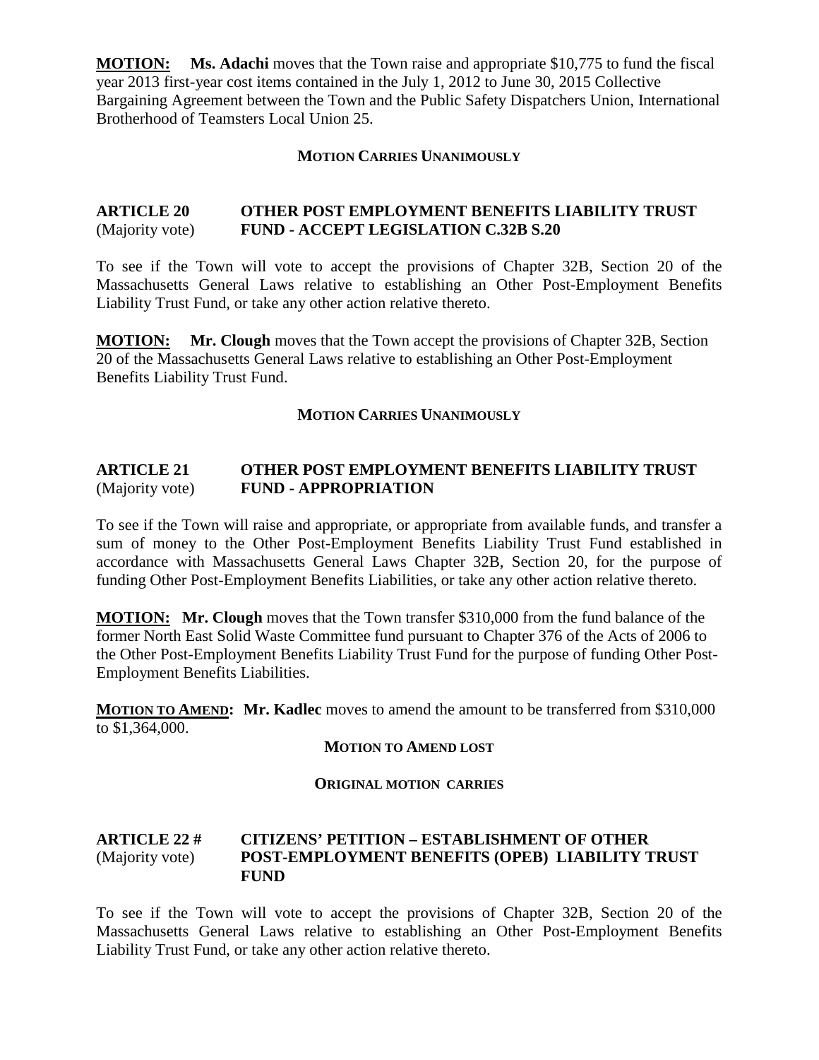**MOTION:** **Ms. Adachi** moves that the Town raise and appropriate $10,775 to fund the fiscal year 2013 first-year cost items contained in the July 1, 2012 to June 30, 2015 Collective Bargaining Agreement between the Town and the Public Safety Dispatchers Union, International Brotherhood of Teamsters Local Union 25.

**MOTION CARRIES UNANIMOUSLY**

**ARTICLE 20** (Majority vote) **OTHER POST EMPLOYMENT BENEFITS LIABILITY TRUST FUND - ACCEPT LEGISLATION C.32B S.20**

To see if the Town will vote to accept the provisions of Chapter 32B, Section 20 of the Massachusetts General Laws relative to establishing an Other Post-Employment Benefits Liability Trust Fund, or take any other action relative thereto.

**MOTION:** **Mr. Clough** moves that the Town accept the provisions of Chapter 32B, Section 20 of the Massachusetts General Laws relative to establishing an Other Post-Employment Benefits Liability Trust Fund.

**MOTION CARRIES UNANIMOUSLY**

**ARTICLE 21** (Majority vote) **OTHER POST EMPLOYMENT BENEFITS LIABILITY TRUST FUND - APPROPRIATION**

To see if the Town will raise and appropriate, or appropriate from available funds, and transfer a sum of money to the Other Post-Employment Benefits Liability Trust Fund established in accordance with Massachusetts General Laws Chapter 32B, Section 20, for the purpose of funding Other Post-Employment Benefits Liabilities, or take any other action relative thereto.

**MOTION:** **Mr. Clough** moves that the Town transfer $310,000 from the fund balance of the former North East Solid Waste Committee fund pursuant to Chapter 376 of the Acts of 2006 to the Other Post-Employment Benefits Liability Trust Fund for the purpose of funding Other Post-Employment Benefits Liabilities.

**MOTION TO AMEND:** **Mr. Kadlec** moves to amend the amount to be transferred from $310,000 to $1,364,000.

**MOTION TO AMEND LOST**

**ORIGINAL MOTION CARRIES**

**ARTICLE 22 #** (Majority vote) **CITIZENS' PETITION – ESTABLISHMENT OF OTHER POST-EMPLOYMENT BENEFITS (OPEB) LIABILITY TRUST FUND**

To see if the Town will vote to accept the provisions of Chapter 32B, Section 20 of the Massachusetts General Laws relative to establishing an Other Post-Employment Benefits Liability Trust Fund, or take any other action relative thereto.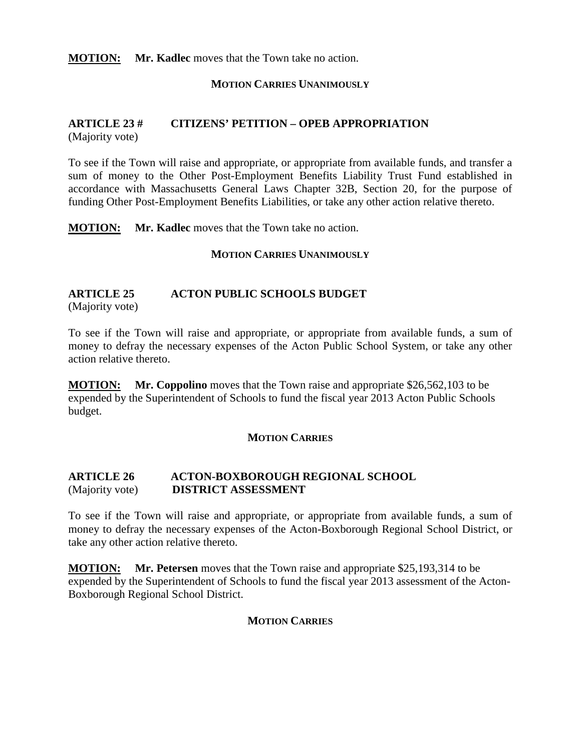**MOTION:** **Mr. Kadlec** moves that the Town take no action.

**MOTION CARRIES UNANIMOUSLY**

### ARTICLE 23 # CITIZENS' PETITION – OPEB APPROPRIATION

(Majority vote)

To see if the Town will raise and appropriate, or appropriate from available funds, and transfer a sum of money to the Other Post-Employment Benefits Liability Trust Fund established in accordance with Massachusetts General Laws Chapter 32B, Section 20, for the purpose of funding Other Post-Employment Benefits Liabilities, or take any other action relative thereto.

**MOTION:** **Mr. Kadlec** moves that the Town take no action.

**MOTION CARRIES UNANIMOUSLY**

### ARTICLE 25 ACTON PUBLIC SCHOOLS BUDGET

(Majority vote)

To see if the Town will raise and appropriate, or appropriate from available funds, a sum of money to defray the necessary expenses of the Acton Public School System, or take any other action relative thereto.

**MOTION:** **Mr. Coppolino** moves that the Town raise and appropriate $26,562,103 to be expended by the Superintendent of Schools to fund the fiscal year 2013 Acton Public Schools budget.

**MOTION CARRIES**

### ARTICLE 26 ACTON-BOXBOROUGH REGIONAL SCHOOL DISTRICT ASSESSMENT

(Majority vote)

To see if the Town will raise and appropriate, or appropriate from available funds, a sum of money to defray the necessary expenses of the Acton-Boxborough Regional School District, or take any other action relative thereto.

**MOTION:** **Mr. Petersen** moves that the Town raise and appropriate $25,193,314 to be expended by the Superintendent of Schools to fund the fiscal year 2013 assessment of the Acton-Boxborough Regional School District.

**MOTION CARRIES**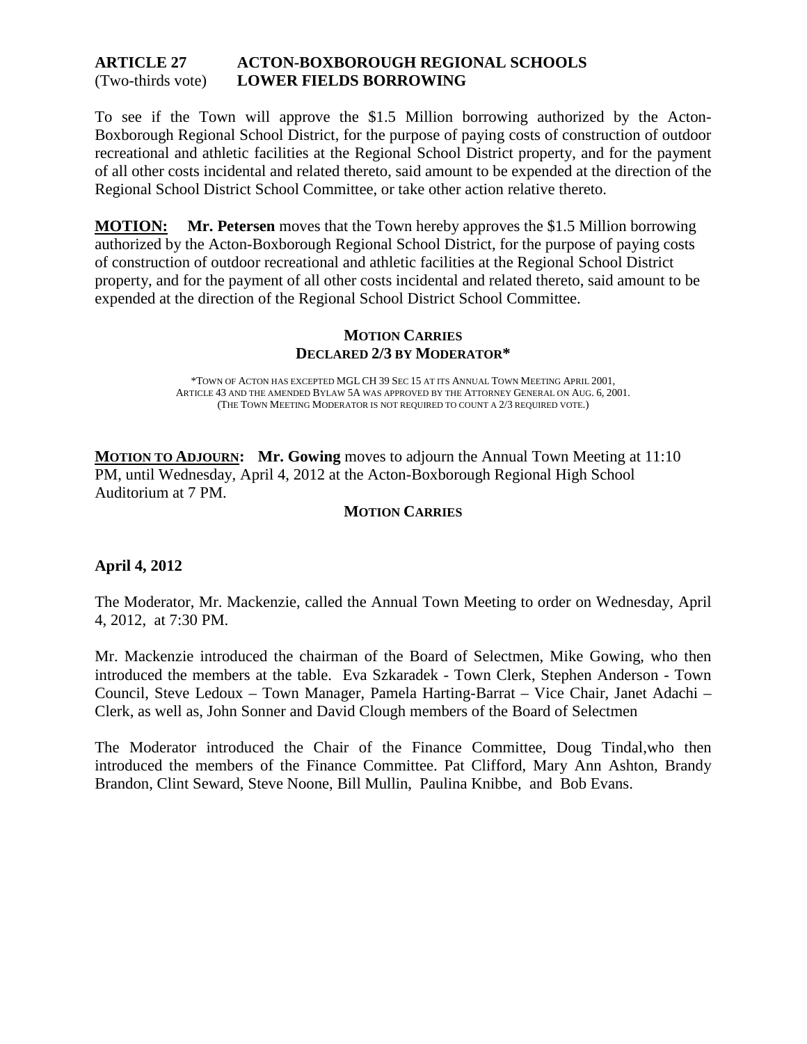**ARTICLE 27** **ACTON-BOXBOROUGH REGIONAL SCHOOLS**
(Two-thirds vote) **LOWER FIELDS BORROWING**

To see if the Town will approve the $1.5 Million borrowing authorized by the Acton-Boxborough Regional School District, for the purpose of paying costs of construction of outdoor recreational and athletic facilities at the Regional School District property, and for the payment of all other costs incidental and related thereto, said amount to be expended at the direction of the Regional School District School Committee, or take other action relative thereto.

**MOTION:** **Mr. Petersen** moves that the Town hereby approves the $1.5 Million borrowing authorized by the Acton-Boxborough Regional School District, for the purpose of paying costs of construction of outdoor recreational and athletic facilities at the Regional School District property, and for the payment of all other costs incidental and related thereto, said amount to be expended at the direction of the Regional School District School Committee.

**MOTION CARRIES**
**DECLARED 2/3 BY MODERATOR***

*TOWN OF ACTON HAS EXCEPTED MGL CH 39 SEC 15 AT ITS ANNUAL TOWN MEETING APRIL 2001, ARTICLE 43 AND THE AMENDED BYLAW 5A WAS APPROVED BY THE ATTORNEY GENERAL ON AUG. 6, 2001. (THE TOWN MEETING MODERATOR IS NOT REQUIRED TO COUNT A 2/3 REQUIRED VOTE.)

**MOTION TO ADJOURN:** **Mr. Gowing** moves to adjourn the Annual Town Meeting at 11:10 PM, until Wednesday, April 4, 2012 at the Acton-Boxborough Regional High School Auditorium at 7 PM.

**MOTION CARRIES**

**April 4, 2012**

The Moderator, Mr. Mackenzie, called the Annual Town Meeting to order on Wednesday, April 4, 2012, at 7:30 PM.

Mr. Mackenzie introduced the chairman of the Board of Selectmen, Mike Gowing, who then introduced the members at the table. Eva Szkaradek - Town Clerk, Stephen Anderson - Town Council, Steve Ledoux – Town Manager, Pamela Harting-Barrat – Vice Chair, Janet Adachi – Clerk, as well as, John Sonner and David Clough members of the Board of Selectmen

The Moderator introduced the Chair of the Finance Committee, Doug Tindal,who then introduced the members of the Finance Committee. Pat Clifford, Mary Ann Ashton, Brandy Brandon, Clint Seward, Steve Noone, Bill Mullin, Paulina Knibbe, and Bob Evans.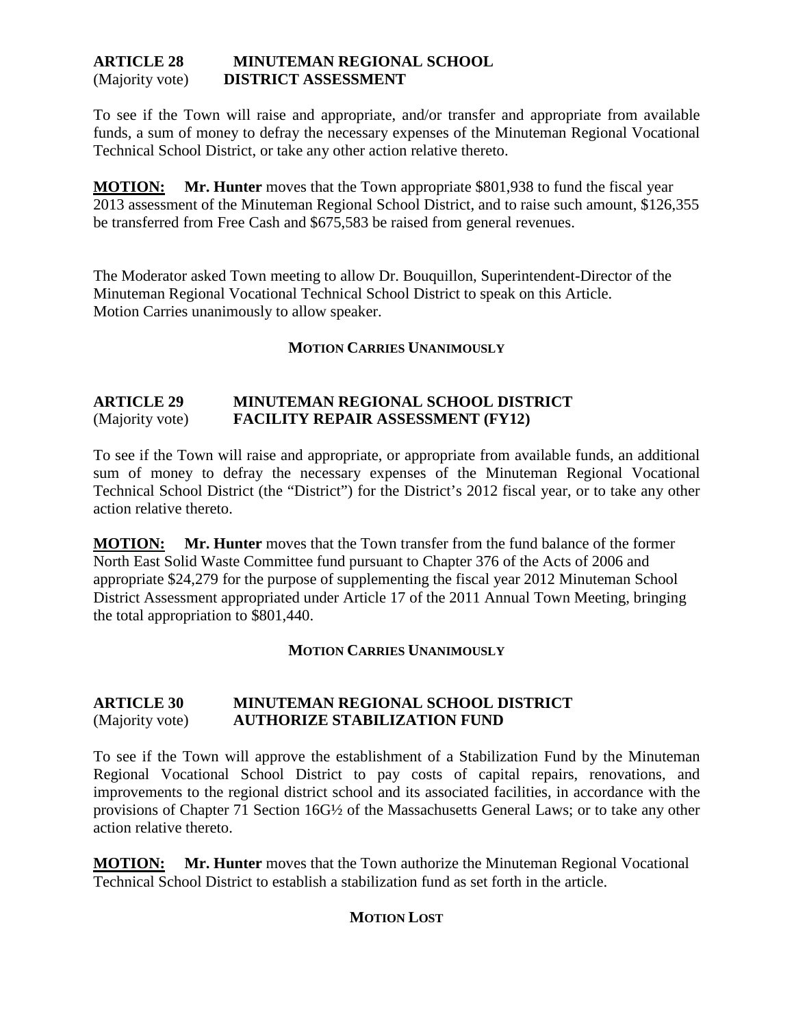**ARTICLE 28 MINUTEMAN REGIONAL SCHOOL**
(Majority vote) **DISTRICT ASSESSMENT**

To see if the Town will raise and appropriate, and/or transfer and appropriate from available funds, a sum of money to defray the necessary expenses of the Minuteman Regional Vocational Technical School District, or take any other action relative thereto.

**MOTION: Mr. Hunter** moves that the Town appropriate $801,938 to fund the fiscal year 2013 assessment of the Minuteman Regional School District, and to raise such amount, $126,355 be transferred from Free Cash and $675,583 be raised from general revenues.

The Moderator asked Town meeting to allow Dr. Bouquillon, Superintendent-Director of the Minuteman Regional Vocational Technical School District to speak on this Article. Motion Carries unanimously to allow speaker.

**MOTION CARRIES UNANIMOUSLY**

**ARTICLE 29 MINUTEMAN REGIONAL SCHOOL DISTRICT**
(Majority vote) **FACILITY REPAIR ASSESSMENT (FY12)**

To see if the Town will raise and appropriate, or appropriate from available funds, an additional sum of money to defray the necessary expenses of the Minuteman Regional Vocational Technical School District (the "District") for the District's 2012 fiscal year, or to take any other action relative thereto.

**MOTION: Mr. Hunter** moves that the Town transfer from the fund balance of the former North East Solid Waste Committee fund pursuant to Chapter 376 of the Acts of 2006 and appropriate $24,279 for the purpose of supplementing the fiscal year 2012 Minuteman School District Assessment appropriated under Article 17 of the 2011 Annual Town Meeting, bringing the total appropriation to $801,440.

**MOTION CARRIES UNANIMOUSLY**

**ARTICLE 30 MINUTEMAN REGIONAL SCHOOL DISTRICT**
(Majority vote) **AUTHORIZE STABILIZATION FUND**

To see if the Town will approve the establishment of a Stabilization Fund by the Minuteman Regional Vocational School District to pay costs of capital repairs, renovations, and improvements to the regional district school and its associated facilities, in accordance with the provisions of Chapter 71 Section 16G½ of the Massachusetts General Laws; or to take any other action relative thereto.

**MOTION: Mr. Hunter** moves that the Town authorize the Minuteman Regional Vocational Technical School District to establish a stabilization fund as set forth in the article.

**MOTION LOST**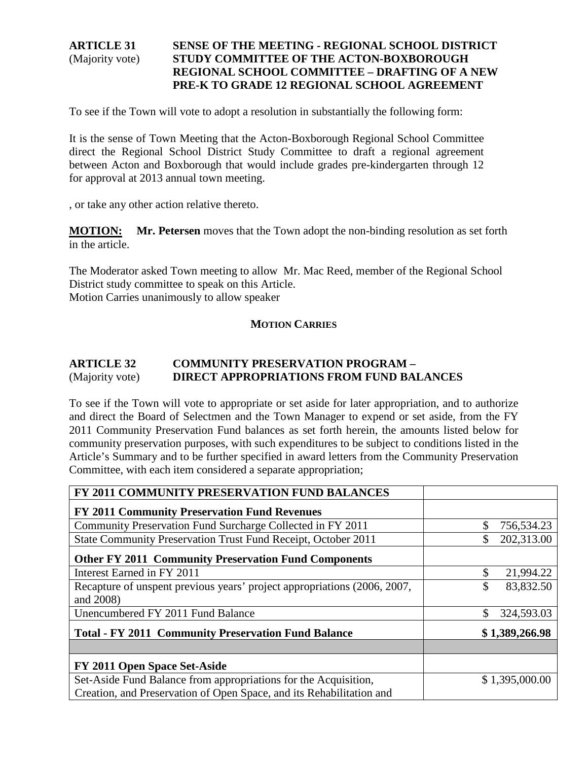**ARTICLE 31** **SENSE OF THE MEETING - REGIONAL SCHOOL DISTRICT**
(Majority vote) **STUDY COMMITTEE OF THE ACTON-BOXBOROUGH REGIONAL SCHOOL COMMITTEE – DRAFTING OF A NEW PRE-K TO GRADE 12 REGIONAL SCHOOL AGREEMENT**

To see if the Town will vote to adopt a resolution in substantially the following form:

It is the sense of Town Meeting that the Acton-Boxborough Regional School Committee direct the Regional School District Study Committee to draft a regional agreement between Acton and Boxborough that would include grades pre-kindergarten through 12 for approval at 2013 annual town meeting.

, or take any other action relative thereto.

**MOTION:** **Mr. Petersen** moves that the Town adopt the non-binding resolution as set forth in the article.

The Moderator asked Town meeting to allow Mr. Mac Reed, member of the Regional School District study committee to speak on this Article.
Motion Carries unanimously to allow speaker

**MOTION CARRIES**

**ARTICLE 32** **COMMUNITY PRESERVATION PROGRAM –**
(Majority vote) **DIRECT APPROPRIATIONS FROM FUND BALANCES**

To see if the Town will vote to appropriate or set aside for later appropriation, and to authorize and direct the Board of Selectmen and the Town Manager to expend or set aside, from the FY 2011 Community Preservation Fund balances as set forth herein, the amounts listed below for community preservation purposes, with such expenditures to be subject to conditions listed in the Article's Summary and to be further specified in award letters from the Community Preservation Committee, with each item considered a separate appropriation;

| **FY 2011 COMMUNITY PRESERVATION FUND BALANCES** | |
|---|---|
| **FY 2011 Community Preservation Fund Revenues** | |
| Community Preservation Fund Surcharge Collected in FY 2011 | $ 756,534.23 |
| State Community Preservation Trust Fund Receipt, October 2011 | $ 202,313.00 |
| **Other FY 2011 Community Preservation Fund Components** | |
| Interest Earned in FY 2011 | $ 21,994.22 |
| Recapture of unspent previous years' project appropriations (2006, 2007, and 2008) | $ 83,832.50 |
| Unencumbered FY 2011 Fund Balance | $ 324,593.03 |
| **Total - FY 2011 Community Preservation Fund Balance** | **$ 1,389,266.98** |
| | |
| **FY 2011 Open Space Set-Aside** | |
| Set-Aside Fund Balance from appropriations for the Acquisition, Creation, and Preservation of Open Space, and its Rehabilitation and | $ 1,395,000.00 |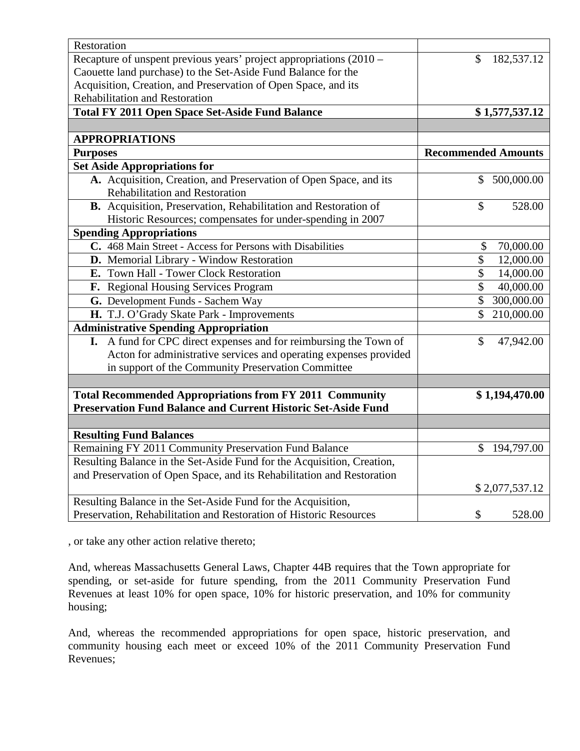| | |
|---|---|
| Restoration | |
| Recapture of unspent previous years' project appropriations (2010 – Caouette land purchase) to the Set-Aside Fund Balance for the Acquisition, Creation, and Preservation of Open Space, and its Rehabilitation and Restoration | $ 182,537.12 |
| **Total FY 2011 Open Space Set-Aside Fund Balance** | **$ 1,577,537.12** |
| | |
| **APPROPRIATIONS** | |
| **Purposes** | **Recommended Amounts** |
| **Set Aside Appropriations for** | |
| **A.** Acquisition, Creation, and Preservation of Open Space, and its Rehabilitation and Restoration | $ 500,000.00 |
| **B.** Acquisition, Preservation, Rehabilitation and Restoration of Historic Resources; compensates for under-spending in 2007 | $ 528.00 |
| **Spending Appropriations** | |
| **C.** 468 Main Street - Access for Persons with Disabilities | $ 70,000.00 |
| **D.** Memorial Library - Window Restoration | $ 12,000.00 |
| **E.** Town Hall - Tower Clock Restoration | $ 14,000.00 |
| **F.** Regional Housing Services Program | $ 40,000.00 |
| **G.** Development Funds - Sachem Way | $ 300,000.00 |
| **H.** T.J. O'Grady Skate Park - Improvements | $ 210,000.00 |
| **Administrative Spending Appropriation** | |
| **I.** A fund for CPC direct expenses and for reimbursing the Town of Acton for administrative services and operating expenses provided in support of the Community Preservation Committee | $ 47,942.00 |
| | |
| **Total Recommended Appropriations from FY 2011 Community Preservation Fund Balance and Current Historic Set-Aside Fund** | **$ 1,194,470.00** |
| | |
| **Resulting Fund Balances** | |
| Remaining FY 2011 Community Preservation Fund Balance | $ 194,797.00 |
| Resulting Balance in the Set-Aside Fund for the Acquisition, Creation, and Preservation of Open Space, and its Rehabilitation and Restoration | $ 2,077,537.12 |
| Resulting Balance in the Set-Aside Fund for the Acquisition, Preservation, Rehabilitation and Restoration of Historic Resources | $ 528.00 |

, or take any other action relative thereto;

And, whereas Massachusetts General Laws, Chapter 44B requires that the Town appropriate for spending, or set-aside for future spending, from the 2011 Community Preservation Fund Revenues at least 10% for open space, 10% for historic preservation, and 10% for community housing;

And, whereas the recommended appropriations for open space, historic preservation, and community housing each meet or exceed 10% of the 2011 Community Preservation Fund Revenues;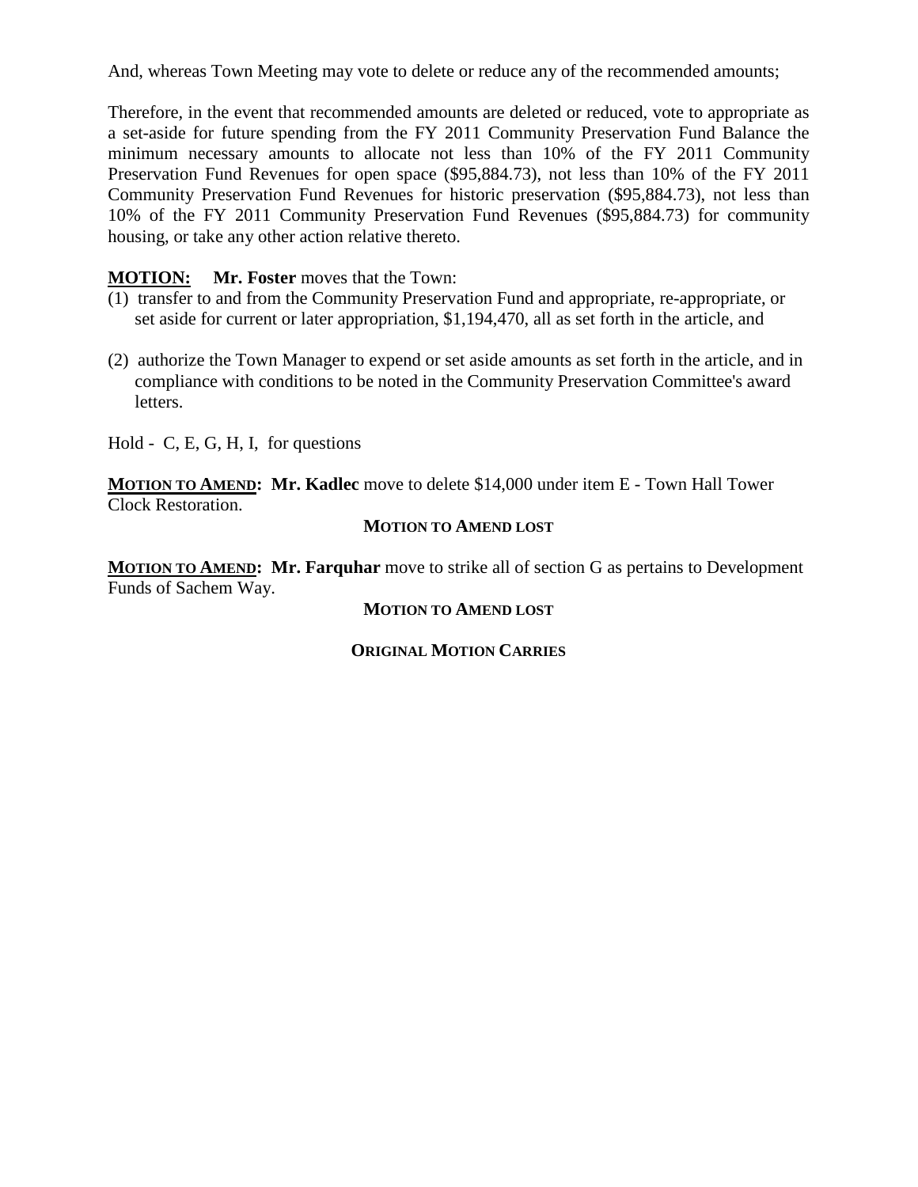And, whereas Town Meeting may vote to delete or reduce any of the recommended amounts;

Therefore, in the event that recommended amounts are deleted or reduced, vote to appropriate as a set-aside for future spending from the FY 2011 Community Preservation Fund Balance the minimum necessary amounts to allocate not less than 10% of the FY 2011 Community Preservation Fund Revenues for open space ($95,884.73), not less than 10% of the FY 2011 Community Preservation Fund Revenues for historic preservation ($95,884.73), not less than 10% of the FY 2011 Community Preservation Fund Revenues ($95,884.73) for community housing, or take any other action relative thereto.

**MOTION:** **Mr. Foster** moves that the Town:

(1) transfer to and from the Community Preservation Fund and appropriate, re-appropriate, or set aside for current or later appropriation, $1,194,470, all as set forth in the article, and

(2) authorize the Town Manager to expend or set aside amounts as set forth in the article, and in compliance with conditions to be noted in the Community Preservation Committee's award letters.

Hold - C, E, G, H, I, for questions

**MOTION TO AMEND: Mr. Kadlec** move to delete $14,000 under item E - Town Hall Tower Clock Restoration.

**MOTION TO AMEND LOST**

**MOTION TO AMEND: Mr. Farquhar** move to strike all of section G as pertains to Development Funds of Sachem Way.

**MOTION TO AMEND LOST**

**ORIGINAL MOTION CARRIES**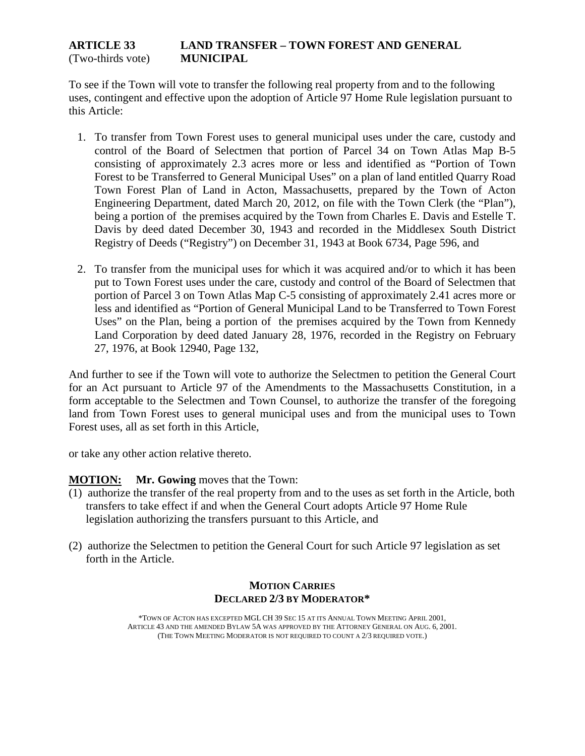**ARTICLE 33** **LAND TRANSFER – TOWN FOREST AND GENERAL MUNICIPAL**
(Two-thirds vote)

To see if the Town will vote to transfer the following real property from and to the following uses, contingent and effective upon the adoption of Article 97 Home Rule legislation pursuant to this Article:

1. To transfer from Town Forest uses to general municipal uses under the care, custody and control of the Board of Selectmen that portion of Parcel 34 on Town Atlas Map B-5 consisting of approximately 2.3 acres more or less and identified as "Portion of Town Forest to be Transferred to General Municipal Uses" on a plan of land entitled Quarry Road Town Forest Plan of Land in Acton, Massachusetts, prepared by the Town of Acton Engineering Department, dated March 20, 2012, on file with the Town Clerk (the "Plan"), being a portion of the premises acquired by the Town from Charles E. Davis and Estelle T. Davis by deed dated December 30, 1943 and recorded in the Middlesex South District Registry of Deeds ("Registry") on December 31, 1943 at Book 6734, Page 596, and

2. To transfer from the municipal uses for which it was acquired and/or to which it has been put to Town Forest uses under the care, custody and control of the Board of Selectmen that portion of Parcel 3 on Town Atlas Map C-5 consisting of approximately 2.41 acres more or less and identified as "Portion of General Municipal Land to be Transferred to Town Forest Uses" on the Plan, being a portion of the premises acquired by the Town from Kennedy Land Corporation by deed dated January 28, 1976, recorded in the Registry on February 27, 1976, at Book 12940, Page 132,

And further to see if the Town will vote to authorize the Selectmen to petition the General Court for an Act pursuant to Article 97 of the Amendments to the Massachusetts Constitution, in a form acceptable to the Selectmen and Town Counsel, to authorize the transfer of the foregoing land from Town Forest uses to general municipal uses and from the municipal uses to Town Forest uses, all as set forth in this Article,

or take any other action relative thereto.

**MOTION:** **Mr. Gowing** moves that the Town:

(1) authorize the transfer of the real property from and to the uses as set forth in the Article, both transfers to take effect if and when the General Court adopts Article 97 Home Rule legislation authorizing the transfers pursuant to this Article, and

(2) authorize the Selectmen to petition the General Court for such Article 97 legislation as set forth in the Article.

**MOTION CARRIES**
**DECLARED 2/3 BY MODERATOR***

*TOWN OF ACTON HAS EXCEPTED MGL CH 39 SEC 15 AT ITS ANNUAL TOWN MEETING APRIL 2001, ARTICLE 43 AND THE AMENDED BYLAW 5A WAS APPROVED BY THE ATTORNEY GENERAL ON AUG. 6, 2001. (THE TOWN MEETING MODERATOR IS NOT REQUIRED TO COUNT A 2/3 REQUIRED VOTE.)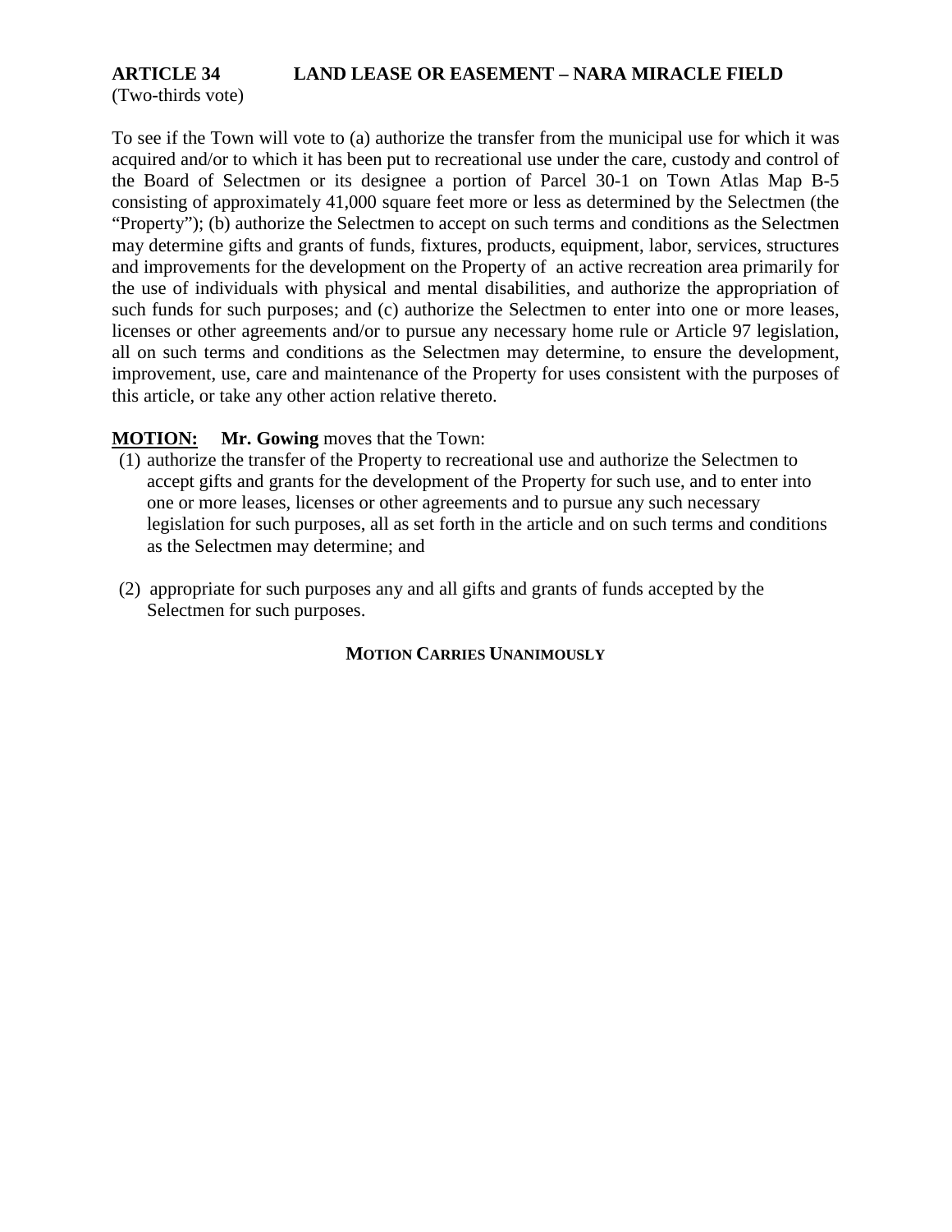**ARTICLE 34 LAND LEASE OR EASEMENT – NARA MIRACLE FIELD**
(Two-thirds vote)

To see if the Town will vote to (a) authorize the transfer from the municipal use for which it was acquired and/or to which it has been put to recreational use under the care, custody and control of the Board of Selectmen or its designee a portion of Parcel 30-1 on Town Atlas Map B-5 consisting of approximately 41,000 square feet more or less as determined by the Selectmen (the "Property"); (b) authorize the Selectmen to accept on such terms and conditions as the Selectmen may determine gifts and grants of funds, fixtures, products, equipment, labor, services, structures and improvements for the development on the Property of an active recreation area primarily for the use of individuals with physical and mental disabilities, and authorize the appropriation of such funds for such purposes; and (c) authorize the Selectmen to enter into one or more leases, licenses or other agreements and/or to pursue any necessary home rule or Article 97 legislation, all on such terms and conditions as the Selectmen may determine, to ensure the development, improvement, use, care and maintenance of the Property for uses consistent with the purposes of this article, or take any other action relative thereto.

**MOTION:** **Mr. Gowing** moves that the Town:

(1) authorize the transfer of the Property to recreational use and authorize the Selectmen to accept gifts and grants for the development of the Property for such use, and to enter into one or more leases, licenses or other agreements and to pursue any such necessary legislation for such purposes, all as set forth in the article and on such terms and conditions as the Selectmen may determine; and

(2) appropriate for such purposes any and all gifts and grants of funds accepted by the Selectmen for such purposes.

**MOTION CARRIES UNANIMOUSLY**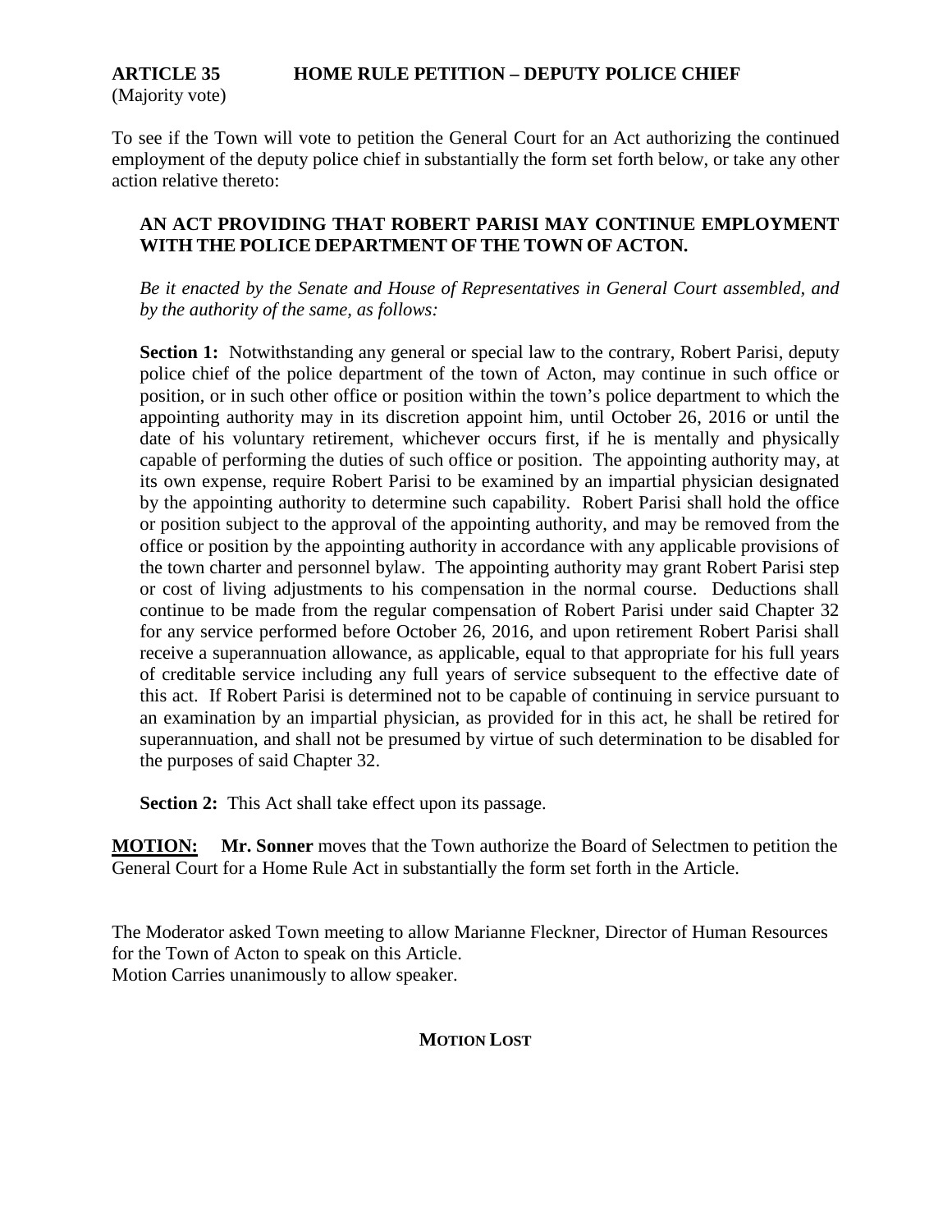## ARTICLE 35 HOME RULE PETITION – DEPUTY POLICE CHIEF

(Majority vote)

To see if the Town will vote to petition the General Court for an Act authorizing the continued employment of the deputy police chief in substantially the form set forth below, or take any other action relative thereto:

> **AN ACT PROVIDING THAT ROBERT PARISI MAY CONTINUE EMPLOYMENT WITH THE POLICE DEPARTMENT OF THE TOWN OF ACTON.**
>
> *Be it enacted by the Senate and House of Representatives in General Court assembled, and by the authority of the same, as follows:*
>
> **Section 1:** Notwithstanding any general or special law to the contrary, Robert Parisi, deputy police chief of the police department of the town of Acton, may continue in such office or position, or in such other office or position within the town's police department to which the appointing authority may in its discretion appoint him, until October 26, 2016 or until the date of his voluntary retirement, whichever occurs first, if he is mentally and physically capable of performing the duties of such office or position. The appointing authority may, at its own expense, require Robert Parisi to be examined by an impartial physician designated by the appointing authority to determine such capability. Robert Parisi shall hold the office or position subject to the approval of the appointing authority, and may be removed from the office or position by the appointing authority in accordance with any applicable provisions of the town charter and personnel bylaw. The appointing authority may grant Robert Parisi step or cost of living adjustments to his compensation in the normal course. Deductions shall continue to be made from the regular compensation of Robert Parisi under said Chapter 32 for any service performed before October 26, 2016, and upon retirement Robert Parisi shall receive a superannuation allowance, as applicable, equal to that appropriate for his full years of creditable service including any full years of service subsequent to the effective date of this act. If Robert Parisi is determined not to be capable of continuing in service pursuant to an examination by an impartial physician, as provided for in this act, he shall be retired for superannuation, and shall not be presumed by virtue of such determination to be disabled for the purposes of said Chapter 32.
>
> **Section 2:** This Act shall take effect upon its passage.

**MOTION:** **Mr. Sonner** moves that the Town authorize the Board of Selectmen to petition the General Court for a Home Rule Act in substantially the form set forth in the Article.

The Moderator asked Town meeting to allow Marianne Fleckner, Director of Human Resources for the Town of Acton to speak on this Article.
Motion Carries unanimously to allow speaker.

**MOTION LOST**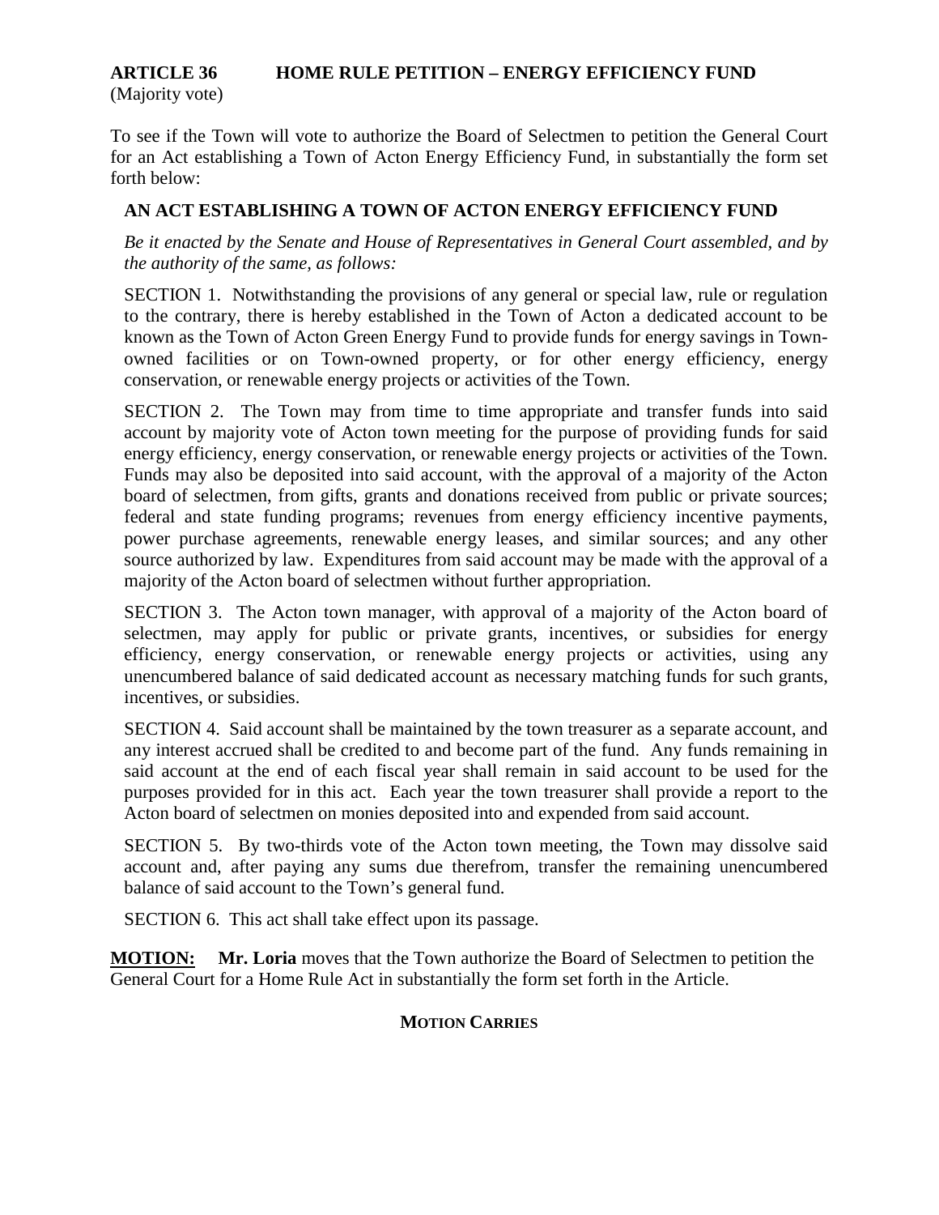## ARTICLE 36 HOME RULE PETITION – ENERGY EFFICIENCY FUND

(Majority vote)

To see if the Town will vote to authorize the Board of Selectmen to petition the General Court for an Act establishing a Town of Acton Energy Efficiency Fund, in substantially the form set forth below:

**AN ACT ESTABLISHING A TOWN OF ACTON ENERGY EFFICIENCY FUND**

*Be it enacted by the Senate and House of Representatives in General Court assembled, and by the authority of the same, as follows:*

SECTION 1. Notwithstanding the provisions of any general or special law, rule or regulation to the contrary, there is hereby established in the Town of Acton a dedicated account to be known as the Town of Acton Green Energy Fund to provide funds for energy savings in Town-owned facilities or on Town-owned property, or for other energy efficiency, energy conservation, or renewable energy projects or activities of the Town.

SECTION 2. The Town may from time to time appropriate and transfer funds into said account by majority vote of Acton town meeting for the purpose of providing funds for said energy efficiency, energy conservation, or renewable energy projects or activities of the Town. Funds may also be deposited into said account, with the approval of a majority of the Acton board of selectmen, from gifts, grants and donations received from public or private sources; federal and state funding programs; revenues from energy efficiency incentive payments, power purchase agreements, renewable energy leases, and similar sources; and any other source authorized by law. Expenditures from said account may be made with the approval of a majority of the Acton board of selectmen without further appropriation.

SECTION 3. The Acton town manager, with approval of a majority of the Acton board of selectmen, may apply for public or private grants, incentives, or subsidies for energy efficiency, energy conservation, or renewable energy projects or activities, using any unencumbered balance of said dedicated account as necessary matching funds for such grants, incentives, or subsidies.

SECTION 4. Said account shall be maintained by the town treasurer as a separate account, and any interest accrued shall be credited to and become part of the fund. Any funds remaining in said account at the end of each fiscal year shall remain in said account to be used for the purposes provided for in this act. Each year the town treasurer shall provide a report to the Acton board of selectmen on monies deposited into and expended from said account.

SECTION 5. By two-thirds vote of the Acton town meeting, the Town may dissolve said account and, after paying any sums due therefrom, transfer the remaining unencumbered balance of said account to the Town's general fund.

SECTION 6. This act shall take effect upon its passage.

**MOTION:** **Mr. Loria** moves that the Town authorize the Board of Selectmen to petition the General Court for a Home Rule Act in substantially the form set forth in the Article.

**MOTION CARRIES**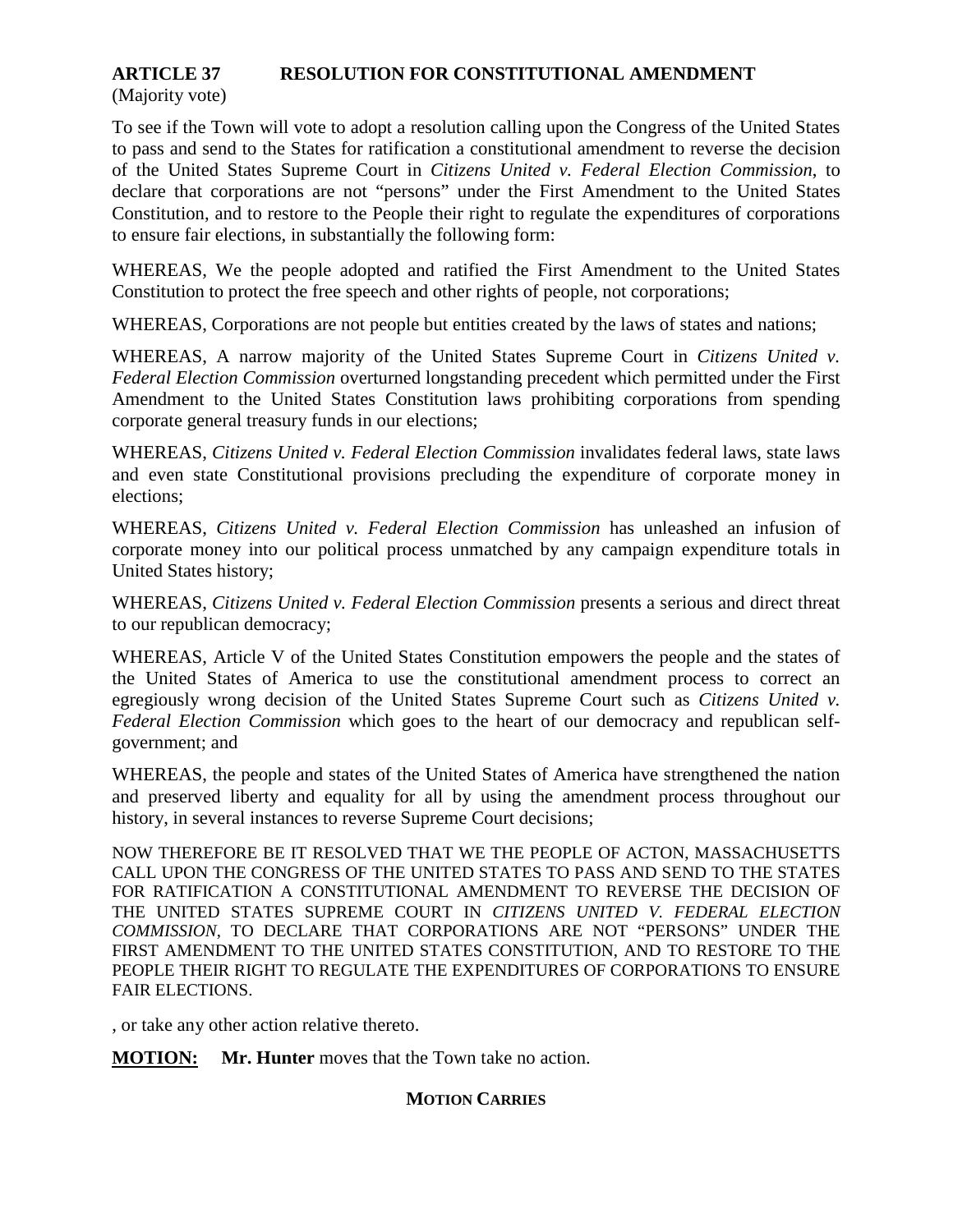**ARTICLE 37 RESOLUTION FOR CONSTITUTIONAL AMENDMENT**
(Majority vote)

To see if the Town will vote to adopt a resolution calling upon the Congress of the United States to pass and send to the States for ratification a constitutional amendment to reverse the decision of the United States Supreme Court in *Citizens United v. Federal Election Commission*, to declare that corporations are not "persons" under the First Amendment to the United States Constitution, and to restore to the People their right to regulate the expenditures of corporations to ensure fair elections, in substantially the following form:

WHEREAS, We the people adopted and ratified the First Amendment to the United States Constitution to protect the free speech and other rights of people, not corporations;

WHEREAS, Corporations are not people but entities created by the laws of states and nations;

WHEREAS, A narrow majority of the United States Supreme Court in *Citizens United v. Federal Election Commission* overturned longstanding precedent which permitted under the First Amendment to the United States Constitution laws prohibiting corporations from spending corporate general treasury funds in our elections;

WHEREAS, *Citizens United v. Federal Election Commission* invalidates federal laws, state laws and even state Constitutional provisions precluding the expenditure of corporate money in elections;

WHEREAS, *Citizens United v. Federal Election Commission* has unleashed an infusion of corporate money into our political process unmatched by any campaign expenditure totals in United States history;

WHEREAS, *Citizens United v. Federal Election Commission* presents a serious and direct threat to our republican democracy;

WHEREAS, Article V of the United States Constitution empowers the people and the states of the United States of America to use the constitutional amendment process to correct an egregiously wrong decision of the United States Supreme Court such as *Citizens United v. Federal Election Commission* which goes to the heart of our democracy and republican self-government; and

WHEREAS, the people and states of the United States of America have strengthened the nation and preserved liberty and equality for all by using the amendment process throughout our history, in several instances to reverse Supreme Court decisions;

NOW THEREFORE BE IT RESOLVED THAT WE THE PEOPLE OF ACTON, MASSACHUSETTS CALL UPON THE CONGRESS OF THE UNITED STATES TO PASS AND SEND TO THE STATES FOR RATIFICATION A CONSTITUTIONAL AMENDMENT TO REVERSE THE DECISION OF THE UNITED STATES SUPREME COURT IN *CITIZENS UNITED V. FEDERAL ELECTION COMMISSION*, TO DECLARE THAT CORPORATIONS ARE NOT "PERSONS" UNDER THE FIRST AMENDMENT TO THE UNITED STATES CONSTITUTION, AND TO RESTORE TO THE PEOPLE THEIR RIGHT TO REGULATE THE EXPENDITURES OF CORPORATIONS TO ENSURE FAIR ELECTIONS.

, or take any other action relative thereto.

**MOTION:** **Mr. Hunter** moves that the Town take no action.

**MOTION CARRIES**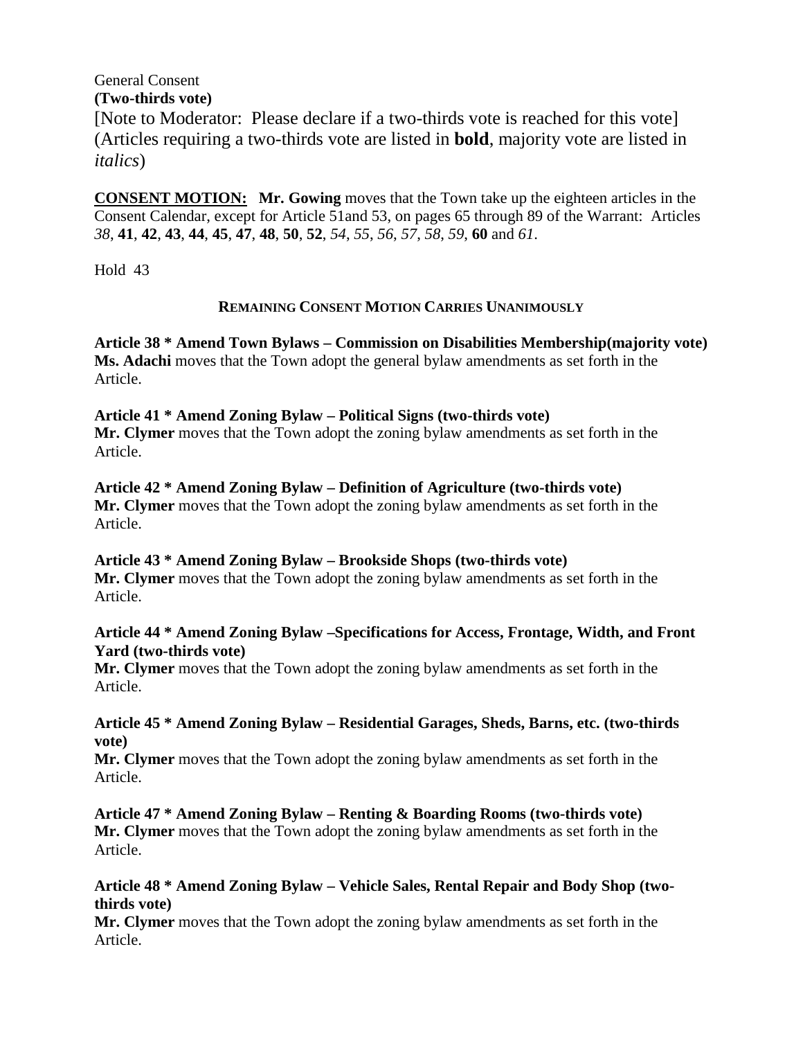General Consent
**(Two-thirds vote)**
[Note to Moderator: Please declare if a two-thirds vote is reached for this vote]
(Articles requiring a two-thirds vote are listed in **bold**, majority vote are listed in *italics*)

**CONSENT MOTION:** **Mr. Gowing** moves that the Town take up the eighteen articles in the Consent Calendar, except for Article 51and 53, on pages 65 through 89 of the Warrant: Articles *38*, **41**, **42**, **43**, **44**, **45**, **47**, **48**, **50**, **52**, *54*, *55*, *56*, *57*, *58*, *59*, **60** and *61*.

Hold 43

**REMAINING CONSENT MOTION CARRIES UNANIMOUSLY**

**Article 38 * Amend Town Bylaws – Commission on Disabilities Membership(majority vote)**
**Ms. Adachi** moves that the Town adopt the general bylaw amendments as set forth in the Article.

**Article 41 * Amend Zoning Bylaw – Political Signs (two-thirds vote)**
**Mr. Clymer** moves that the Town adopt the zoning bylaw amendments as set forth in the Article.

**Article 42 * Amend Zoning Bylaw – Definition of Agriculture (two-thirds vote)**
**Mr. Clymer** moves that the Town adopt the zoning bylaw amendments as set forth in the Article.

**Article 43 * Amend Zoning Bylaw – Brookside Shops (two-thirds vote)**
**Mr. Clymer** moves that the Town adopt the zoning bylaw amendments as set forth in the Article.

**Article 44 * Amend Zoning Bylaw –Specifications for Access, Frontage, Width, and Front Yard (two-thirds vote)**
**Mr. Clymer** moves that the Town adopt the zoning bylaw amendments as set forth in the Article.

**Article 45 * Amend Zoning Bylaw – Residential Garages, Sheds, Barns, etc. (two-thirds vote)**
**Mr. Clymer** moves that the Town adopt the zoning bylaw amendments as set forth in the Article.

**Article 47 * Amend Zoning Bylaw – Renting & Boarding Rooms (two-thirds vote)**
**Mr. Clymer** moves that the Town adopt the zoning bylaw amendments as set forth in the Article.

**Article 48 * Amend Zoning Bylaw – Vehicle Sales, Rental Repair and Body Shop (two-thirds vote)**
**Mr. Clymer** moves that the Town adopt the zoning bylaw amendments as set forth in the Article.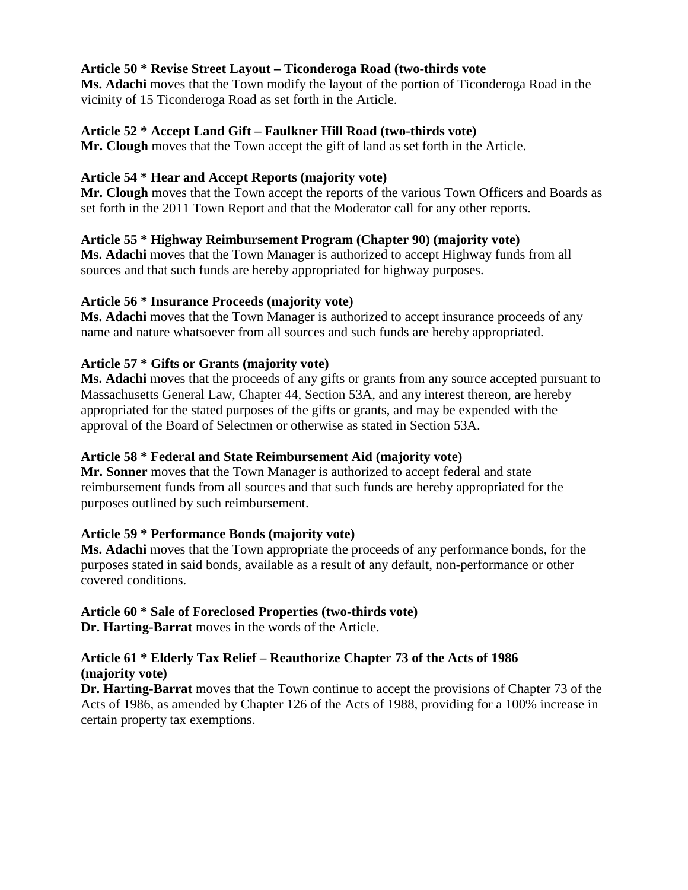**Article 50 * Revise Street Layout – Ticonderoga Road (two-thirds vote**

**Ms. Adachi** moves that the Town modify the layout of the portion of Ticonderoga Road in the vicinity of 15 Ticonderoga Road as set forth in the Article.

**Article 52 * Accept Land Gift – Faulkner Hill Road (two-thirds vote)**

**Mr. Clough** moves that the Town accept the gift of land as set forth in the Article.

**Article 54 * Hear and Accept Reports (majority vote)**

**Mr. Clough** moves that the Town accept the reports of the various Town Officers and Boards as set forth in the 2011 Town Report and that the Moderator call for any other reports.

**Article 55 * Highway Reimbursement Program (Chapter 90) (majority vote)**

**Ms. Adachi** moves that the Town Manager is authorized to accept Highway funds from all sources and that such funds are hereby appropriated for highway purposes.

**Article 56 * Insurance Proceeds (majority vote)**

**Ms. Adachi** moves that the Town Manager is authorized to accept insurance proceeds of any name and nature whatsoever from all sources and such funds are hereby appropriated.

**Article 57 * Gifts or Grants (majority vote)**

**Ms. Adachi** moves that the proceeds of any gifts or grants from any source accepted pursuant to Massachusetts General Law, Chapter 44, Section 53A, and any interest thereon, are hereby appropriated for the stated purposes of the gifts or grants, and may be expended with the approval of the Board of Selectmen or otherwise as stated in Section 53A.

**Article 58 * Federal and State Reimbursement Aid (majority vote)**

**Mr. Sonner** moves that the Town Manager is authorized to accept federal and state reimbursement funds from all sources and that such funds are hereby appropriated for the purposes outlined by such reimbursement.

**Article 59 * Performance Bonds (majority vote)**

**Ms. Adachi** moves that the Town appropriate the proceeds of any performance bonds, for the purposes stated in said bonds, available as a result of any default, non-performance or other covered conditions.

**Article 60 * Sale of Foreclosed Properties (two-thirds vote)**

**Dr. Harting-Barrat** moves in the words of the Article.

**Article 61 * Elderly Tax Relief – Reauthorize Chapter 73 of the Acts of 1986 (majority vote)**

**Dr. Harting-Barrat** moves that the Town continue to accept the provisions of Chapter 73 of the Acts of 1986, as amended by Chapter 126 of the Acts of 1988, providing for a 100% increase in certain property tax exemptions.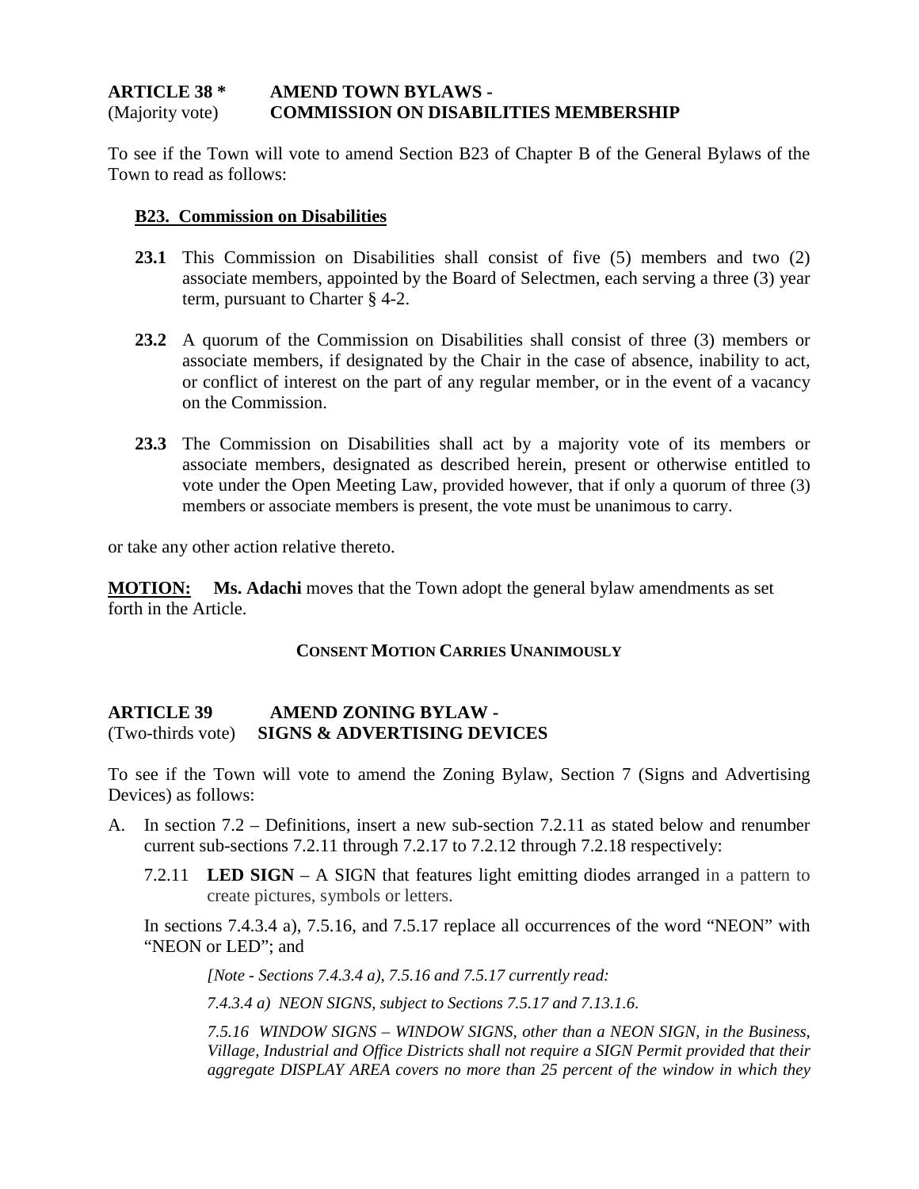**ARTICLE 38 \*** **AMEND TOWN BYLAWS -**
(Majority vote) **COMMISSION ON DISABILITIES MEMBERSHIP**

To see if the Town will vote to amend Section B23 of Chapter B of the General Bylaws of the Town to read as follows:

**B23. Commission on Disabilities**

**23.1** This Commission on Disabilities shall consist of five (5) members and two (2) associate members, appointed by the Board of Selectmen, each serving a three (3) year term, pursuant to Charter § 4-2.

**23.2** A quorum of the Commission on Disabilities shall consist of three (3) members or associate members, if designated by the Chair in the case of absence, inability to act, or conflict of interest on the part of any regular member, or in the event of a vacancy on the Commission.

**23.3** The Commission on Disabilities shall act by a majority vote of its members or associate members, designated as described herein, present or otherwise entitled to vote under the Open Meeting Law, provided however, that if only a quorum of three (3) members or associate members is present, the vote must be unanimous to carry.

or take any other action relative thereto.

**MOTION:** **Ms. Adachi** moves that the Town adopt the general bylaw amendments as set forth in the Article.

**CONSENT MOTION CARRIES UNANIMOUSLY**

**ARTICLE 39** **AMEND ZONING BYLAW -**
(Two-thirds vote) **SIGNS & ADVERTISING DEVICES**

To see if the Town will vote to amend the Zoning Bylaw, Section 7 (Signs and Advertising Devices) as follows:

A. In section 7.2 – Definitions, insert a new sub-section 7.2.11 as stated below and renumber current sub-sections 7.2.11 through 7.2.17 to 7.2.12 through 7.2.18 respectively:

   7.2.11 **LED SIGN** – A SIGN that features light emitting diodes arranged in a pattern to create pictures, symbols or letters.

   In sections 7.4.3.4 a), 7.5.16, and 7.5.17 replace all occurrences of the word "NEON" with "NEON or LED"; and

   *[Note - Sections 7.4.3.4 a), 7.5.16 and 7.5.17 currently read:*

   *7.4.3.4 a) NEON SIGNS, subject to Sections 7.5.17 and 7.13.1.6.*

   *7.5.16 WINDOW SIGNS – WINDOW SIGNS, other than a NEON SIGN, in the Business, Village, Industrial and Office Districts shall not require a SIGN Permit provided that their aggregate DISPLAY AREA covers no more than 25 percent of the window in which they*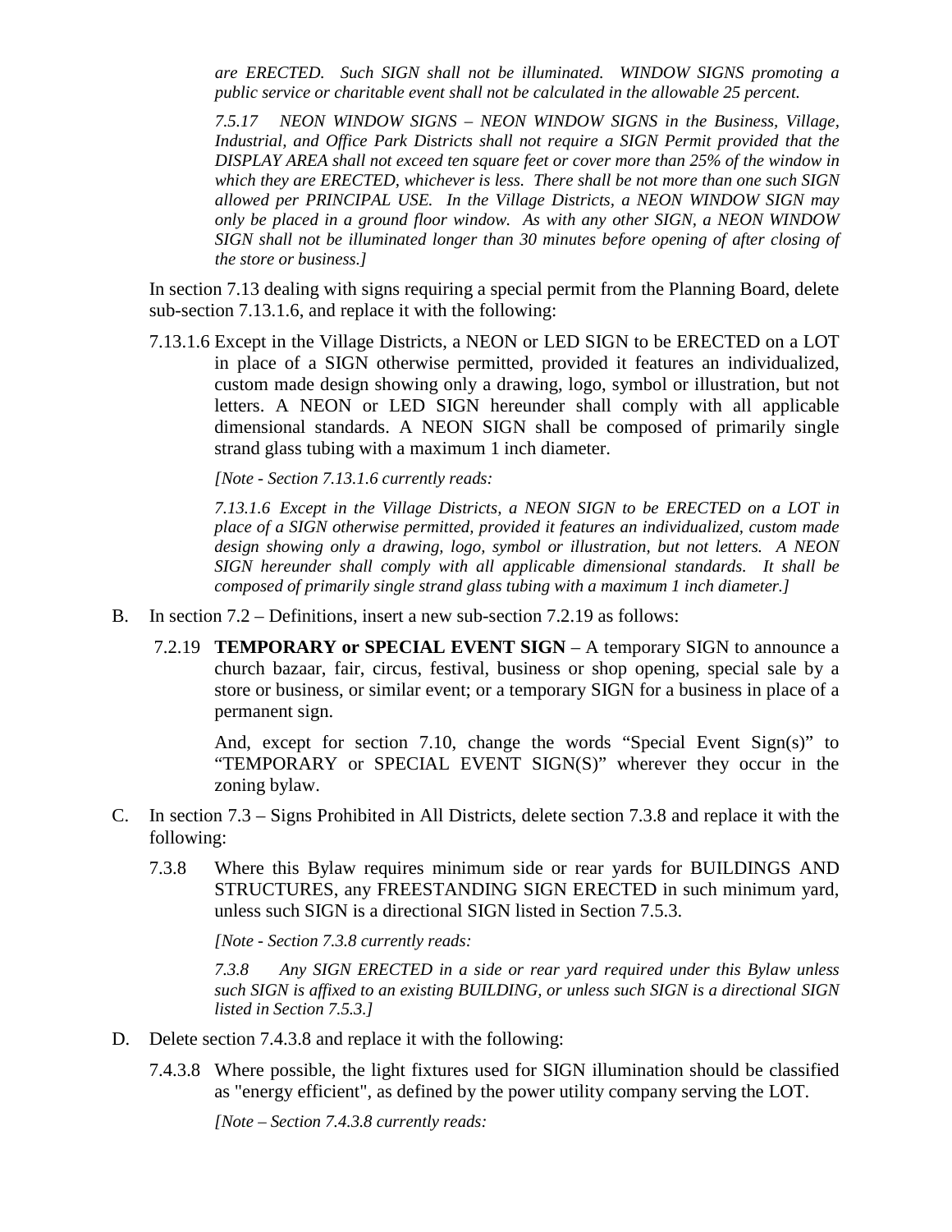*are ERECTED. Such SIGN shall not be illuminated. WINDOW SIGNS promoting a public service or charitable event shall not be calculated in the allowable 25 percent.*

*7.5.17 NEON WINDOW SIGNS – NEON WINDOW SIGNS in the Business, Village, Industrial, and Office Park Districts shall not require a SIGN Permit provided that the DISPLAY AREA shall not exceed ten square feet or cover more than 25% of the window in which they are ERECTED, whichever is less. There shall be not more than one such SIGN allowed per PRINCIPAL USE. In the Village Districts, a NEON WINDOW SIGN may only be placed in a ground floor window. As with any other SIGN, a NEON WINDOW SIGN shall not be illuminated longer than 30 minutes before opening of after closing of the store or business.]*

In section 7.13 dealing with signs requiring a special permit from the Planning Board, delete sub-section 7.13.1.6, and replace it with the following:

7.13.1.6 Except in the Village Districts, a NEON or LED SIGN to be ERECTED on a LOT in place of a SIGN otherwise permitted, provided it features an individualized, custom made design showing only a drawing, logo, symbol or illustration, but not letters. A NEON or LED SIGN hereunder shall comply with all applicable dimensional standards. A NEON SIGN shall be composed of primarily single strand glass tubing with a maximum 1 inch diameter.

*[Note - Section 7.13.1.6 currently reads:*

*7.13.1.6 Except in the Village Districts, a NEON SIGN to be ERECTED on a LOT in place of a SIGN otherwise permitted, provided it features an individualized, custom made design showing only a drawing, logo, symbol or illustration, but not letters. A NEON SIGN hereunder shall comply with all applicable dimensional standards. It shall be composed of primarily single strand glass tubing with a maximum 1 inch diameter.]*

B. In section 7.2 – Definitions, insert a new sub-section 7.2.19 as follows:

7.2.19 **TEMPORARY or SPECIAL EVENT SIGN** – A temporary SIGN to announce a church bazaar, fair, circus, festival, business or shop opening, special sale by a store or business, or similar event; or a temporary SIGN for a business in place of a permanent sign.

And, except for section 7.10, change the words "Special Event Sign(s)" to "TEMPORARY or SPECIAL EVENT SIGN(S)" wherever they occur in the zoning bylaw.

C. In section 7.3 – Signs Prohibited in All Districts, delete section 7.3.8 and replace it with the following:

7.3.8 Where this Bylaw requires minimum side or rear yards for BUILDINGS AND STRUCTURES, any FREESTANDING SIGN ERECTED in such minimum yard, unless such SIGN is a directional SIGN listed in Section 7.5.3.

*[Note - Section 7.3.8 currently reads:*

*7.3.8 Any SIGN ERECTED in a side or rear yard required under this Bylaw unless such SIGN is affixed to an existing BUILDING, or unless such SIGN is a directional SIGN listed in Section 7.5.3.]*

D. Delete section 7.4.3.8 and replace it with the following:

7.4.3.8 Where possible, the light fixtures used for SIGN illumination should be classified as "energy efficient", as defined by the power utility company serving the LOT.

*[Note – Section 7.4.3.8 currently reads:*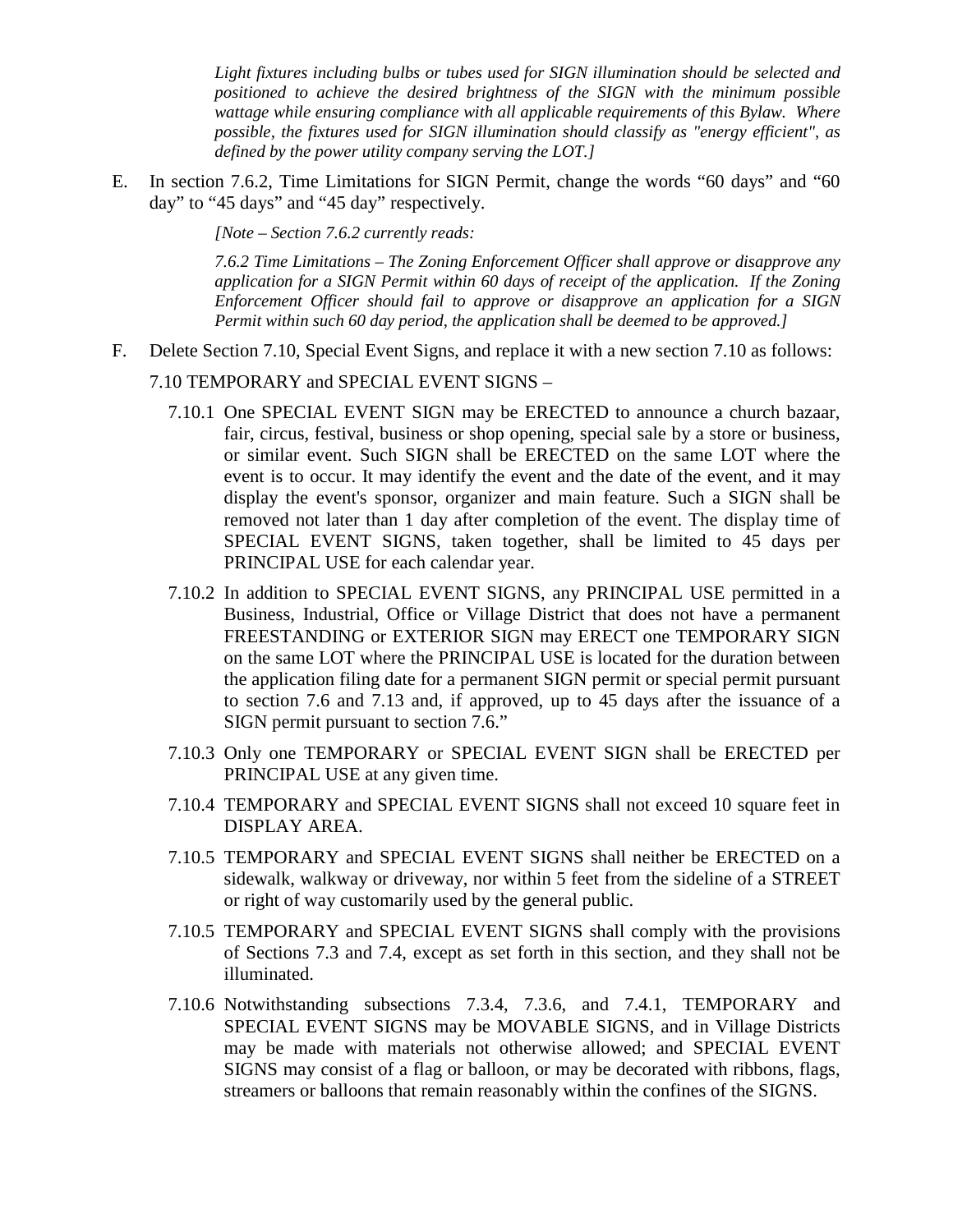*Light fixtures including bulbs or tubes used for SIGN illumination should be selected and positioned to achieve the desired brightness of the SIGN with the minimum possible wattage while ensuring compliance with all applicable requirements of this Bylaw. Where possible, the fixtures used for SIGN illumination should classify as "energy efficient", as defined by the power utility company serving the LOT.]*

E. In section 7.6.2, Time Limitations for SIGN Permit, change the words "60 days" and "60 day" to "45 days" and "45 day" respectively.

> *[Note – Section 7.6.2 currently reads:*
>
> *7.6.2 Time Limitations – The Zoning Enforcement Officer shall approve or disapprove any application for a SIGN Permit within 60 days of receipt of the application. If the Zoning Enforcement Officer should fail to approve or disapprove an application for a SIGN Permit within such 60 day period, the application shall be deemed to be approved.]*

F. Delete Section 7.10, Special Event Signs, and replace it with a new section 7.10 as follows:

7.10 TEMPORARY and SPECIAL EVENT SIGNS –

7.10.1 One SPECIAL EVENT SIGN may be ERECTED to announce a church bazaar, fair, circus, festival, business or shop opening, special sale by a store or business, or similar event. Such SIGN shall be ERECTED on the same LOT where the event is to occur. It may identify the event and the date of the event, and it may display the event's sponsor, organizer and main feature. Such a SIGN shall be removed not later than 1 day after completion of the event. The display time of SPECIAL EVENT SIGNS, taken together, shall be limited to 45 days per PRINCIPAL USE for each calendar year.

7.10.2 In addition to SPECIAL EVENT SIGNS, any PRINCIPAL USE permitted in a Business, Industrial, Office or Village District that does not have a permanent FREESTANDING or EXTERIOR SIGN may ERECT one TEMPORARY SIGN on the same LOT where the PRINCIPAL USE is located for the duration between the application filing date for a permanent SIGN permit or special permit pursuant to section 7.6 and 7.13 and, if approved, up to 45 days after the issuance of a SIGN permit pursuant to section 7.6."

7.10.3 Only one TEMPORARY or SPECIAL EVENT SIGN shall be ERECTED per PRINCIPAL USE at any given time.

7.10.4 TEMPORARY and SPECIAL EVENT SIGNS shall not exceed 10 square feet in DISPLAY AREA.

7.10.5 TEMPORARY and SPECIAL EVENT SIGNS shall neither be ERECTED on a sidewalk, walkway or driveway, nor within 5 feet from the sideline of a STREET or right of way customarily used by the general public.

7.10.5 TEMPORARY and SPECIAL EVENT SIGNS shall comply with the provisions of Sections 7.3 and 7.4, except as set forth in this section, and they shall not be illuminated.

7.10.6 Notwithstanding subsections 7.3.4, 7.3.6, and 7.4.1, TEMPORARY and SPECIAL EVENT SIGNS may be MOVABLE SIGNS, and in Village Districts may be made with materials not otherwise allowed; and SPECIAL EVENT SIGNS may consist of a flag or balloon, or may be decorated with ribbons, flags, streamers or balloons that remain reasonably within the confines of the SIGNS.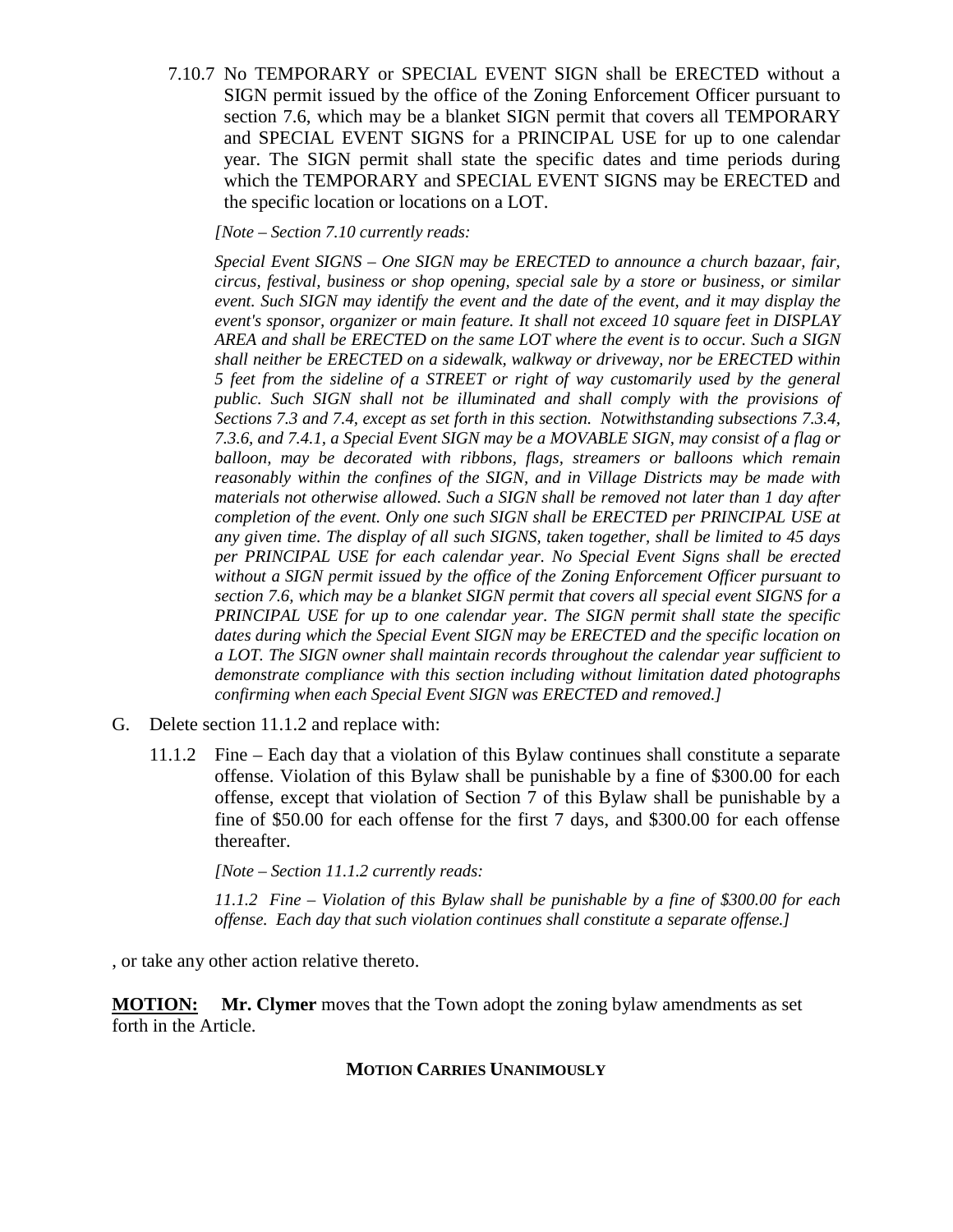7.10.7 No TEMPORARY or SPECIAL EVENT SIGN shall be ERECTED without a SIGN permit issued by the office of the Zoning Enforcement Officer pursuant to section 7.6, which may be a blanket SIGN permit that covers all TEMPORARY and SPECIAL EVENT SIGNS for a PRINCIPAL USE for up to one calendar year. The SIGN permit shall state the specific dates and time periods during which the TEMPORARY and SPECIAL EVENT SIGNS may be ERECTED and the specific location or locations on a LOT.

*[Note – Section 7.10 currently reads:*

*Special Event SIGNS – One SIGN may be ERECTED to announce a church bazaar, fair, circus, festival, business or shop opening, special sale by a store or business, or similar event. Such SIGN may identify the event and the date of the event, and it may display the event's sponsor, organizer or main feature. It shall not exceed 10 square feet in DISPLAY AREA and shall be ERECTED on the same LOT where the event is to occur. Such a SIGN shall neither be ERECTED on a sidewalk, walkway or driveway, nor be ERECTED within 5 feet from the sideline of a STREET or right of way customarily used by the general public. Such SIGN shall not be illuminated and shall comply with the provisions of Sections 7.3 and 7.4, except as set forth in this section. Notwithstanding subsections 7.3.4, 7.3.6, and 7.4.1, a Special Event SIGN may be a MOVABLE SIGN, may consist of a flag or balloon, may be decorated with ribbons, flags, streamers or balloons which remain reasonably within the confines of the SIGN, and in Village Districts may be made with materials not otherwise allowed. Such a SIGN shall be removed not later than 1 day after completion of the event. Only one such SIGN shall be ERECTED per PRINCIPAL USE at any given time. The display of all such SIGNS, taken together, shall be limited to 45 days per PRINCIPAL USE for each calendar year. No Special Event Signs shall be erected without a SIGN permit issued by the office of the Zoning Enforcement Officer pursuant to section 7.6, which may be a blanket SIGN permit that covers all special event SIGNS for a PRINCIPAL USE for up to one calendar year. The SIGN permit shall state the specific dates during which the Special Event SIGN may be ERECTED and the specific location on a LOT. The SIGN owner shall maintain records throughout the calendar year sufficient to demonstrate compliance with this section including without limitation dated photographs confirming when each Special Event SIGN was ERECTED and removed.]*

G. Delete section 11.1.2 and replace with:

11.1.2 Fine – Each day that a violation of this Bylaw continues shall constitute a separate offense. Violation of this Bylaw shall be punishable by a fine of $300.00 for each offense, except that violation of Section 7 of this Bylaw shall be punishable by a fine of $50.00 for each offense for the first 7 days, and $300.00 for each offense thereafter.

*[Note – Section 11.1.2 currently reads:*

*11.1.2 Fine – Violation of this Bylaw shall be punishable by a fine of $300.00 for each offense. Each day that such violation continues shall constitute a separate offense.]*

, or take any other action relative thereto.

**MOTION:** **Mr. Clymer** moves that the Town adopt the zoning bylaw amendments as set forth in the Article.

**MOTION CARRIES UNANIMOUSLY**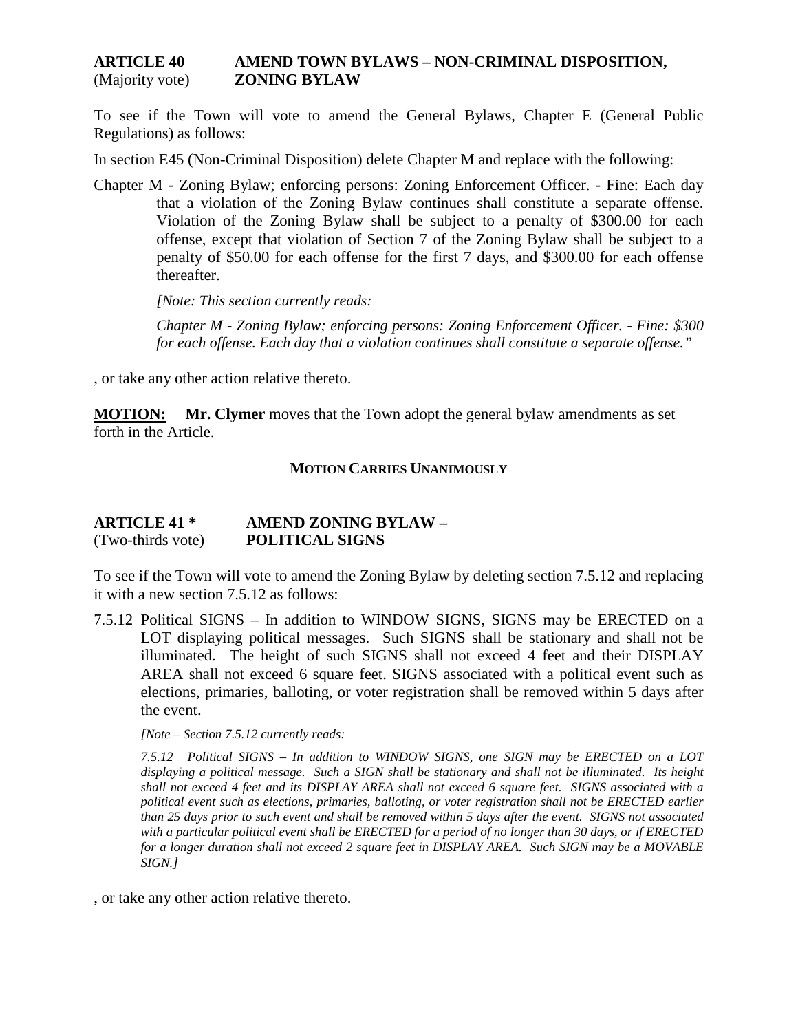**ARTICLE 40** **AMEND TOWN BYLAWS – NON-CRIMINAL DISPOSITION,**
(Majority vote) **ZONING BYLAW**

To see if the Town will vote to amend the General Bylaws, Chapter E (General Public Regulations) as follows:

In section E45 (Non-Criminal Disposition) delete Chapter M and replace with the following:

Chapter M - Zoning Bylaw; enforcing persons: Zoning Enforcement Officer. - Fine: Each day that a violation of the Zoning Bylaw continues shall constitute a separate offense. Violation of the Zoning Bylaw shall be subject to a penalty of $300.00 for each offense, except that violation of Section 7 of the Zoning Bylaw shall be subject to a penalty of $50.00 for each offense for the first 7 days, and $300.00 for each offense thereafter.

*[Note: This section currently reads:*

*Chapter M - Zoning Bylaw; enforcing persons: Zoning Enforcement Officer. - Fine: $300 for each offense. Each day that a violation continues shall constitute a separate offense."*

, or take any other action relative thereto.

**MOTION:** **Mr. Clymer** moves that the Town adopt the general bylaw amendments as set forth in the Article.

**MOTION CARRIES UNANIMOUSLY**

**ARTICLE 41 *** **AMEND ZONING BYLAW –**
(Two-thirds vote) **POLITICAL SIGNS**

To see if the Town will vote to amend the Zoning Bylaw by deleting section 7.5.12 and replacing it with a new section 7.5.12 as follows:

7.5.12 Political SIGNS – In addition to WINDOW SIGNS, SIGNS may be ERECTED on a LOT displaying political messages. Such SIGNS shall be stationary and shall not be illuminated. The height of such SIGNS shall not exceed 4 feet and their DISPLAY AREA shall not exceed 6 square feet. SIGNS associated with a political event such as elections, primaries, balloting, or voter registration shall be removed within 5 days after the event.

*[Note – Section 7.5.12 currently reads:*

*7.5.12 Political SIGNS – In addition to WINDOW SIGNS, one SIGN may be ERECTED on a LOT displaying a political message. Such a SIGN shall be stationary and shall not be illuminated. Its height shall not exceed 4 feet and its DISPLAY AREA shall not exceed 6 square feet. SIGNS associated with a political event such as elections, primaries, balloting, or voter registration shall not be ERECTED earlier than 25 days prior to such event and shall be removed within 5 days after the event. SIGNS not associated with a particular political event shall be ERECTED for a period of no longer than 30 days, or if ERECTED for a longer duration shall not exceed 2 square feet in DISPLAY AREA. Such SIGN may be a MOVABLE SIGN.]*

, or take any other action relative thereto.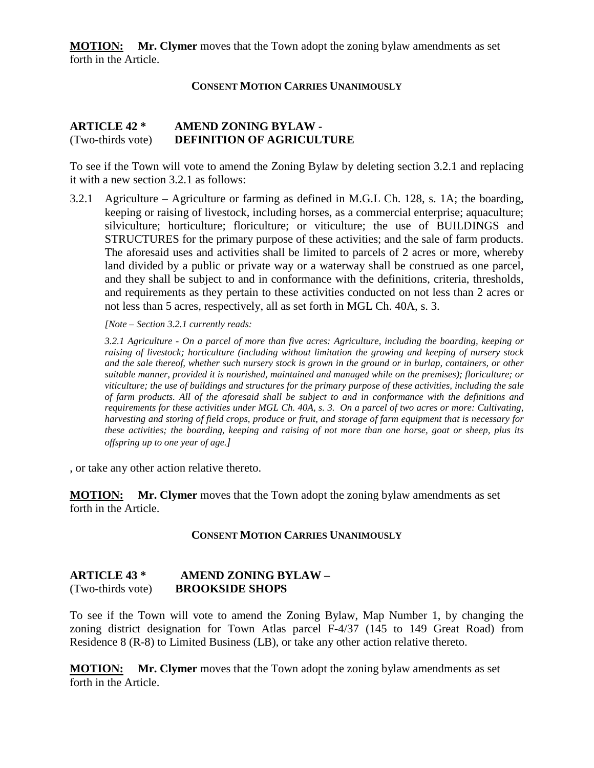**MOTION:** **Mr. Clymer** moves that the Town adopt the zoning bylaw amendments as set forth in the Article.

**CONSENT MOTION CARRIES UNANIMOUSLY**

## ARTICLE 42 * AMEND ZONING BYLAW - DEFINITION OF AGRICULTURE

(Two-thirds vote)

To see if the Town will vote to amend the Zoning Bylaw by deleting section 3.2.1 and replacing it with a new section 3.2.1 as follows:

3.2.1 Agriculture – Agriculture or farming as defined in M.G.L Ch. 128, s. 1A; the boarding, keeping or raising of livestock, including horses, as a commercial enterprise; aquaculture; silviculture; horticulture; floriculture; or viticulture; the use of BUILDINGS and STRUCTURES for the primary purpose of these activities; and the sale of farm products. The aforesaid uses and activities shall be limited to parcels of 2 acres or more, whereby land divided by a public or private way or a waterway shall be construed as one parcel, and they shall be subject to and in conformance with the definitions, criteria, thresholds, and requirements as they pertain to these activities conducted on not less than 2 acres or not less than 5 acres, respectively, all as set forth in MGL Ch. 40A, s. 3.

*[Note – Section 3.2.1 currently reads:*

*3.2.1 Agriculture - On a parcel of more than five acres: Agriculture, including the boarding, keeping or raising of livestock; horticulture (including without limitation the growing and keeping of nursery stock and the sale thereof, whether such nursery stock is grown in the ground or in burlap, containers, or other suitable manner, provided it is nourished, maintained and managed while on the premises); floriculture; or viticulture; the use of buildings and structures for the primary purpose of these activities, including the sale of farm products. All of the aforesaid shall be subject to and in conformance with the definitions and requirements for these activities under MGL Ch. 40A, s. 3. On a parcel of two acres or more: Cultivating, harvesting and storing of field crops, produce or fruit, and storage of farm equipment that is necessary for these activities; the boarding, keeping and raising of not more than one horse, goat or sheep, plus its offspring up to one year of age.]*

, or take any other action relative thereto.

**MOTION:** **Mr. Clymer** moves that the Town adopt the zoning bylaw amendments as set forth in the Article.

**CONSENT MOTION CARRIES UNANIMOUSLY**

## ARTICLE 43 * AMEND ZONING BYLAW – BROOKSIDE SHOPS

(Two-thirds vote)

To see if the Town will vote to amend the Zoning Bylaw, Map Number 1, by changing the zoning district designation for Town Atlas parcel F-4/37 (145 to 149 Great Road) from Residence 8 (R-8) to Limited Business (LB), or take any other action relative thereto.

**MOTION:** **Mr. Clymer** moves that the Town adopt the zoning bylaw amendments as set forth in the Article.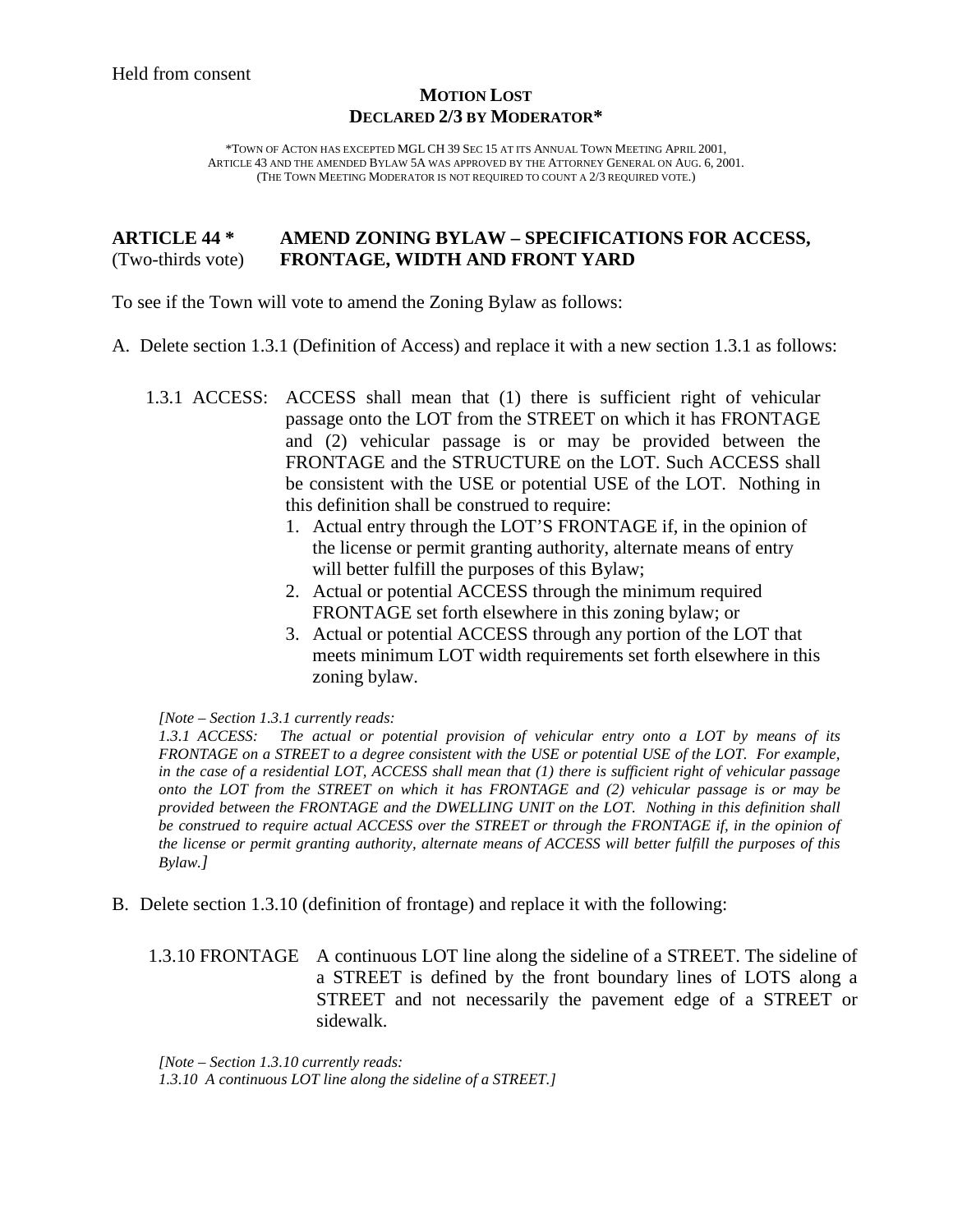Held from consent

**MOTION LOST**
**DECLARED 2/3 BY MODERATOR***

*TOWN OF ACTON HAS EXCEPTED MGL CH 39 SEC 15 AT ITS ANNUAL TOWN MEETING APRIL 2001, ARTICLE 43 AND THE AMENDED BYLAW 5A WAS APPROVED BY THE ATTORNEY GENERAL ON AUG. 6, 2001. (THE TOWN MEETING MODERATOR IS NOT REQUIRED TO COUNT A 2/3 REQUIRED VOTE.)

## ARTICLE 44 * AMEND ZONING BYLAW – SPECIFICATIONS FOR ACCESS, FRONTAGE, WIDTH AND FRONT YARD
(Two-thirds vote)

To see if the Town will vote to amend the Zoning Bylaw as follows:

A. Delete section 1.3.1 (Definition of Access) and replace it with a new section 1.3.1 as follows:

1.3.1 ACCESS: ACCESS shall mean that (1) there is sufficient right of vehicular passage onto the LOT from the STREET on which it has FRONTAGE and (2) vehicular passage is or may be provided between the FRONTAGE and the STRUCTURE on the LOT. Such ACCESS shall be consistent with the USE or potential USE of the LOT. Nothing in this definition shall be construed to require:

1. Actual entry through the LOT'S FRONTAGE if, in the opinion of the license or permit granting authority, alternate means of entry will better fulfill the purposes of this Bylaw;
2. Actual or potential ACCESS through the minimum required FRONTAGE set forth elsewhere in this zoning bylaw; or
3. Actual or potential ACCESS through any portion of the LOT that meets minimum LOT width requirements set forth elsewhere in this zoning bylaw.

*[Note – Section 1.3.1 currently reads:*
*1.3.1 ACCESS: The actual or potential provision of vehicular entry onto a LOT by means of its FRONTAGE on a STREET to a degree consistent with the USE or potential USE of the LOT. For example, in the case of a residential LOT, ACCESS shall mean that (1) there is sufficient right of vehicular passage onto the LOT from the STREET on which it has FRONTAGE and (2) vehicular passage is or may be provided between the FRONTAGE and the DWELLING UNIT on the LOT. Nothing in this definition shall be construed to require actual ACCESS over the STREET or through the FRONTAGE if, in the opinion of the license or permit granting authority, alternate means of ACCESS will better fulfill the purposes of this Bylaw.]*

B. Delete section 1.3.10 (definition of frontage) and replace it with the following:

1.3.10 FRONTAGE A continuous LOT line along the sideline of a STREET. The sideline of a STREET is defined by the front boundary lines of LOTS along a STREET and not necessarily the pavement edge of a STREET or sidewalk.

*[Note – Section 1.3.10 currently reads:*
*1.3.10 A continuous LOT line along the sideline of a STREET.]*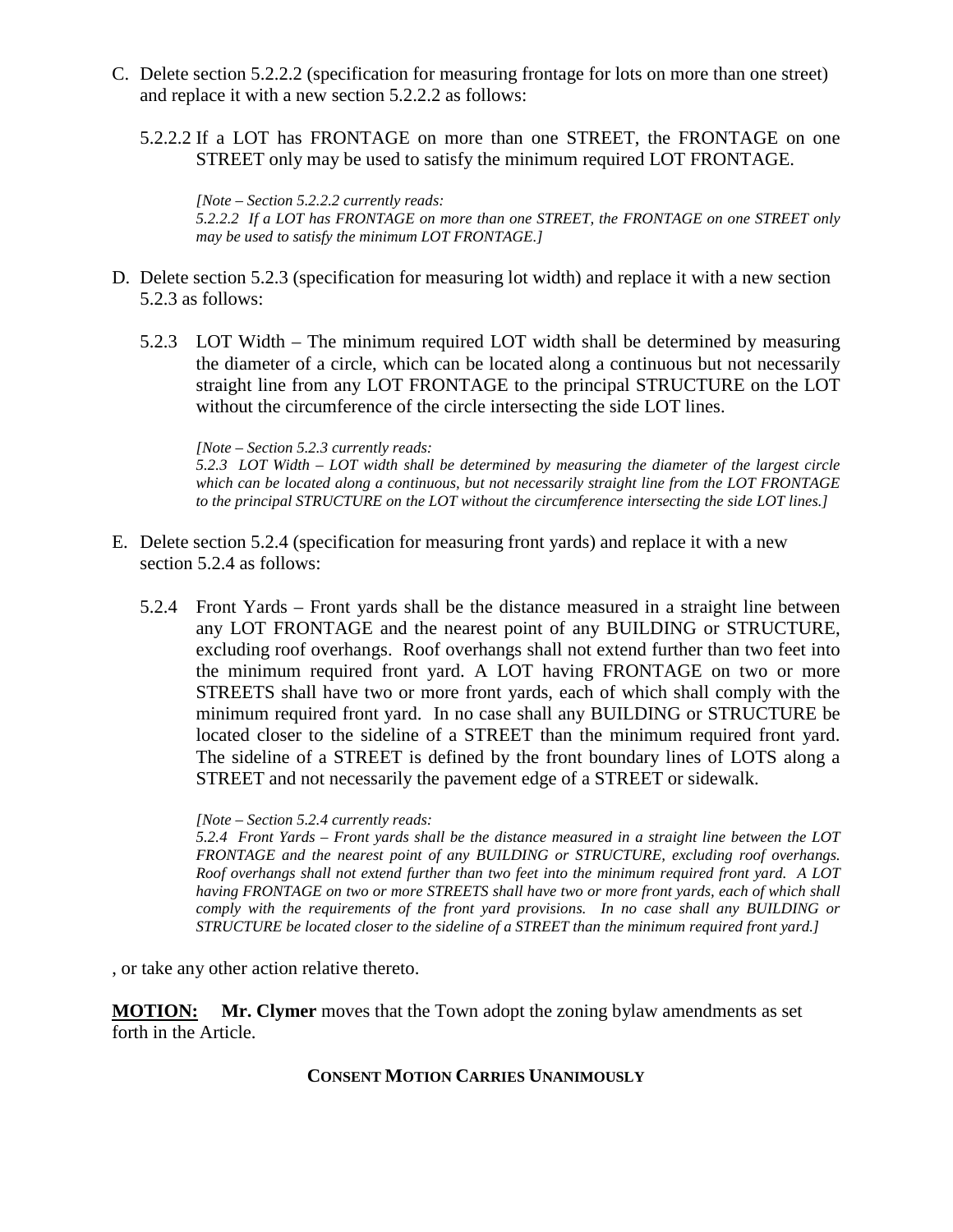C. Delete section 5.2.2.2 (specification for measuring frontage for lots on more than one street) and replace it with a new section 5.2.2.2 as follows:

   5.2.2.2 If a LOT has FRONTAGE on more than one STREET, the FRONTAGE on one STREET only may be used to satisfy the minimum required LOT FRONTAGE.

   *[Note – Section 5.2.2.2 currently reads:*
   *5.2.2.2 If a LOT has FRONTAGE on more than one STREET, the FRONTAGE on one STREET only may be used to satisfy the minimum LOT FRONTAGE.]*

D. Delete section 5.2.3 (specification for measuring lot width) and replace it with a new section 5.2.3 as follows:

   5.2.3 LOT Width – The minimum required LOT width shall be determined by measuring the diameter of a circle, which can be located along a continuous but not necessarily straight line from any LOT FRONTAGE to the principal STRUCTURE on the LOT without the circumference of the circle intersecting the side LOT lines.

   *[Note – Section 5.2.3 currently reads:*
   *5.2.3 LOT Width – LOT width shall be determined by measuring the diameter of the largest circle which can be located along a continuous, but not necessarily straight line from the LOT FRONTAGE to the principal STRUCTURE on the LOT without the circumference intersecting the side LOT lines.]*

E. Delete section 5.2.4 (specification for measuring front yards) and replace it with a new section 5.2.4 as follows:

   5.2.4 Front Yards – Front yards shall be the distance measured in a straight line between any LOT FRONTAGE and the nearest point of any BUILDING or STRUCTURE, excluding roof overhangs. Roof overhangs shall not extend further than two feet into the minimum required front yard. A LOT having FRONTAGE on two or more STREETS shall have two or more front yards, each of which shall comply with the minimum required front yard. In no case shall any BUILDING or STRUCTURE be located closer to the sideline of a STREET than the minimum required front yard. The sideline of a STREET is defined by the front boundary lines of LOTS along a STREET and not necessarily the pavement edge of a STREET or sidewalk.

   *[Note – Section 5.2.4 currently reads:*
   *5.2.4 Front Yards – Front yards shall be the distance measured in a straight line between the LOT FRONTAGE and the nearest point of any BUILDING or STRUCTURE, excluding roof overhangs. Roof overhangs shall not extend further than two feet into the minimum required front yard. A LOT having FRONTAGE on two or more STREETS shall have two or more front yards, each of which shall comply with the requirements of the front yard provisions. In no case shall any BUILDING or STRUCTURE be located closer to the sideline of a STREET than the minimum required front yard.]*

, or take any other action relative thereto.

**MOTION:** **Mr. Clymer** moves that the Town adopt the zoning bylaw amendments as set forth in the Article.

**CONSENT MOTION CARRIES UNANIMOUSLY**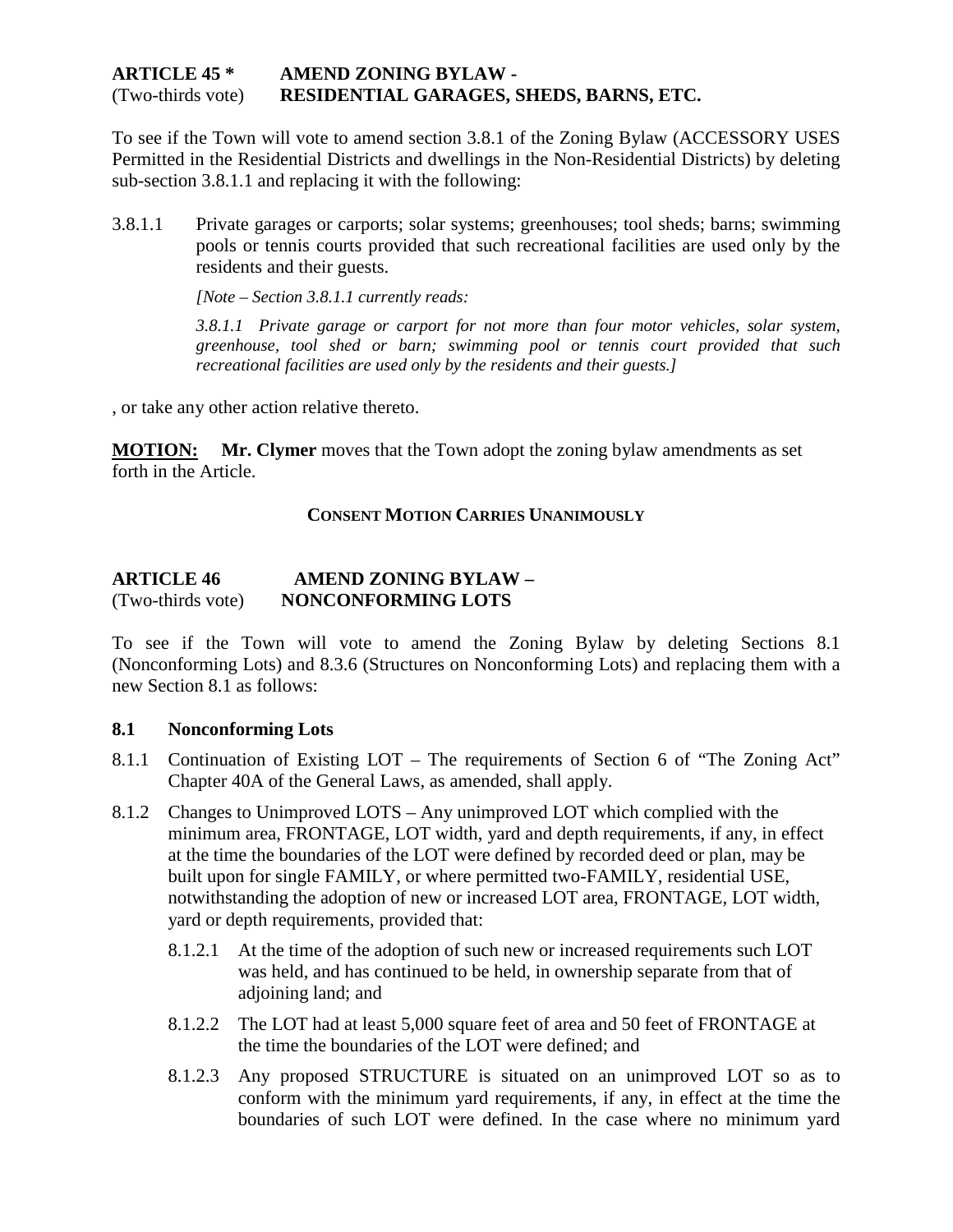**ARTICLE 45 * AMEND ZONING BYLAW -**
(Two-thirds vote) **RESIDENTIAL GARAGES, SHEDS, BARNS, ETC.**

To see if the Town will vote to amend section 3.8.1 of the Zoning Bylaw (ACCESSORY USES Permitted in the Residential Districts and dwellings in the Non-Residential Districts) by deleting sub-section 3.8.1.1 and replacing it with the following:

3.8.1.1 Private garages or carports; solar systems; greenhouses; tool sheds; barns; swimming pools or tennis courts provided that such recreational facilities are used only by the residents and their guests.

*[Note – Section 3.8.1.1 currently reads:*

*3.8.1.1 Private garage or carport for not more than four motor vehicles, solar system, greenhouse, tool shed or barn; swimming pool or tennis court provided that such recreational facilities are used only by the residents and their guests.]*

, or take any other action relative thereto.

**MOTION:** **Mr. Clymer** moves that the Town adopt the zoning bylaw amendments as set forth in the Article.

**CONSENT MOTION CARRIES UNANIMOUSLY**

**ARTICLE 46 AMEND ZONING BYLAW –**
(Two-thirds vote) **NONCONFORMING LOTS**

To see if the Town will vote to amend the Zoning Bylaw by deleting Sections 8.1 (Nonconforming Lots) and 8.3.6 (Structures on Nonconforming Lots) and replacing them with a new Section 8.1 as follows:

**8.1 Nonconforming Lots**

8.1.1 Continuation of Existing LOT – The requirements of Section 6 of “The Zoning Act” Chapter 40A of the General Laws, as amended, shall apply.

8.1.2 Changes to Unimproved LOTS – Any unimproved LOT which complied with the minimum area, FRONTAGE, LOT width, yard and depth requirements, if any, in effect at the time the boundaries of the LOT were defined by recorded deed or plan, may be built upon for single FAMILY, or where permitted two-FAMILY, residential USE, notwithstanding the adoption of new or increased LOT area, FRONTAGE, LOT width, yard or depth requirements, provided that:

8.1.2.1 At the time of the adoption of such new or increased requirements such LOT was held, and has continued to be held, in ownership separate from that of adjoining land; and

8.1.2.2 The LOT had at least 5,000 square feet of area and 50 feet of FRONTAGE at the time the boundaries of the LOT were defined; and

8.1.2.3 Any proposed STRUCTURE is situated on an unimproved LOT so as to conform with the minimum yard requirements, if any, in effect at the time the boundaries of such LOT were defined. In the case where no minimum yard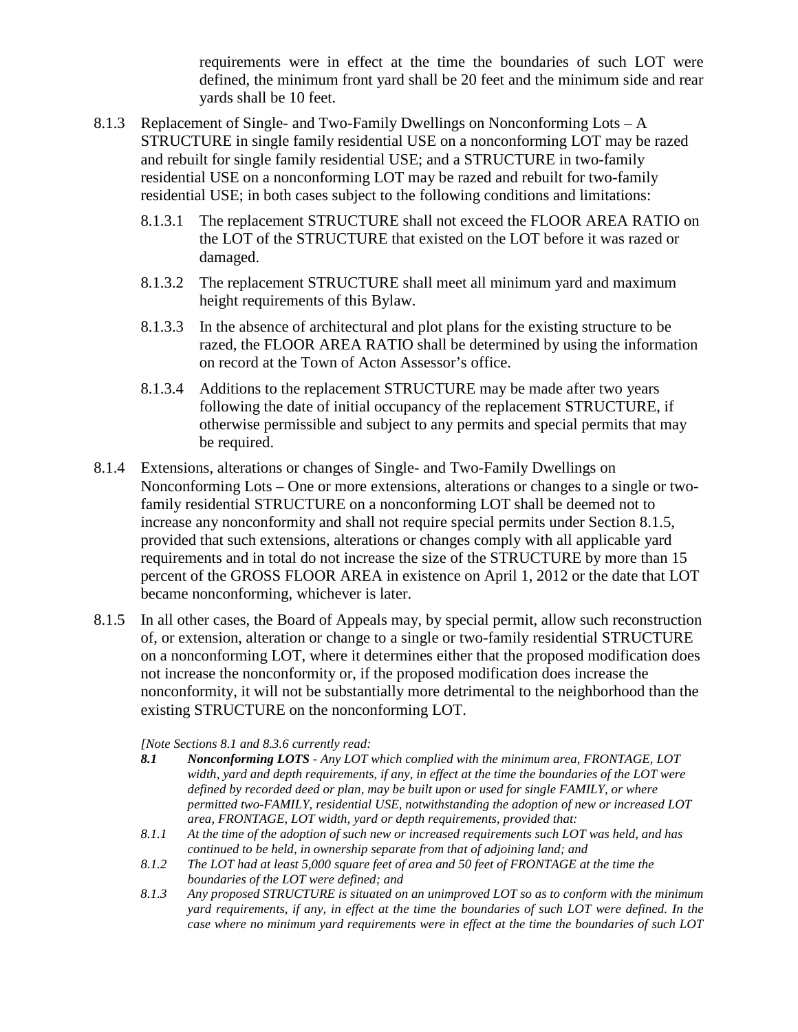requirements were in effect at the time the boundaries of such LOT were defined, the minimum front yard shall be 20 feet and the minimum side and rear yards shall be 10 feet.

8.1.3 Replacement of Single- and Two-Family Dwellings on Nonconforming Lots – A STRUCTURE in single family residential USE on a nonconforming LOT may be razed and rebuilt for single family residential USE; and a STRUCTURE in two-family residential USE on a nonconforming LOT may be razed and rebuilt for two-family residential USE; in both cases subject to the following conditions and limitations:

8.1.3.1 The replacement STRUCTURE shall not exceed the FLOOR AREA RATIO on the LOT of the STRUCTURE that existed on the LOT before it was razed or damaged.

8.1.3.2 The replacement STRUCTURE shall meet all minimum yard and maximum height requirements of this Bylaw.

8.1.3.3 In the absence of architectural and plot plans for the existing structure to be razed, the FLOOR AREA RATIO shall be determined by using the information on record at the Town of Acton Assessor's office.

8.1.3.4 Additions to the replacement STRUCTURE may be made after two years following the date of initial occupancy of the replacement STRUCTURE, if otherwise permissible and subject to any permits and special permits that may be required.

8.1.4 Extensions, alterations or changes of Single- and Two-Family Dwellings on Nonconforming Lots – One or more extensions, alterations or changes to a single or two-family residential STRUCTURE on a nonconforming LOT shall be deemed not to increase any nonconformity and shall not require special permits under Section 8.1.5, provided that such extensions, alterations or changes comply with all applicable yard requirements and in total do not increase the size of the STRUCTURE by more than 15 percent of the GROSS FLOOR AREA in existence on April 1, 2012 or the date that LOT became nonconforming, whichever is later.

8.1.5 In all other cases, the Board of Appeals may, by special permit, allow such reconstruction of, or extension, alteration or change to a single or two-family residential STRUCTURE on a nonconforming LOT, where it determines either that the proposed modification does not increase the nonconformity or, if the proposed modification does increase the nonconformity, it will not be substantially more detrimental to the neighborhood than the existing STRUCTURE on the nonconforming LOT.

*[Note Sections 8.1 and 8.3.6 currently read:*

***8.1*** ***Nonconforming LOTS*** *- Any LOT which complied with the minimum area, FRONTAGE, LOT width, yard and depth requirements, if any, in effect at the time the boundaries of the LOT were defined by recorded deed or plan, may be built upon or used for single FAMILY, or where permitted two-FAMILY, residential USE, notwithstanding the adoption of new or increased LOT area, FRONTAGE, LOT width, yard or depth requirements, provided that:*

*8.1.1 At the time of the adoption of such new or increased requirements such LOT was held, and has continued to be held, in ownership separate from that of adjoining land; and*

*8.1.2 The LOT had at least 5,000 square feet of area and 50 feet of FRONTAGE at the time the boundaries of the LOT were defined; and*

*8.1.3 Any proposed STRUCTURE is situated on an unimproved LOT so as to conform with the minimum yard requirements, if any, in effect at the time the boundaries of such LOT were defined. In the case where no minimum yard requirements were in effect at the time the boundaries of such LOT*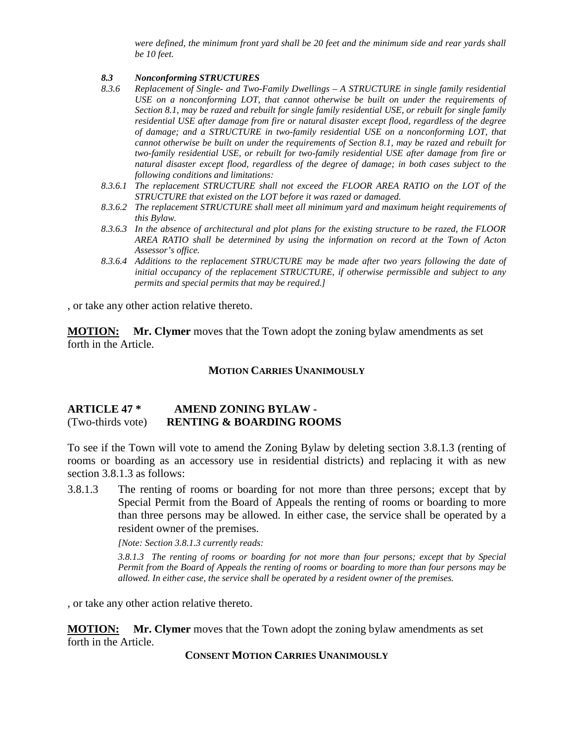*were defined, the minimum front yard shall be 20 feet and the minimum side and rear yards shall be 10 feet.*

*8.3 Nonconforming STRUCTURES*

*8.3.6 Replacement of Single- and Two-Family Dwellings – A STRUCTURE in single family residential USE on a nonconforming LOT, that cannot otherwise be built on under the requirements of Section 8.1, may be razed and rebuilt for single family residential USE, or rebuilt for single family residential USE after damage from fire or natural disaster except flood, regardless of the degree of damage; and a STRUCTURE in two-family residential USE on a nonconforming LOT, that cannot otherwise be built on under the requirements of Section 8.1, may be razed and rebuilt for two-family residential USE, or rebuilt for two-family residential USE after damage from fire or natural disaster except flood, regardless of the degree of damage; in both cases subject to the following conditions and limitations:*

*8.3.6.1 The replacement STRUCTURE shall not exceed the FLOOR AREA RATIO on the LOT of the STRUCTURE that existed on the LOT before it was razed or damaged.*

*8.3.6.2 The replacement STRUCTURE shall meet all minimum yard and maximum height requirements of this Bylaw.*

*8.3.6.3 In the absence of architectural and plot plans for the existing structure to be razed, the FLOOR AREA RATIO shall be determined by using the information on record at the Town of Acton Assessor's office.*

*8.3.6.4 Additions to the replacement STRUCTURE may be made after two years following the date of initial occupancy of the replacement STRUCTURE, if otherwise permissible and subject to any permits and special permits that may be required.]*

, or take any other action relative thereto.

**MOTION:** **Mr. Clymer** moves that the Town adopt the zoning bylaw amendments as set forth in the Article.

**MOTION CARRIES UNANIMOUSLY**

## ARTICLE 47 * AMEND ZONING BYLAW -
(Two-thirds vote) **RENTING & BOARDING ROOMS**

To see if the Town will vote to amend the Zoning Bylaw by deleting section 3.8.1.3 (renting of rooms or boarding as an accessory use in residential districts) and replacing it with as new section 3.8.1.3 as follows:

3.8.1.3 The renting of rooms or boarding for not more than three persons; except that by Special Permit from the Board of Appeals the renting of rooms or boarding to more than three persons may be allowed. In either case, the service shall be operated by a resident owner of the premises.

*[Note: Section 3.8.1.3 currently reads:*

*3.8.1.3 The renting of rooms or boarding for not more than four persons; except that by Special Permit from the Board of Appeals the renting of rooms or boarding to more than four persons may be allowed. In either case, the service shall be operated by a resident owner of the premises.*

, or take any other action relative thereto.

**MOTION:** **Mr. Clymer** moves that the Town adopt the zoning bylaw amendments as set forth in the Article.

**CONSENT MOTION CARRIES UNANIMOUSLY**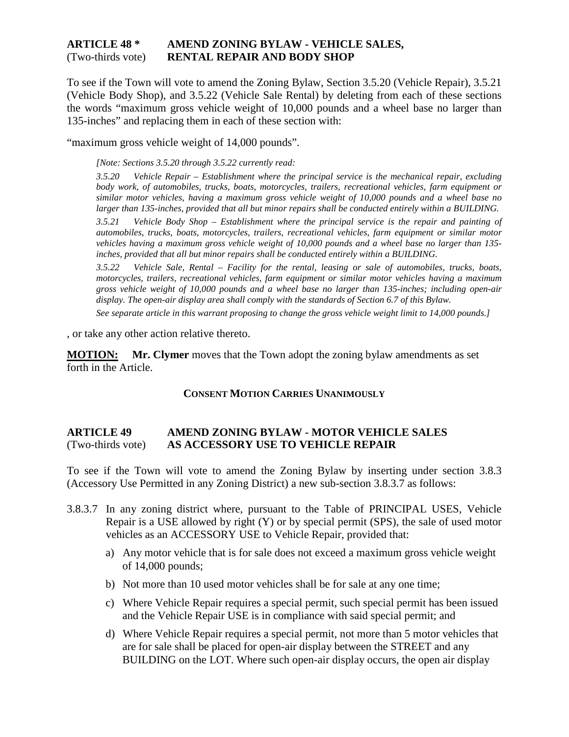**ARTICLE 48 *** **AMEND ZONING BYLAW - VEHICLE SALES,**
(Two-thirds vote) **RENTAL REPAIR AND BODY SHOP**

To see if the Town will vote to amend the Zoning Bylaw, Section 3.5.20 (Vehicle Repair), 3.5.21 (Vehicle Body Shop), and 3.5.22 (Vehicle Sale Rental) by deleting from each of these sections the words "maximum gross vehicle weight of 10,000 pounds and a wheel base no larger than 135-inches" and replacing them in each of these section with:

"maximum gross vehicle weight of 14,000 pounds".

> *[Note: Sections 3.5.20 through 3.5.22 currently read:*
>
> *3.5.20 Vehicle Repair – Establishment where the principal service is the mechanical repair, excluding body work, of automobiles, trucks, boats, motorcycles, trailers, recreational vehicles, farm equipment or similar motor vehicles, having a maximum gross vehicle weight of 10,000 pounds and a wheel base no larger than 135-inches, provided that all but minor repairs shall be conducted entirely within a BUILDING.*
>
> *3.5.21 Vehicle Body Shop – Establishment where the principal service is the repair and painting of automobiles, trucks, boats, motorcycles, trailers, recreational vehicles, farm equipment or similar motor vehicles having a maximum gross vehicle weight of 10,000 pounds and a wheel base no larger than 135-inches, provided that all but minor repairs shall be conducted entirely within a BUILDING.*
>
> *3.5.22 Vehicle Sale, Rental – Facility for the rental, leasing or sale of automobiles, trucks, boats, motorcycles, trailers, recreational vehicles, farm equipment or similar motor vehicles having a maximum gross vehicle weight of 10,000 pounds and a wheel base no larger than 135-inches; including open-air display. The open-air display area shall comply with the standards of Section 6.7 of this Bylaw.*
>
> *See separate article in this warrant proposing to change the gross vehicle weight limit to 14,000 pounds.]*

, or take any other action relative thereto.

**MOTION:** **Mr. Clymer** moves that the Town adopt the zoning bylaw amendments as set forth in the Article.

**CONSENT MOTION CARRIES UNANIMOUSLY**

**ARTICLE 49** **AMEND ZONING BYLAW - MOTOR VEHICLE SALES**
(Two-thirds vote) **AS ACCESSORY USE TO VEHICLE REPAIR**

To see if the Town will vote to amend the Zoning Bylaw by inserting under section 3.8.3 (Accessory Use Permitted in any Zoning District) a new sub-section 3.8.3.7 as follows:

3.8.3.7 In any zoning district where, pursuant to the Table of PRINCIPAL USES, Vehicle Repair is a USE allowed by right (Y) or by special permit (SPS), the sale of used motor vehicles as an ACCESSORY USE to Vehicle Repair, provided that:

a) Any motor vehicle that is for sale does not exceed a maximum gross vehicle weight of 14,000 pounds;

b) Not more than 10 used motor vehicles shall be for sale at any one time;

c) Where Vehicle Repair requires a special permit, such special permit has been issued and the Vehicle Repair USE is in compliance with said special permit; and

d) Where Vehicle Repair requires a special permit, not more than 5 motor vehicles that are for sale shall be placed for open-air display between the STREET and any BUILDING on the LOT. Where such open-air display occurs, the open air display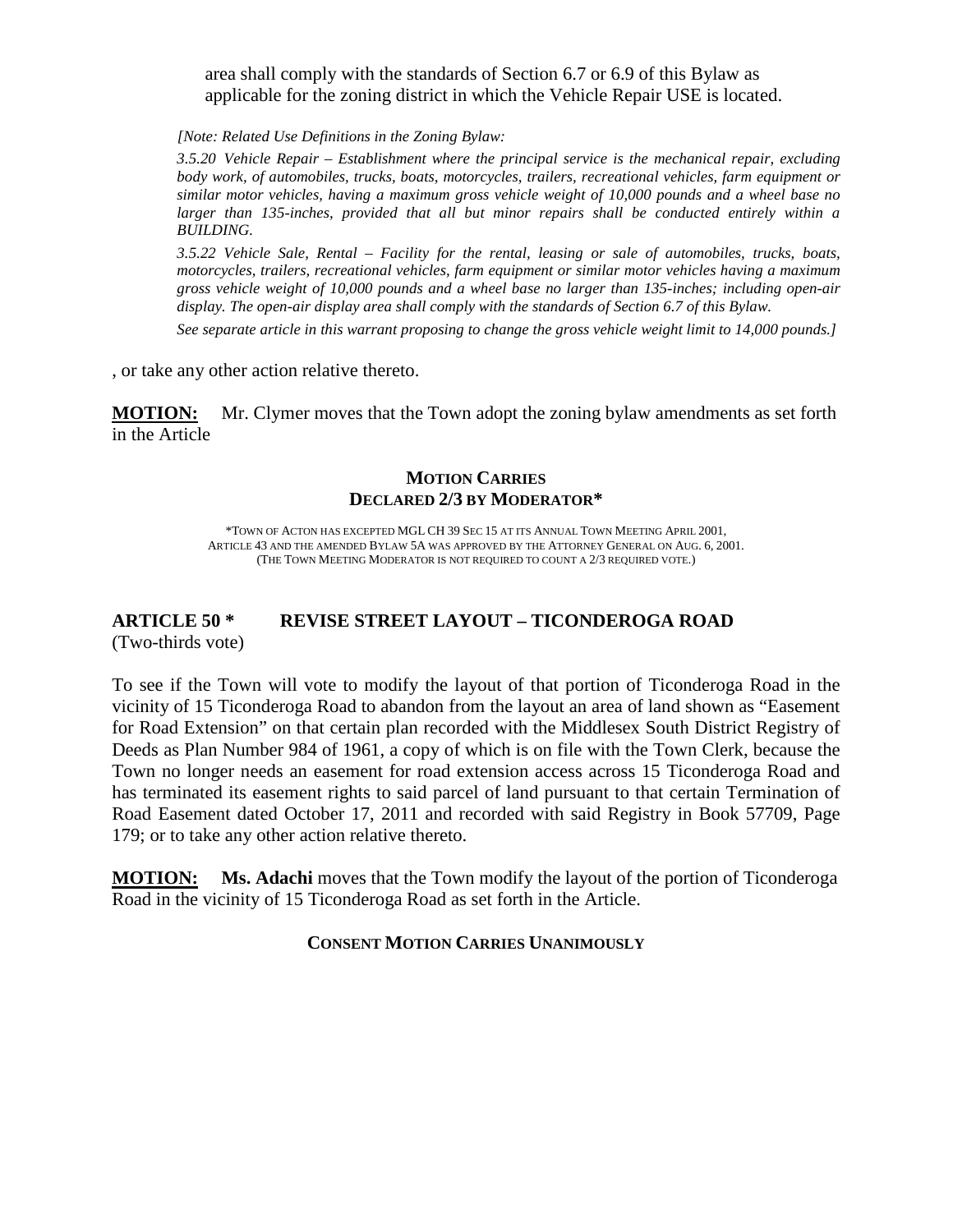area shall comply with the standards of Section 6.7 or 6.9 of this Bylaw as applicable for the zoning district in which the Vehicle Repair USE is located.

*[Note: Related Use Definitions in the Zoning Bylaw:*

*3.5.20 Vehicle Repair – Establishment where the principal service is the mechanical repair, excluding body work, of automobiles, trucks, boats, motorcycles, trailers, recreational vehicles, farm equipment or similar motor vehicles, having a maximum gross vehicle weight of 10,000 pounds and a wheel base no larger than 135-inches, provided that all but minor repairs shall be conducted entirely within a BUILDING.*

*3.5.22 Vehicle Sale, Rental – Facility for the rental, leasing or sale of automobiles, trucks, boats, motorcycles, trailers, recreational vehicles, farm equipment or similar motor vehicles having a maximum gross vehicle weight of 10,000 pounds and a wheel base no larger than 135-inches; including open-air display. The open-air display area shall comply with the standards of Section 6.7 of this Bylaw.*

*See separate article in this warrant proposing to change the gross vehicle weight limit to 14,000 pounds.]*

, or take any other action relative thereto.

**MOTION:** Mr. Clymer moves that the Town adopt the zoning bylaw amendments as set forth in the Article

**MOTION CARRIES**
**DECLARED 2/3 BY MODERATOR***

*TOWN OF ACTON HAS EXCEPTED MGL CH 39 SEC 15 AT ITS ANNUAL TOWN MEETING APRIL 2001, ARTICLE 43 AND THE AMENDED BYLAW 5A WAS APPROVED BY THE ATTORNEY GENERAL ON AUG. 6, 2001. (THE TOWN MEETING MODERATOR IS NOT REQUIRED TO COUNT A 2/3 REQUIRED VOTE.)

## ARTICLE 50 * REVISE STREET LAYOUT – TICONDEROGA ROAD

(Two-thirds vote)

To see if the Town will vote to modify the layout of that portion of Ticonderoga Road in the vicinity of 15 Ticonderoga Road to abandon from the layout an area of land shown as "Easement for Road Extension" on that certain plan recorded with the Middlesex South District Registry of Deeds as Plan Number 984 of 1961, a copy of which is on file with the Town Clerk, because the Town no longer needs an easement for road extension access across 15 Ticonderoga Road and has terminated its easement rights to said parcel of land pursuant to that certain Termination of Road Easement dated October 17, 2011 and recorded with said Registry in Book 57709, Page 179; or to take any other action relative thereto.

**MOTION:** **Ms. Adachi** moves that the Town modify the layout of the portion of Ticonderoga Road in the vicinity of 15 Ticonderoga Road as set forth in the Article.

**CONSENT MOTION CARRIES UNANIMOUSLY**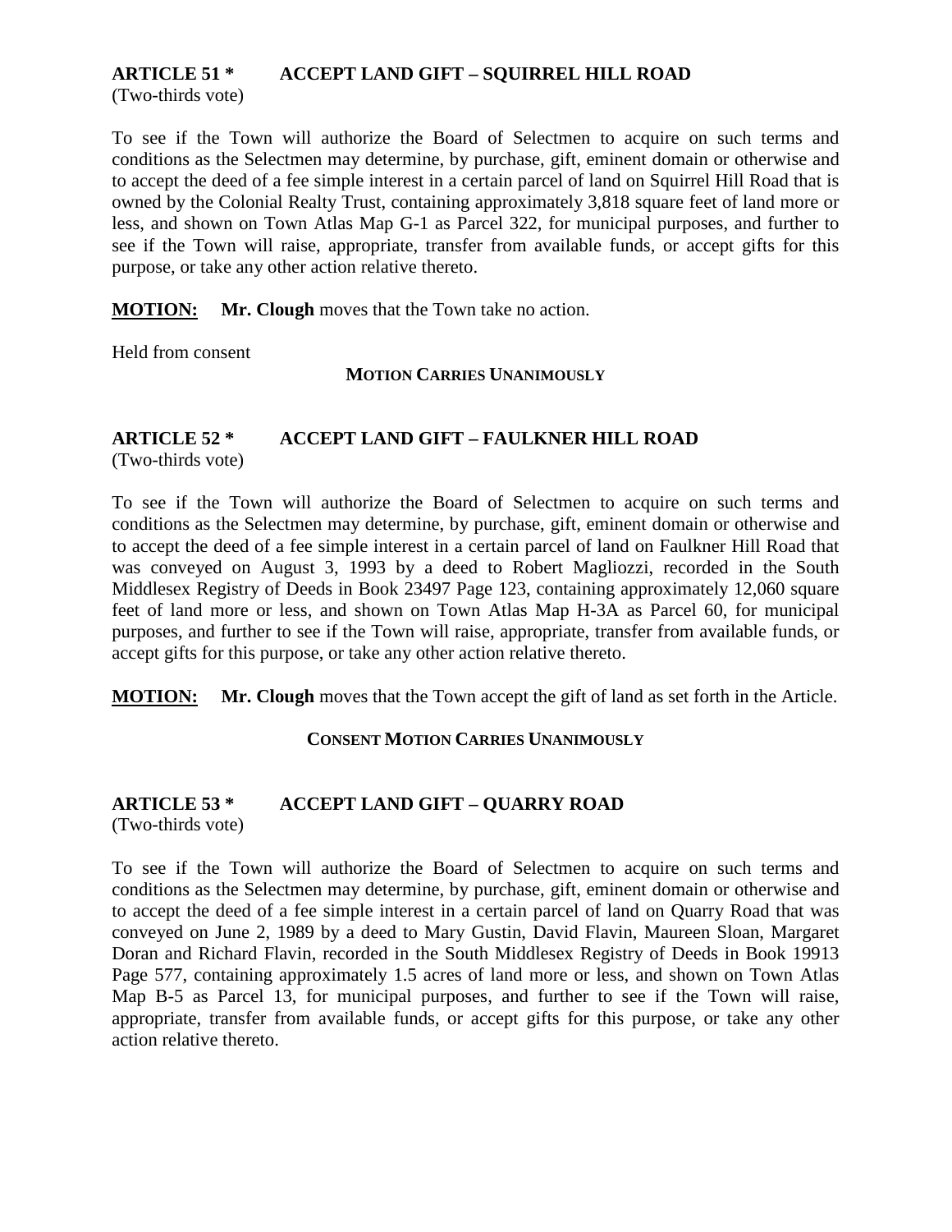## ARTICLE 51 * ACCEPT LAND GIFT – SQUIRREL HILL ROAD

(Two-thirds vote)

To see if the Town will authorize the Board of Selectmen to acquire on such terms and conditions as the Selectmen may determine, by purchase, gift, eminent domain or otherwise and to accept the deed of a fee simple interest in a certain parcel of land on Squirrel Hill Road that is owned by the Colonial Realty Trust, containing approximately 3,818 square feet of land more or less, and shown on Town Atlas Map G-1 as Parcel 322, for municipal purposes, and further to see if the Town will raise, appropriate, transfer from available funds, or accept gifts for this purpose, or take any other action relative thereto.

**MOTION:** **Mr. Clough** moves that the Town take no action.

Held from consent

**MOTION CARRIES UNANIMOUSLY**

## ARTICLE 52 * ACCEPT LAND GIFT – FAULKNER HILL ROAD

(Two-thirds vote)

To see if the Town will authorize the Board of Selectmen to acquire on such terms and conditions as the Selectmen may determine, by purchase, gift, eminent domain or otherwise and to accept the deed of a fee simple interest in a certain parcel of land on Faulkner Hill Road that was conveyed on August 3, 1993 by a deed to Robert Magliozzi, recorded in the South Middlesex Registry of Deeds in Book 23497 Page 123, containing approximately 12,060 square feet of land more or less, and shown on Town Atlas Map H-3A as Parcel 60, for municipal purposes, and further to see if the Town will raise, appropriate, transfer from available funds, or accept gifts for this purpose, or take any other action relative thereto.

**MOTION:** **Mr. Clough** moves that the Town accept the gift of land as set forth in the Article.

**CONSENT MOTION CARRIES UNANIMOUSLY**

## ARTICLE 53 * ACCEPT LAND GIFT – QUARRY ROAD

(Two-thirds vote)

To see if the Town will authorize the Board of Selectmen to acquire on such terms and conditions as the Selectmen may determine, by purchase, gift, eminent domain or otherwise and to accept the deed of a fee simple interest in a certain parcel of land on Quarry Road that was conveyed on June 2, 1989 by a deed to Mary Gustin, David Flavin, Maureen Sloan, Margaret Doran and Richard Flavin, recorded in the South Middlesex Registry of Deeds in Book 19913 Page 577, containing approximately 1.5 acres of land more or less, and shown on Town Atlas Map B-5 as Parcel 13, for municipal purposes, and further to see if the Town will raise, appropriate, transfer from available funds, or accept gifts for this purpose, or take any other action relative thereto.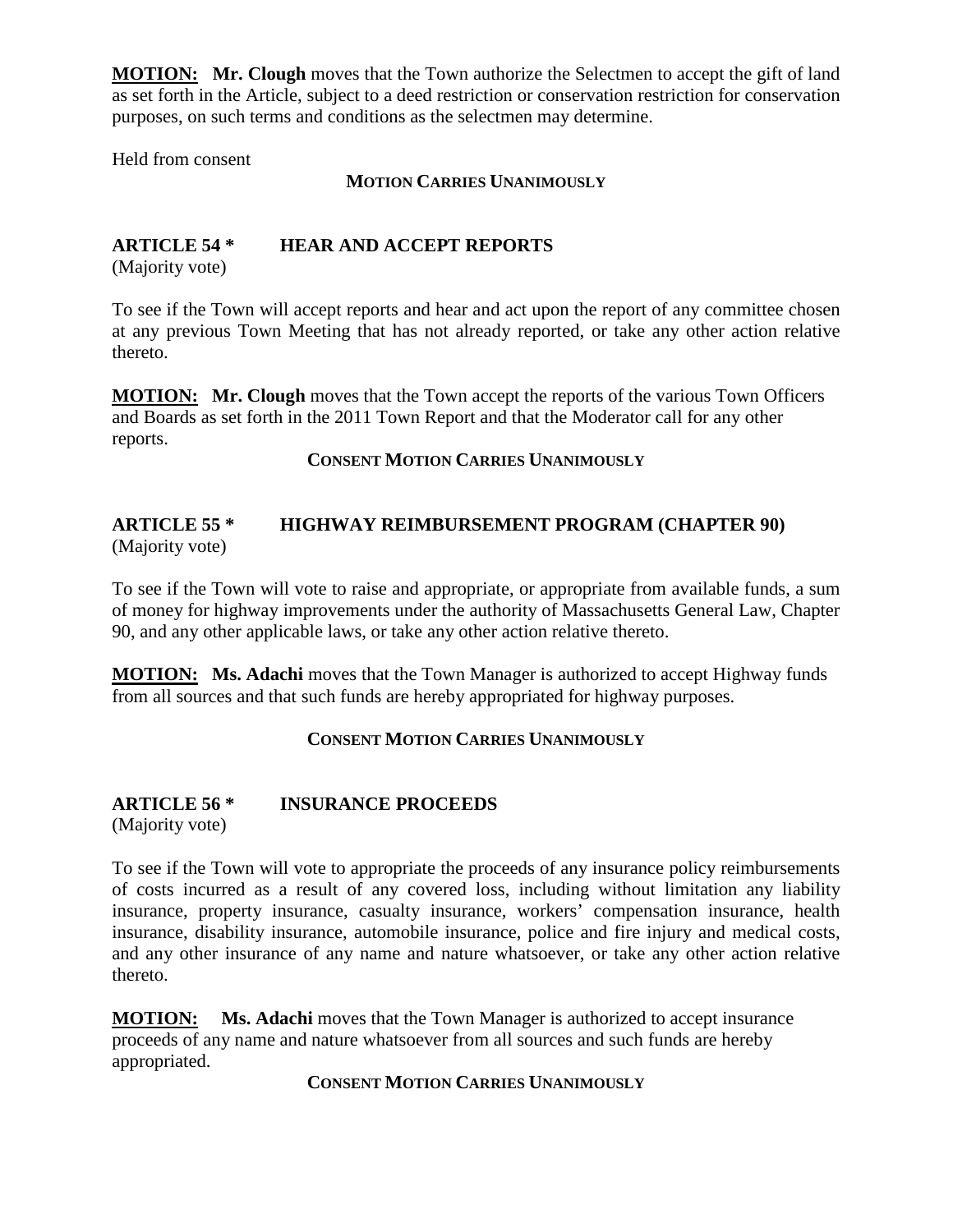**MOTION:** **Mr. Clough** moves that the Town authorize the Selectmen to accept the gift of land as set forth in the Article, subject to a deed restriction or conservation restriction for conservation purposes, on such terms and conditions as the selectmen may determine.

Held from consent

**MOTION CARRIES UNANIMOUSLY**

### ARTICLE 54 * HEAR AND ACCEPT REPORTS

(Majority vote)

To see if the Town will accept reports and hear and act upon the report of any committee chosen at any previous Town Meeting that has not already reported, or take any other action relative thereto.

**MOTION:** **Mr. Clough** moves that the Town accept the reports of the various Town Officers and Boards as set forth in the 2011 Town Report and that the Moderator call for any other reports.

**CONSENT MOTION CARRIES UNANIMOUSLY**

### ARTICLE 55 * HIGHWAY REIMBURSEMENT PROGRAM (CHAPTER 90)

(Majority vote)

To see if the Town will vote to raise and appropriate, or appropriate from available funds, a sum of money for highway improvements under the authority of Massachusetts General Law, Chapter 90, and any other applicable laws, or take any other action relative thereto.

**MOTION:** **Ms. Adachi** moves that the Town Manager is authorized to accept Highway funds from all sources and that such funds are hereby appropriated for highway purposes.

**CONSENT MOTION CARRIES UNANIMOUSLY**

### ARTICLE 56 * INSURANCE PROCEEDS

(Majority vote)

To see if the Town will vote to appropriate the proceeds of any insurance policy reimbursements of costs incurred as a result of any covered loss, including without limitation any liability insurance, property insurance, casualty insurance, workers' compensation insurance, health insurance, disability insurance, automobile insurance, police and fire injury and medical costs, and any other insurance of any name and nature whatsoever, or take any other action relative thereto.

**MOTION:** **Ms. Adachi** moves that the Town Manager is authorized to accept insurance proceeds of any name and nature whatsoever from all sources and such funds are hereby appropriated.

**CONSENT MOTION CARRIES UNANIMOUSLY**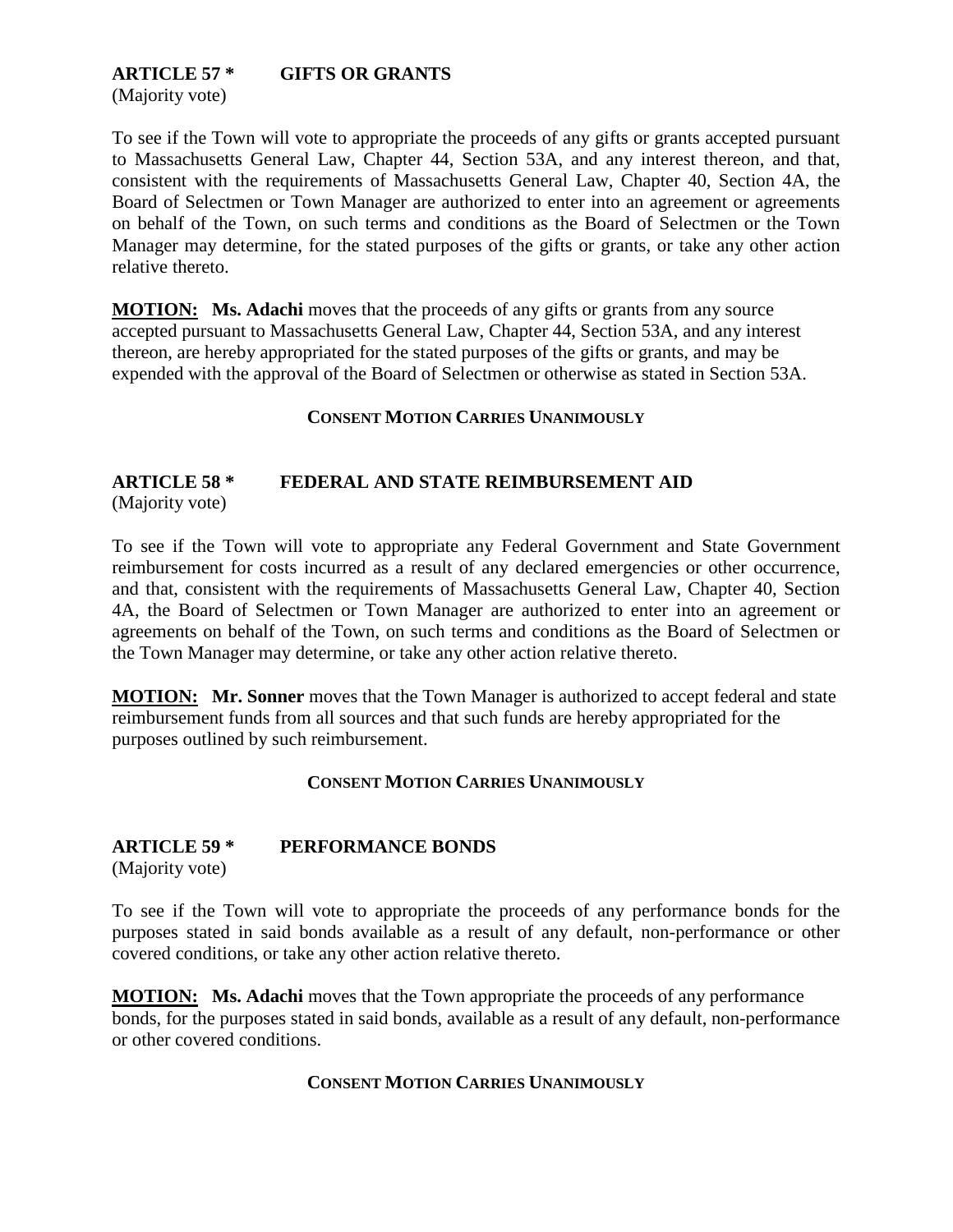**ARTICLE 57 * GIFTS OR GRANTS**
(Majority vote)

To see if the Town will vote to appropriate the proceeds of any gifts or grants accepted pursuant to Massachusetts General Law, Chapter 44, Section 53A, and any interest thereon, and that, consistent with the requirements of Massachusetts General Law, Chapter 40, Section 4A, the Board of Selectmen or Town Manager are authorized to enter into an agreement or agreements on behalf of the Town, on such terms and conditions as the Board of Selectmen or the Town Manager may determine, for the stated purposes of the gifts or grants, or take any other action relative thereto.

**MOTION: Ms. Adachi** moves that the proceeds of any gifts or grants from any source accepted pursuant to Massachusetts General Law, Chapter 44, Section 53A, and any interest thereon, are hereby appropriated for the stated purposes of the gifts or grants, and may be expended with the approval of the Board of Selectmen or otherwise as stated in Section 53A.

**CONSENT MOTION CARRIES UNANIMOUSLY**

**ARTICLE 58 * FEDERAL AND STATE REIMBURSEMENT AID**
(Majority vote)

To see if the Town will vote to appropriate any Federal Government and State Government reimbursement for costs incurred as a result of any declared emergencies or other occurrence, and that, consistent with the requirements of Massachusetts General Law, Chapter 40, Section 4A, the Board of Selectmen or Town Manager are authorized to enter into an agreement or agreements on behalf of the Town, on such terms and conditions as the Board of Selectmen or the Town Manager may determine, or take any other action relative thereto.

**MOTION: Mr. Sonner** moves that the Town Manager is authorized to accept federal and state reimbursement funds from all sources and that such funds are hereby appropriated for the purposes outlined by such reimbursement.

**CONSENT MOTION CARRIES UNANIMOUSLY**

**ARTICLE 59 * PERFORMANCE BONDS**
(Majority vote)

To see if the Town will vote to appropriate the proceeds of any performance bonds for the purposes stated in said bonds available as a result of any default, non-performance or other covered conditions, or take any other action relative thereto.

**MOTION: Ms. Adachi** moves that the Town appropriate the proceeds of any performance bonds, for the purposes stated in said bonds, available as a result of any default, non-performance or other covered conditions.

**CONSENT MOTION CARRIES UNANIMOUSLY**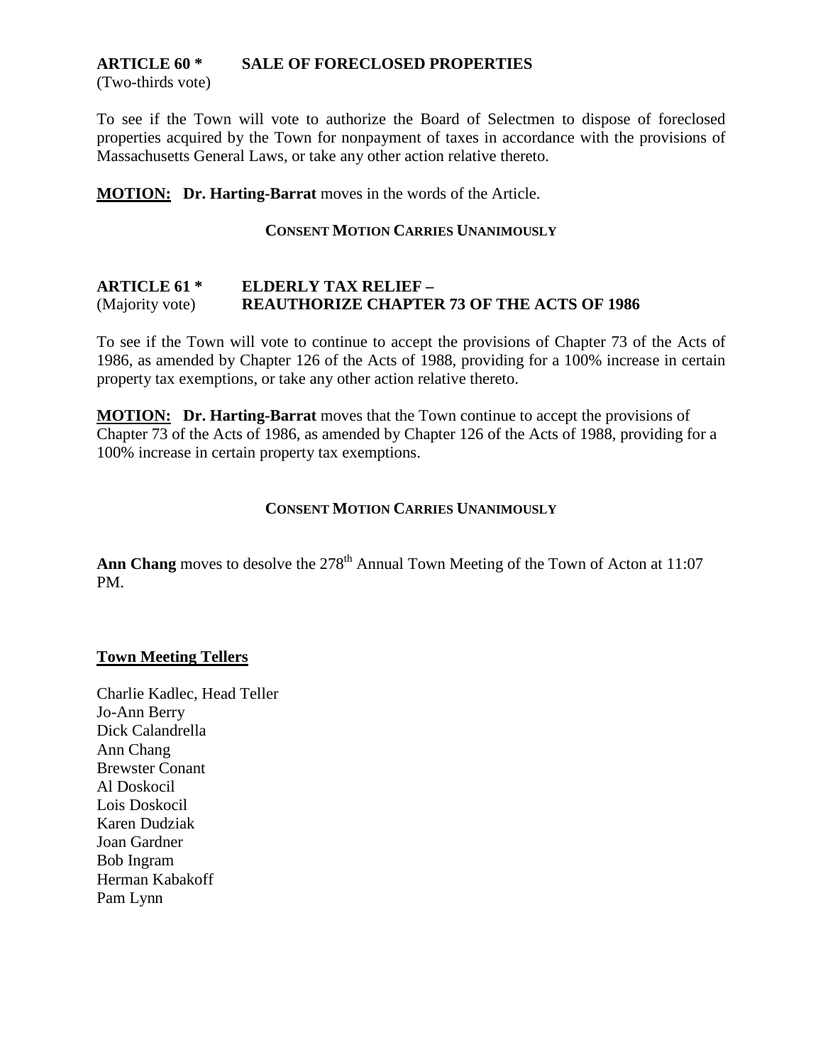**ARTICLE 60 \*	SALE OF FORECLOSED PROPERTIES**
(Two-thirds vote)

To see if the Town will vote to authorize the Board of Selectmen to dispose of foreclosed properties acquired by the Town for nonpayment of taxes in accordance with the provisions of Massachusetts General Laws, or take any other action relative thereto.

**MOTION:** **Dr. Harting-Barrat** moves in the words of the Article.

**CONSENT MOTION CARRIES UNANIMOUSLY**

**ARTICLE 61 \*	ELDERLY TAX RELIEF –**
(Majority vote)	**REAUTHORIZE CHAPTER 73 OF THE ACTS OF 1986**

To see if the Town will vote to continue to accept the provisions of Chapter 73 of the Acts of 1986, as amended by Chapter 126 of the Acts of 1988, providing for a 100% increase in certain property tax exemptions, or take any other action relative thereto.

**MOTION:** **Dr. Harting-Barrat** moves that the Town continue to accept the provisions of Chapter 73 of the Acts of 1986, as amended by Chapter 126 of the Acts of 1988, providing for a 100% increase in certain property tax exemptions.

**CONSENT MOTION CARRIES UNANIMOUSLY**

**Ann Chang** moves to desolve the 278th Annual Town Meeting of the Town of Acton at 11:07 PM.

**Town Meeting Tellers**

Charlie Kadlec, Head Teller
Jo-Ann Berry
Dick Calandrella
Ann Chang
Brewster Conant
Al Doskocil
Lois Doskocil
Karen Dudziak
Joan Gardner
Bob Ingram
Herman Kabakoff
Pam Lynn